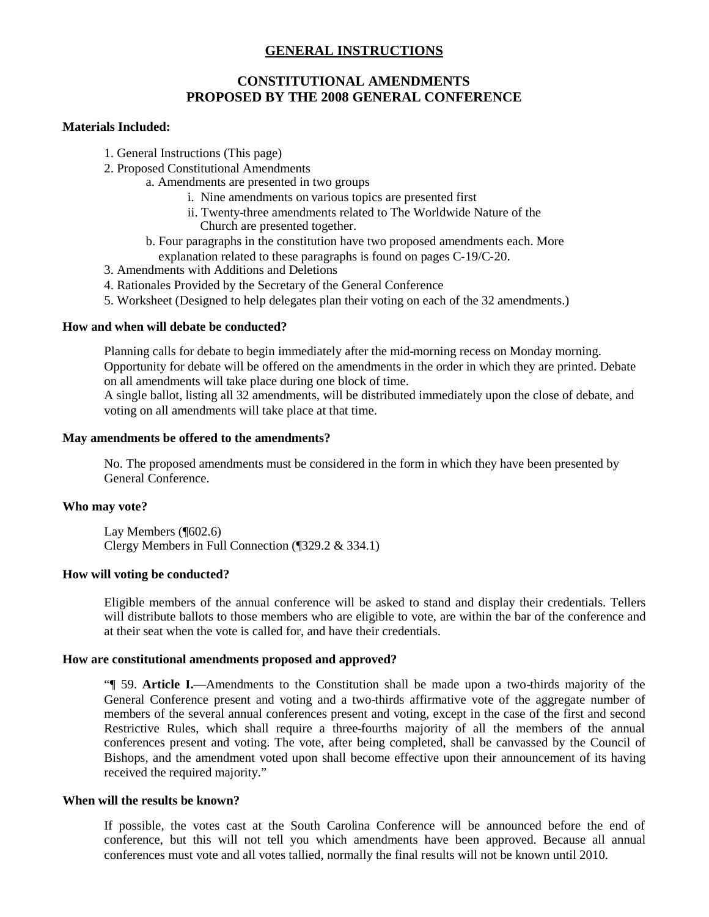# GENERAL INSTRUCTIONS

## CONSTITUTIONAL AMENDMENTS PROPOSED BY THE 2008 GENERAL CONFERENCE

**Materials Included:**

1. General Instructions (This page)
2. Proposed Constitutional Amendments
   a. Amendments are presented in two groups
      i. Nine amendments on various topics are presented first
      ii. Twenty-three amendments related to The Worldwide Nature of the Church are presented together.
   b. Four paragraphs in the constitution have two proposed amendments each. More explanation related to these paragraphs is found on pages C-19/C-20.
3. Amendments with Additions and Deletions
4. Rationales Provided by the Secretary of the General Conference
5. Worksheet (Designed to help delegates plan their voting on each of the 32 amendments.)

**How and when will debate be conducted?**

Planning calls for debate to begin immediately after the mid-morning recess on Monday morning. Opportunity for debate will be offered on the amendments in the order in which they are printed. Debate on all amendments will take place during one block of time.
A single ballot, listing all 32 amendments, will be distributed immediately upon the close of debate, and voting on all amendments will take place at that time.

**May amendments be offered to the amendments?**

No. The proposed amendments must be considered in the form in which they have been presented by General Conference.

**Who may vote?**

Lay Members (¶602.6)
Clergy Members in Full Connection (¶329.2 & 334.1)

**How will voting be conducted?**

Eligible members of the annual conference will be asked to stand and display their credentials. Tellers will distribute ballots to those members who are eligible to vote, are within the bar of the conference and at their seat when the vote is called for, and have their credentials.

**How are constitutional amendments proposed and approved?**

"¶ 59. **Article I.**—Amendments to the Constitution shall be made upon a two-thirds majority of the General Conference present and voting and a two-thirds affirmative vote of the aggregate number of members of the several annual conferences present and voting, except in the case of the first and second Restrictive Rules, which shall require a three-fourths majority of all the members of the annual conferences present and voting. The vote, after being completed, shall be canvassed by the Council of Bishops, and the amendment voted upon shall become effective upon their announcement of its having received the required majority."

**When will the results be known?**

If possible, the votes cast at the South Carolina Conference will be announced before the end of conference, but this will not tell you which amendments have been approved. Because all annual conferences must vote and all votes tallied, normally the final results will not be known until 2010.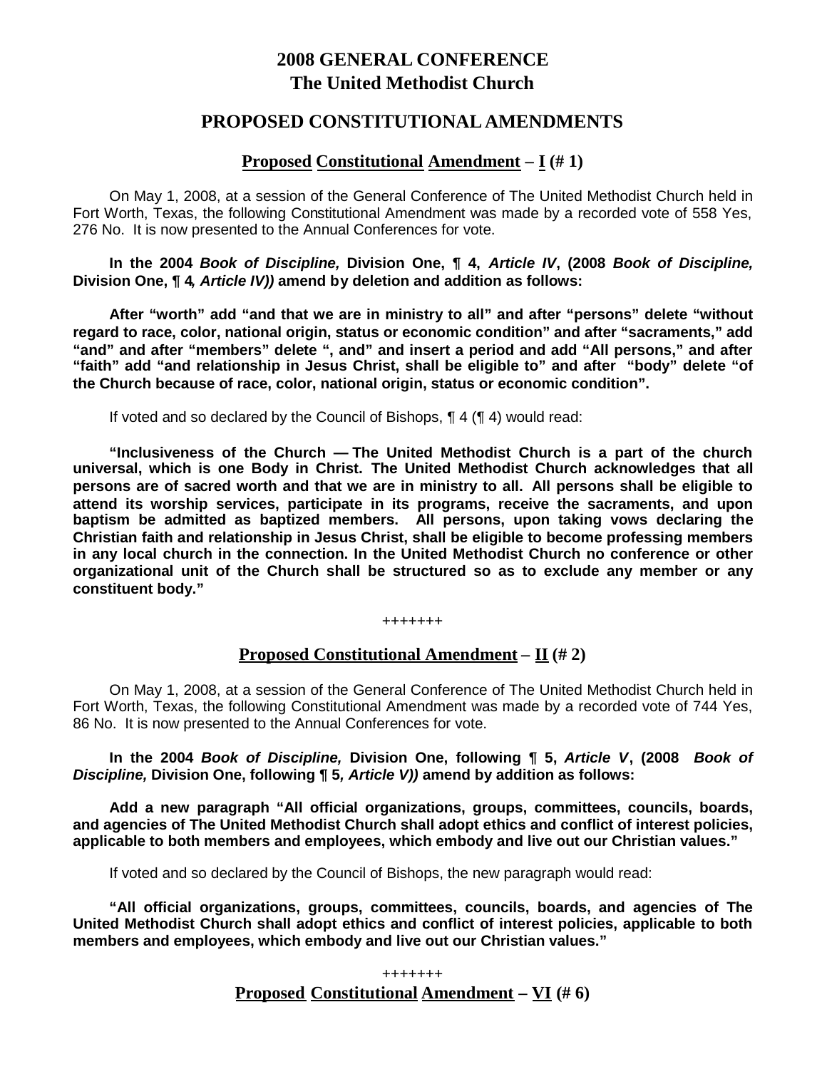# 2008 GENERAL CONFERENCE
# The United Methodist Church

## PROPOSED CONSTITUTIONAL AMENDMENTS

### Proposed Constitutional Amendment – I (# 1)

On May 1, 2008, at a session of the General Conference of The United Methodist Church held in Fort Worth, Texas, the following Constitutional Amendment was made by a recorded vote of 558 Yes, 276 No. It is now presented to the Annual Conferences for vote.

**In the 2004 *Book of Discipline,* Division One, ¶ 4, *Article IV*, (2008 *Book of Discipline,* Division One, ¶ 4, *Article IV))* amend by deletion and addition as follows:**

**After "worth" add "and that we are in ministry to all" and after "persons" delete "without regard to race, color, national origin, status or economic condition" and after "sacraments," add "and" and after "members" delete ", and" and insert a period and add "All persons," and after "faith" add "and relationship in Jesus Christ, shall be eligible to" and after "body" delete "of the Church because of race, color, national origin, status or economic condition".**

If voted and so declared by the Council of Bishops, ¶ 4 (¶ 4) would read:

**"Inclusiveness of the Church — The United Methodist Church is a part of the church universal, which is one Body in Christ. The United Methodist Church acknowledges that all persons are of sacred worth and that we are in ministry to all. All persons shall be eligible to attend its worship services, participate in its programs, receive the sacraments, and upon baptism be admitted as baptized members. All persons, upon taking vows declaring the Christian faith and relationship in Jesus Christ, shall be eligible to become professing members in any local church in the connection. In the United Methodist Church no conference or other organizational unit of the Church shall be structured so as to exclude any member or any constituent body."**

+++++++

### Proposed Constitutional Amendment – II (# 2)

On May 1, 2008, at a session of the General Conference of The United Methodist Church held in Fort Worth, Texas, the following Constitutional Amendment was made by a recorded vote of 744 Yes, 86 No. It is now presented to the Annual Conferences for vote.

**In the 2004 *Book of Discipline,* Division One, following ¶ 5, *Article V*, (2008 *Book of Discipline,* Division One, following ¶ 5*, Article V))* amend by addition as follows:**

**Add a new paragraph "All official organizations, groups, committees, councils, boards, and agencies of The United Methodist Church shall adopt ethics and conflict of interest policies, applicable to both members and employees, which embody and live out our Christian values."**

If voted and so declared by the Council of Bishops, the new paragraph would read:

**"All official organizations, groups, committees, councils, boards, and agencies of The United Methodist Church shall adopt ethics and conflict of interest policies, applicable to both members and employees, which embody and live out our Christian values."**

+++++++

### Proposed Constitutional Amendment – VI (# 6)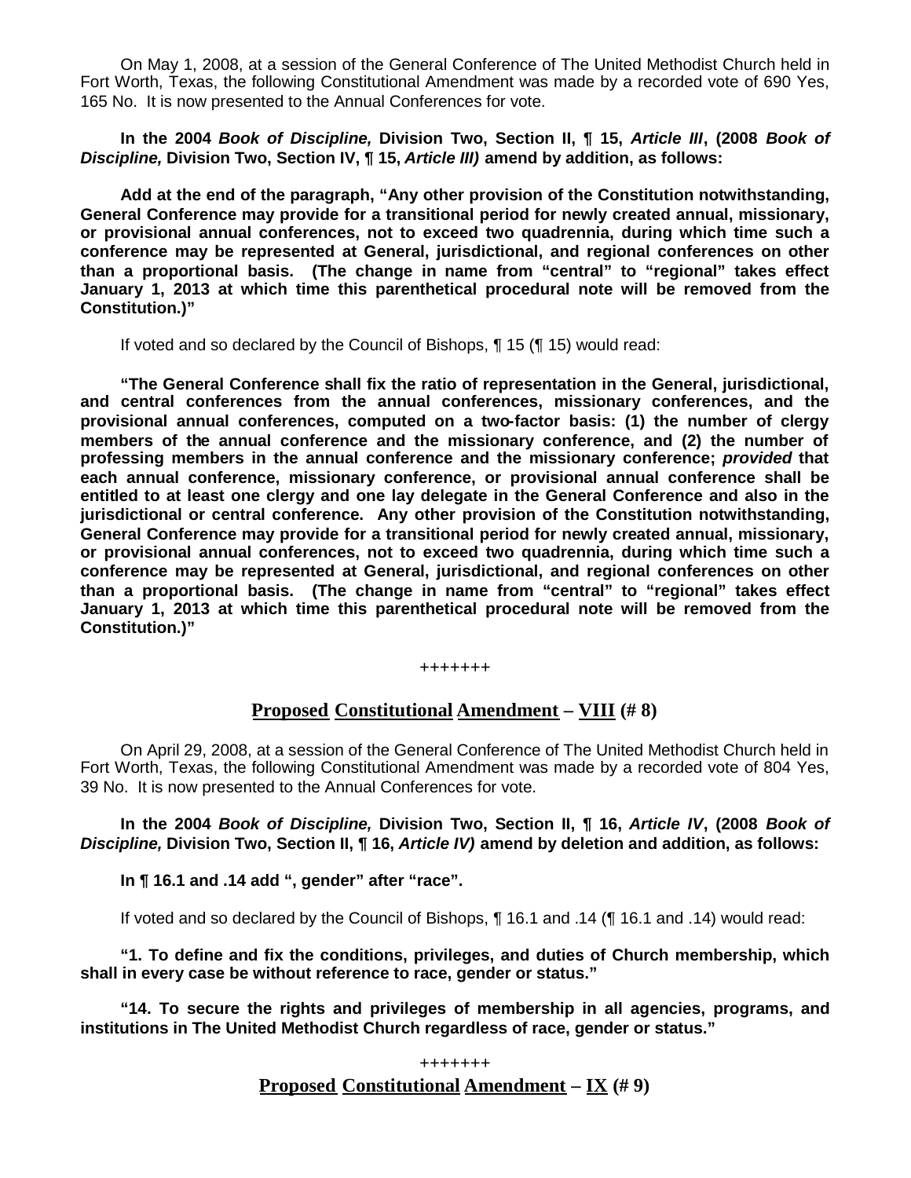On May 1, 2008, at a session of the General Conference of The United Methodist Church held in Fort Worth, Texas, the following Constitutional Amendment was made by a recorded vote of 690 Yes, 165 No. It is now presented to the Annual Conferences for vote.

**In the 2004 *Book of Discipline,* Division Two, Section II, ¶ 15, *Article III*, (2008 *Book of Discipline,* Division Two, Section IV, ¶ 15, *Article III)* amend by addition, as follows:**

**Add at the end of the paragraph, "Any other provision of the Constitution notwithstanding, General Conference may provide for a transitional period for newly created annual, missionary, or provisional annual conferences, not to exceed two quadrennia, during which time such a conference may be represented at General, jurisdictional, and regional conferences on other than a proportional basis. (The change in name from "central" to "regional" takes effect January 1, 2013 at which time this parenthetical procedural note will be removed from the Constitution.)"**

If voted and so declared by the Council of Bishops, ¶ 15 (¶ 15) would read:

**"The General Conference shall fix the ratio of representation in the General, jurisdictional, and central conferences from the annual conferences, missionary conferences, and the provisional annual conferences, computed on a two-factor basis: (1) the number of clergy members of the annual conference and the missionary conference, and (2) the number of professing members in the annual conference and the missionary conference; *provided* that each annual conference, missionary conference, or provisional annual conference shall be entitled to at least one clergy and one lay delegate in the General Conference and also in the jurisdictional or central conference. Any other provision of the Constitution notwithstanding, General Conference may provide for a transitional period for newly created annual, missionary, or provisional annual conferences, not to exceed two quadrennia, during which time such a conference may be represented at General, jurisdictional, and regional conferences on other than a proportional basis. (The change in name from "central" to "regional" takes effect January 1, 2013 at which time this parenthetical procedural note will be removed from the Constitution.)"**

+++++++

## Proposed Constitutional Amendment – VIII (# 8)

On April 29, 2008, at a session of the General Conference of The United Methodist Church held in Fort Worth, Texas, the following Constitutional Amendment was made by a recorded vote of 804 Yes, 39 No. It is now presented to the Annual Conferences for vote.

**In the 2004 *Book of Discipline,* Division Two, Section II, ¶ 16, *Article IV*, (2008 *Book of Discipline,* Division Two, Section II, ¶ 16, *Article IV)* amend by deletion and addition, as follows:**

**In ¶ 16.1 and .14 add ", gender" after "race".**

If voted and so declared by the Council of Bishops, ¶ 16.1 and .14 (¶ 16.1 and .14) would read:

**"1. To define and fix the conditions, privileges, and duties of Church membership, which shall in every case be without reference to race, gender or status."**

**"14. To secure the rights and privileges of membership in all agencies, programs, and institutions in The United Methodist Church regardless of race, gender or status."**

+++++++

## Proposed Constitutional Amendment – IX (# 9)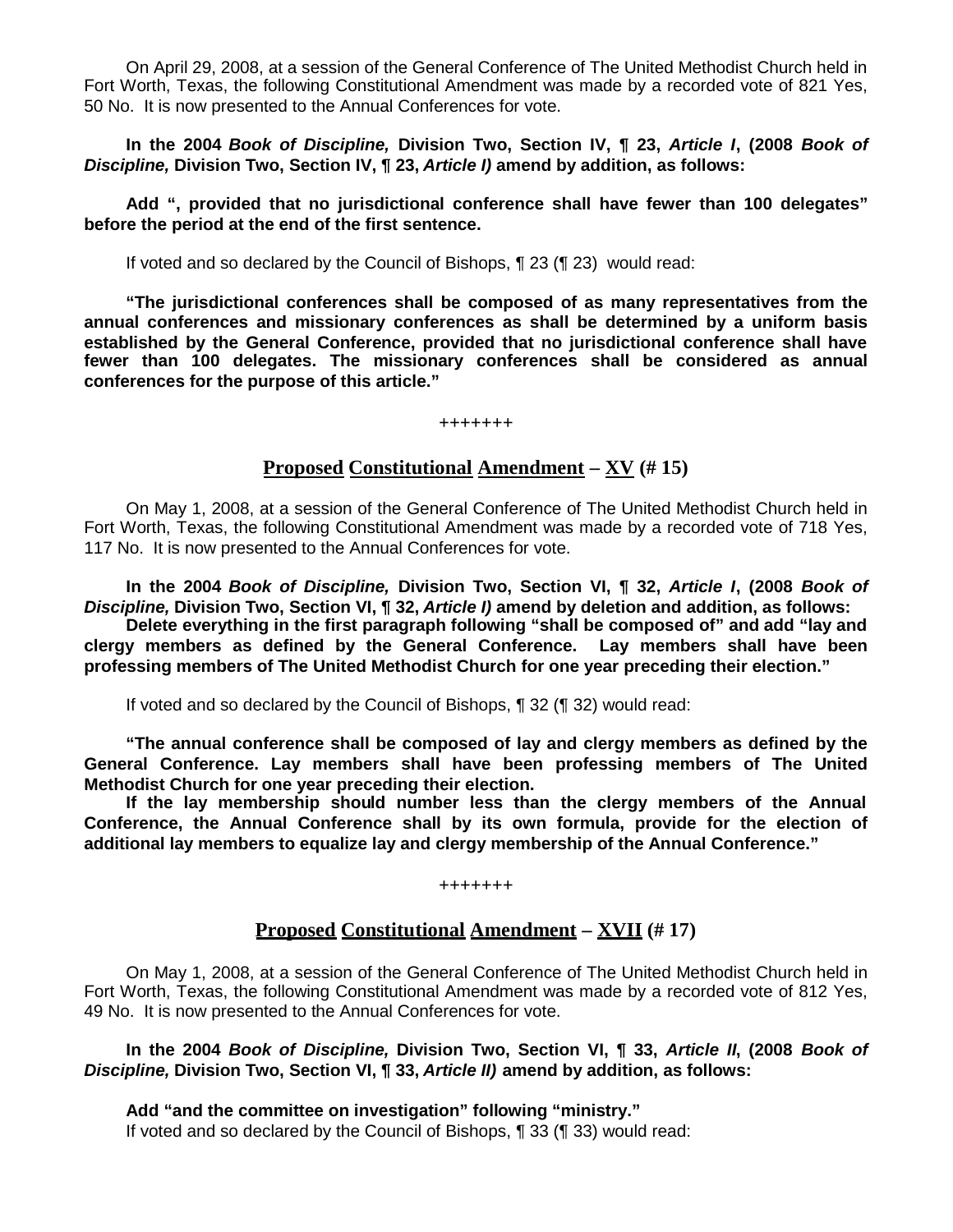On April 29, 2008, at a session of the General Conference of The United Methodist Church held in Fort Worth, Texas, the following Constitutional Amendment was made by a recorded vote of 821 Yes, 50 No. It is now presented to the Annual Conferences for vote.

**In the 2004 *Book of Discipline,* Division Two, Section IV, ¶ 23, *Article I*, (2008 *Book of Discipline,* Division Two, Section IV, ¶ 23, *Article I)* amend by addition, as follows:**

**Add ", provided that no jurisdictional conference shall have fewer than 100 delegates" before the period at the end of the first sentence.**

If voted and so declared by the Council of Bishops, ¶ 23 (¶ 23) would read:

**"The jurisdictional conferences shall be composed of as many representatives from the annual conferences and missionary conferences as shall be determined by a uniform basis established by the General Conference, provided that no jurisdictional conference shall have fewer than 100 delegates. The missionary conferences shall be considered as annual conferences for the purpose of this article."**

+++++++

## Proposed Constitutional Amendment – XV (# 15)

On May 1, 2008, at a session of the General Conference of The United Methodist Church held in Fort Worth, Texas, the following Constitutional Amendment was made by a recorded vote of 718 Yes, 117 No. It is now presented to the Annual Conferences for vote.

**In the 2004 *Book of Discipline,* Division Two, Section VI, ¶ 32, *Article I*, (2008 *Book of Discipline,* Division Two, Section VI, ¶ 32, *Article I)* amend by deletion and addition, as follows:**
**Delete everything in the first paragraph following "shall be composed of" and add "lay and clergy members as defined by the General Conference. Lay members shall have been professing members of The United Methodist Church for one year preceding their election."**

If voted and so declared by the Council of Bishops, ¶ 32 (¶ 32) would read:

**"The annual conference shall be composed of lay and clergy members as defined by the General Conference. Lay members shall have been professing members of The United Methodist Church for one year preceding their election.**
**If the lay membership should number less than the clergy members of the Annual Conference, the Annual Conference shall by its own formula, provide for the election of additional lay members to equalize lay and clergy membership of the Annual Conference."**

+++++++

## Proposed Constitutional Amendment – XVII (# 17)

On May 1, 2008, at a session of the General Conference of The United Methodist Church held in Fort Worth, Texas, the following Constitutional Amendment was made by a recorded vote of 812 Yes, 49 No. It is now presented to the Annual Conferences for vote.

**In the 2004 *Book of Discipline,* Division Two, Section VI, ¶ 33, *Article II*, (2008 *Book of Discipline,* Division Two, Section VI, ¶ 33, *Article II)* amend by addition, as follows:**

**Add "and the committee on investigation" following "ministry."**
If voted and so declared by the Council of Bishops, ¶ 33 (¶ 33) would read: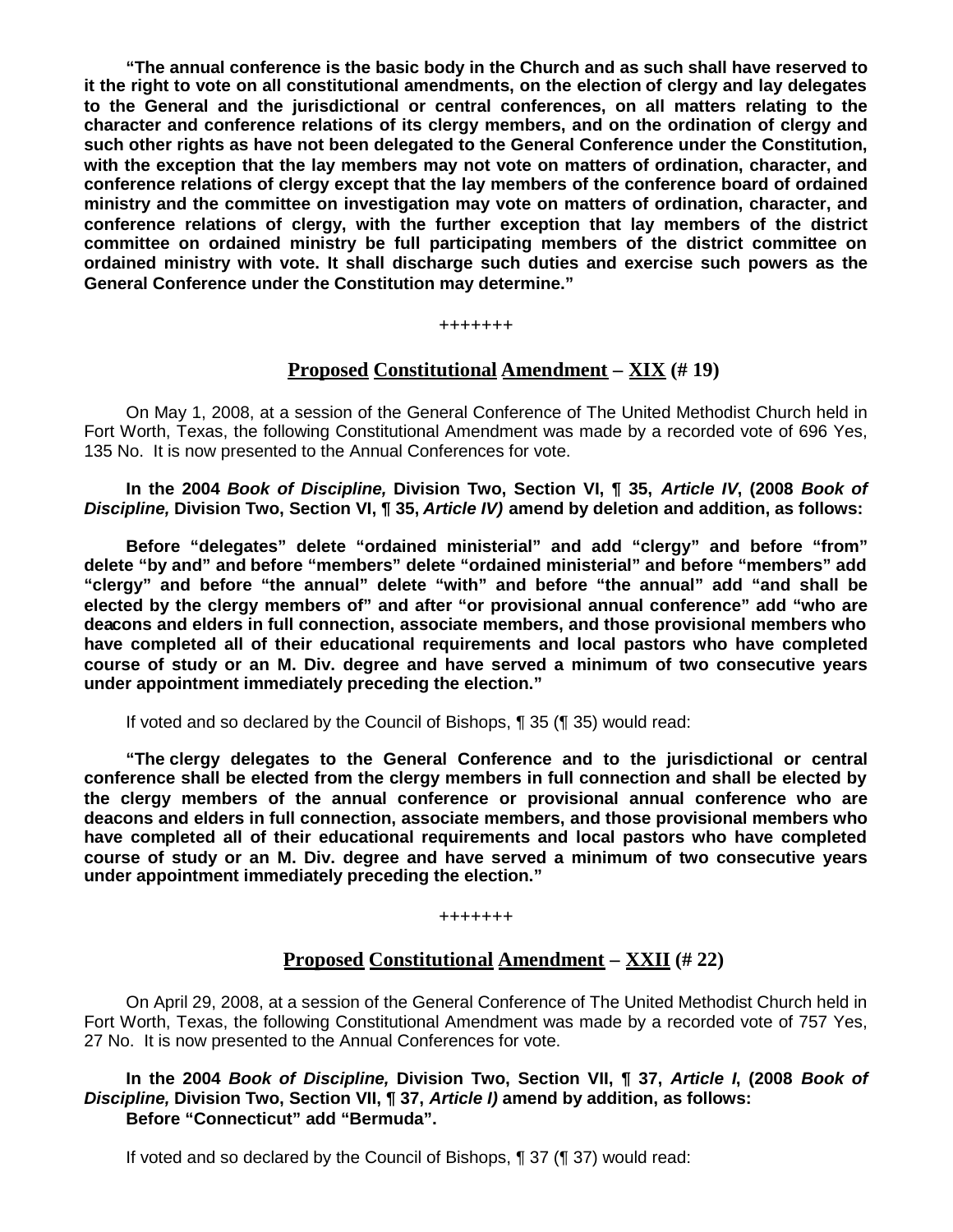**"The annual conference is the basic body in the Church and as such shall have reserved to it the right to vote on all constitutional amendments, on the election of clergy and lay delegates to the General and the jurisdictional or central conferences, on all matters relating to the character and conference relations of its clergy members, and on the ordination of clergy and such other rights as have not been delegated to the General Conference under the Constitution, with the exception that the lay members may not vote on matters of ordination, character, and conference relations of clergy except that the lay members of the conference board of ordained ministry and the committee on investigation may vote on matters of ordination, character, and conference relations of clergy, with the further exception that lay members of the district committee on ordained ministry be full participating members of the district committee on ordained ministry with vote. It shall discharge such duties and exercise such powers as the General Conference under the Constitution may determine."**

+++++++

## Proposed Constitutional Amendment – XIX (# 19)

On May 1, 2008, at a session of the General Conference of The United Methodist Church held in Fort Worth, Texas, the following Constitutional Amendment was made by a recorded vote of 696 Yes, 135 No. It is now presented to the Annual Conferences for vote.

**In the 2004 *Book of Discipline,* Division Two, Section VI, ¶ 35, *Article IV*, (2008 *Book of Discipline,* Division Two, Section VI, ¶ 35, *Article IV)* amend by deletion and addition, as follows:**

**Before "delegates" delete "ordained ministerial" and add "clergy" and before "from" delete "by and" and before "members" delete "ordained ministerial" and before "members" add "clergy" and before "the annual" delete "with" and before "the annual" add "and shall be elected by the clergy members of" and after "or provisional annual conference" add "who are deacons and elders in full connection, associate members, and those provisional members who have completed all of their educational requirements and local pastors who have completed course of study or an M. Div. degree and have served a minimum of two consecutive years under appointment immediately preceding the election."**

If voted and so declared by the Council of Bishops, ¶ 35 (¶ 35) would read:

**"The clergy delegates to the General Conference and to the jurisdictional or central conference shall be elected from the clergy members in full connection and shall be elected by the clergy members of the annual conference or provisional annual conference who are deacons and elders in full connection, associate members, and those provisional members who have completed all of their educational requirements and local pastors who have completed course of study or an M. Div. degree and have served a minimum of two consecutive years under appointment immediately preceding the election."**

+++++++

## Proposed Constitutional Amendment – XXII (# 22)

On April 29, 2008, at a session of the General Conference of The United Methodist Church held in Fort Worth, Texas, the following Constitutional Amendment was made by a recorded vote of 757 Yes, 27 No. It is now presented to the Annual Conferences for vote.

**In the 2004 *Book of Discipline,* Division Two, Section VII, ¶ 37, *Article I*, (2008 *Book of Discipline,* Division Two, Section VII, ¶ 37, *Article I)* amend by addition, as follows:**
**Before "Connecticut" add "Bermuda".**

If voted and so declared by the Council of Bishops, ¶ 37 (¶ 37) would read: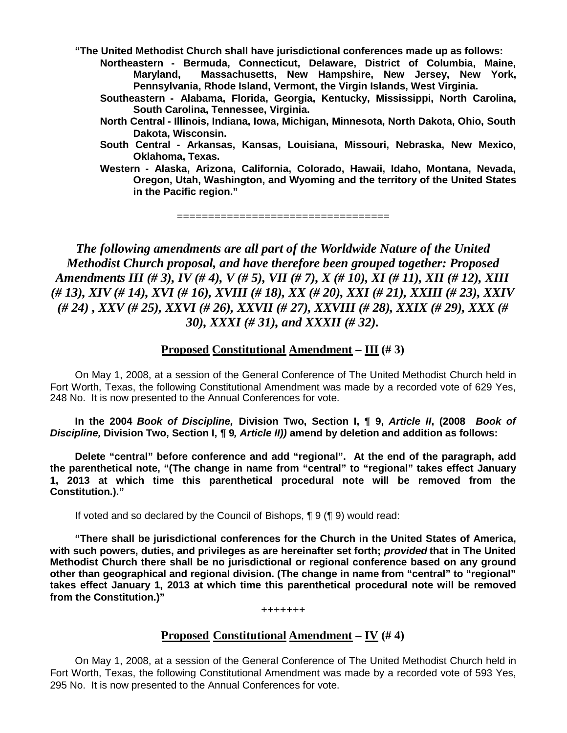**"The United Methodist Church shall have jurisdictional conferences made up as follows:**

**Northeastern - Bermuda, Connecticut, Delaware, District of Columbia, Maine, Maryland, Massachusetts, New Hampshire, New Jersey, New York, Pennsylvania, Rhode Island, Vermont, the Virgin Islands, West Virginia.**

**Southeastern - Alabama, Florida, Georgia, Kentucky, Mississippi, North Carolina, South Carolina, Tennessee, Virginia.**

**North Central - Illinois, Indiana, Iowa, Michigan, Minnesota, North Dakota, Ohio, South Dakota, Wisconsin.**

**South Central - Arkansas, Kansas, Louisiana, Missouri, Nebraska, New Mexico, Oklahoma, Texas.**

**Western - Alaska, Arizona, California, Colorado, Hawaii, Idaho, Montana, Nevada, Oregon, Utah, Washington, and Wyoming and the territory of the United States in the Pacific region."**

=================================

***The following amendments are all part of the Worldwide Nature of the United Methodist Church proposal, and have therefore been grouped together: Proposed Amendments III (# 3), IV (# 4), V (# 5), VII (# 7), X (# 10), XI (# 11), XII (# 12), XIII (# 13), XIV (# 14), XVI (# 16), XVIII (# 18), XX (# 20), XXI (# 21), XXIII (# 23), XXIV (# 24) , XXV (# 25), XXVI (# 26), XXVII (# 27), XXVIII (# 28), XXIX (# 29), XXX (# 30), XXXI (# 31), and XXXII (# 32).***

## Proposed Constitutional Amendment – III (# 3)

On May 1, 2008, at a session of the General Conference of The United Methodist Church held in Fort Worth, Texas, the following Constitutional Amendment was made by a recorded vote of 629 Yes, 248 No. It is now presented to the Annual Conferences for vote.

**In the 2004 *Book of Discipline,* Division Two, Section I, ¶ 9, *Article II*, (2008 *Book of Discipline,* Division Two, Section I, ¶ 9*, Article II))* amend by deletion and addition as follows:**

**Delete "central" before conference and add "regional". At the end of the paragraph, add the parenthetical note, "(The change in name from "central" to "regional" takes effect January 1, 2013 at which time this parenthetical procedural note will be removed from the Constitution.)."**

If voted and so declared by the Council of Bishops, ¶ 9 (¶ 9) would read:

**"There shall be jurisdictional conferences for the Church in the United States of America, with such powers, duties, and privileges as are hereinafter set forth; *provided* that in The United Methodist Church there shall be no jurisdictional or regional conference based on any ground other than geographical and regional division. (The change in name from "central" to "regional" takes effect January 1, 2013 at which time this parenthetical procedural note will be removed from the Constitution.)"**

+++++++

## Proposed Constitutional Amendment – IV (# 4)

On May 1, 2008, at a session of the General Conference of The United Methodist Church held in Fort Worth, Texas, the following Constitutional Amendment was made by a recorded vote of 593 Yes, 295 No. It is now presented to the Annual Conferences for vote.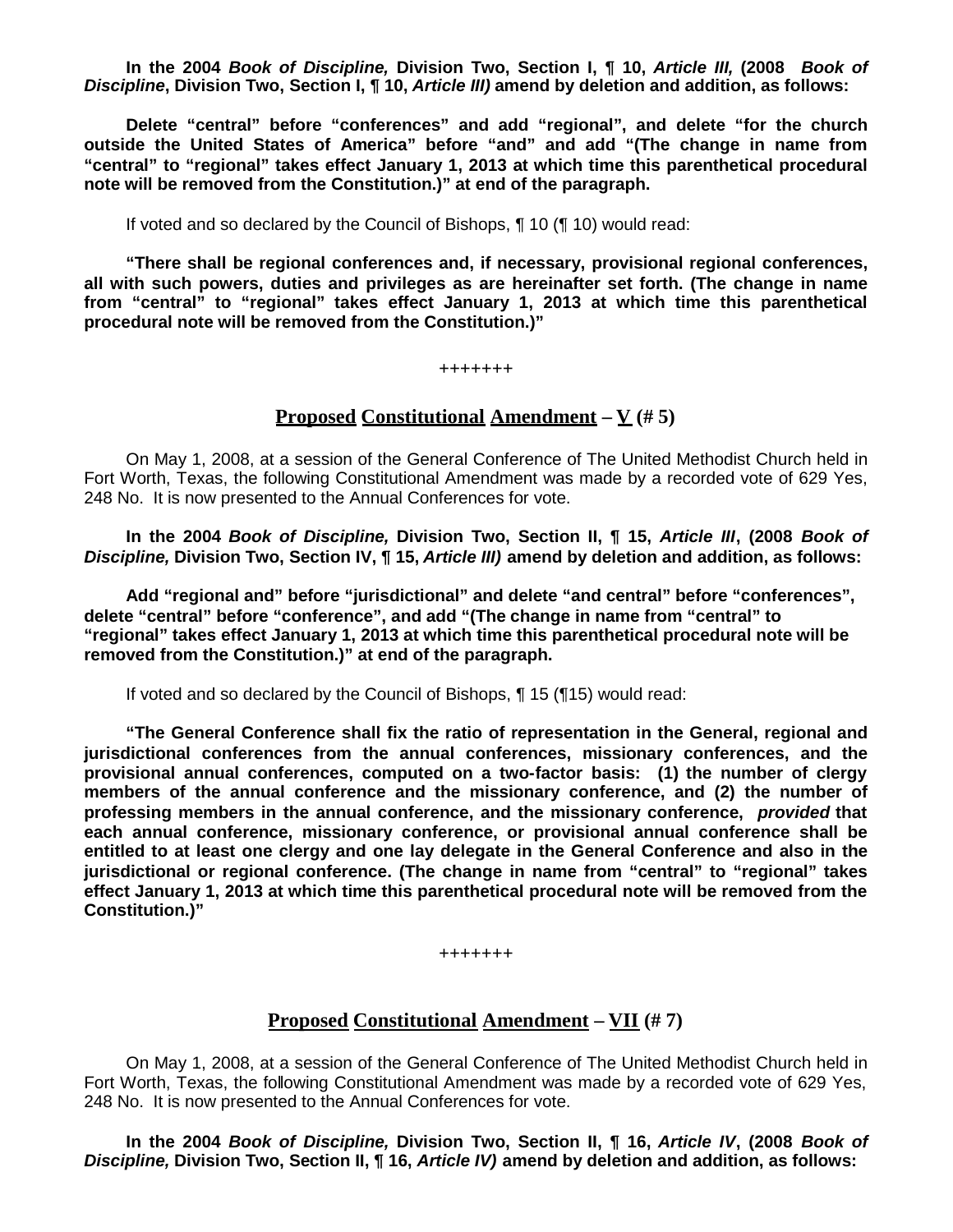**In the 2004 *Book of Discipline,* Division Two, Section I, ¶ 10, *Article III,* (2008 *Book of Discipline*, Division Two, Section I, ¶ 10, *Article III)* amend by deletion and addition, as follows:**

**Delete "central" before "conferences" and add "regional", and delete "for the church outside the United States of America" before "and" and add "(The change in name from "central" to "regional" takes effect January 1, 2013 at which time this parenthetical procedural note will be removed from the Constitution.)" at end of the paragraph.**

If voted and so declared by the Council of Bishops, ¶ 10 (¶ 10) would read:

**"There shall be regional conferences and, if necessary, provisional regional conferences, all with such powers, duties and privileges as are hereinafter set forth. (The change in name from "central" to "regional" takes effect January 1, 2013 at which time this parenthetical procedural note will be removed from the Constitution.)"**

+++++++

## Proposed Constitutional Amendment – V (# 5)

On May 1, 2008, at a session of the General Conference of The United Methodist Church held in Fort Worth, Texas, the following Constitutional Amendment was made by a recorded vote of 629 Yes, 248 No. It is now presented to the Annual Conferences for vote.

**In the 2004 *Book of Discipline,* Division Two, Section II, ¶ 15, *Article III*, (2008 *Book of Discipline,* Division Two, Section IV, ¶ 15, *Article III)* amend by deletion and addition, as follows:**

**Add "regional and" before "jurisdictional" and delete "and central" before "conferences", delete "central" before "conference", and add "(The change in name from "central" to "regional" takes effect January 1, 2013 at which time this parenthetical procedural note will be removed from the Constitution.)" at end of the paragraph.**

If voted and so declared by the Council of Bishops, ¶ 15 (¶15) would read:

**"The General Conference shall fix the ratio of representation in the General, regional and jurisdictional conferences from the annual conferences, missionary conferences, and the provisional annual conferences, computed on a two-factor basis: (1) the number of clergy members of the annual conference and the missionary conference, and (2) the number of professing members in the annual conference, and the missionary conference, *provided* that each annual conference, missionary conference, or provisional annual conference shall be entitled to at least one clergy and one lay delegate in the General Conference and also in the jurisdictional or regional conference. (The change in name from "central" to "regional" takes effect January 1, 2013 at which time this parenthetical procedural note will be removed from the Constitution.)"**

+++++++

## Proposed Constitutional Amendment – VII (# 7)

On May 1, 2008, at a session of the General Conference of The United Methodist Church held in Fort Worth, Texas, the following Constitutional Amendment was made by a recorded vote of 629 Yes, 248 No. It is now presented to the Annual Conferences for vote.

**In the 2004 *Book of Discipline,* Division Two, Section II, ¶ 16, *Article IV*, (2008 *Book of Discipline,* Division Two, Section II, ¶ 16, *Article IV)* amend by deletion and addition, as follows:**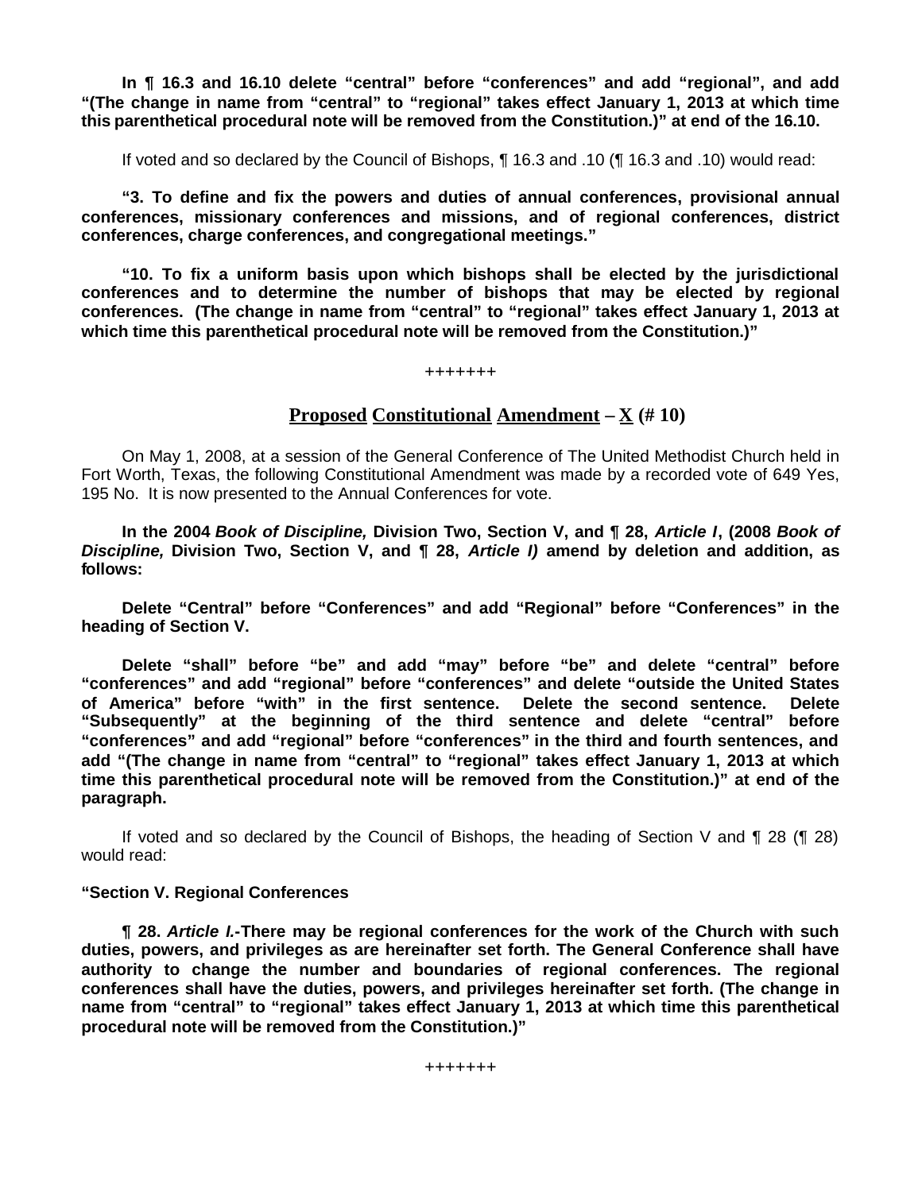**In ¶ 16.3 and 16.10 delete "central" before "conferences" and add "regional", and add "(The change in name from "central" to "regional" takes effect January 1, 2013 at which time this parenthetical procedural note will be removed from the Constitution.)" at end of the 16.10.**

If voted and so declared by the Council of Bishops, ¶ 16.3 and .10 (¶ 16.3 and .10) would read:

**"3. To define and fix the powers and duties of annual conferences, provisional annual conferences, missionary conferences and missions, and of regional conferences, district conferences, charge conferences, and congregational meetings."**

**"10. To fix a uniform basis upon which bishops shall be elected by the jurisdictional conferences and to determine the number of bishops that may be elected by regional conferences. (The change in name from "central" to "regional" takes effect January 1, 2013 at which time this parenthetical procedural note will be removed from the Constitution.)"**

+++++++

## Proposed Constitutional Amendment – X (# 10)

On May 1, 2008, at a session of the General Conference of The United Methodist Church held in Fort Worth, Texas, the following Constitutional Amendment was made by a recorded vote of 649 Yes, 195 No. It is now presented to the Annual Conferences for vote.

**In the 2004 *Book of Discipline,* Division Two, Section V, and ¶ 28, *Article I*, (2008 *Book of Discipline,* Division Two, Section V, and ¶ 28, *Article I)* amend by deletion and addition, as follows:**

**Delete "Central" before "Conferences" and add "Regional" before "Conferences" in the heading of Section V.**

**Delete "shall" before "be" and add "may" before "be" and delete "central" before "conferences" and add "regional" before "conferences" and delete "outside the United States of America" before "with" in the first sentence. Delete the second sentence. Delete "Subsequently" at the beginning of the third sentence and delete "central" before "conferences" and add "regional" before "conferences" in the third and fourth sentences, and add "(The change in name from "central" to "regional" takes effect January 1, 2013 at which time this parenthetical procedural note will be removed from the Constitution.)" at end of the paragraph.**

If voted and so declared by the Council of Bishops, the heading of Section V and ¶ 28 (¶ 28) would read:

**"Section V. Regional Conferences**

**¶ 28. *Article I.*-There may be regional conferences for the work of the Church with such duties, powers, and privileges as are hereinafter set forth. The General Conference shall have authority to change the number and boundaries of regional conferences. The regional conferences shall have the duties, powers, and privileges hereinafter set forth. (The change in name from "central" to "regional" takes effect January 1, 2013 at which time this parenthetical procedural note will be removed from the Constitution.)"**

+++++++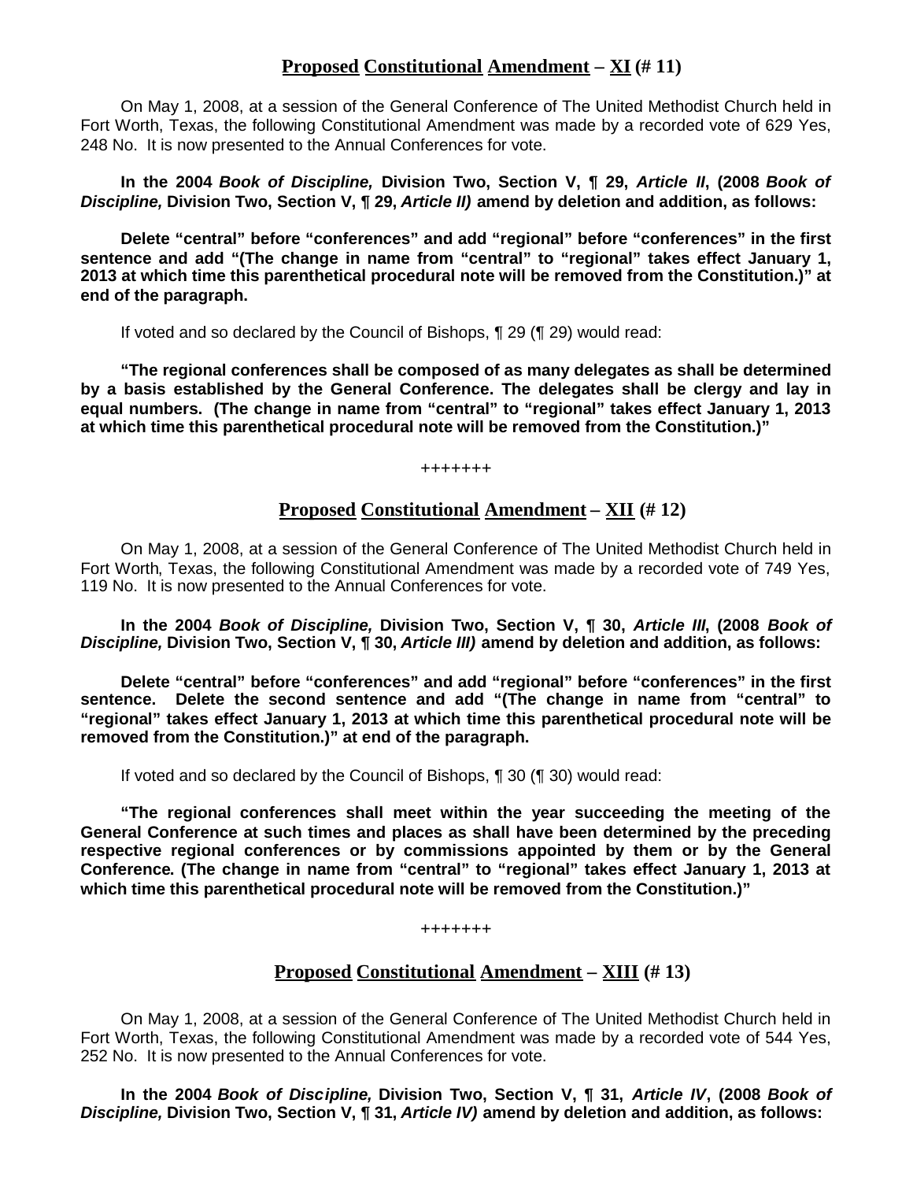## **Proposed Constitutional Amendment – XI (# 11)**

On May 1, 2008, at a session of the General Conference of The United Methodist Church held in Fort Worth, Texas, the following Constitutional Amendment was made by a recorded vote of 629 Yes, 248 No. It is now presented to the Annual Conferences for vote.

**In the 2004 *Book of Discipline,* Division Two, Section V, ¶ 29, *Article II*, (2008 *Book of Discipline,* Division Two, Section V, ¶ 29, *Article II)* amend by deletion and addition, as follows:**

**Delete "central" before "conferences" and add "regional" before "conferences" in the first sentence and add "(The change in name from "central" to "regional" takes effect January 1, 2013 at which time this parenthetical procedural note will be removed from the Constitution.)" at end of the paragraph.**

If voted and so declared by the Council of Bishops, ¶ 29 (¶ 29) would read:

**"The regional conferences shall be composed of as many delegates as shall be determined by a basis established by the General Conference. The delegates shall be clergy and lay in equal numbers. (The change in name from "central" to "regional" takes effect January 1, 2013 at which time this parenthetical procedural note will be removed from the Constitution.)"**

+++++++

## **Proposed Constitutional Amendment – XII (# 12)**

On May 1, 2008, at a session of the General Conference of The United Methodist Church held in Fort Worth, Texas, the following Constitutional Amendment was made by a recorded vote of 749 Yes, 119 No. It is now presented to the Annual Conferences for vote.

**In the 2004 *Book of Discipline,* Division Two, Section V, ¶ 30, *Article III*, (2008 *Book of Discipline,* Division Two, Section V, ¶ 30, *Article III)* amend by deletion and addition, as follows:**

**Delete "central" before "conferences" and add "regional" before "conferences" in the first sentence. Delete the second sentence and add "(The change in name from "central" to "regional" takes effect January 1, 2013 at which time this parenthetical procedural note will be removed from the Constitution.)" at end of the paragraph.**

If voted and so declared by the Council of Bishops, ¶ 30 (¶ 30) would read:

**"The regional conferences shall meet within the year succeeding the meeting of the General Conference at such times and places as shall have been determined by the preceding respective regional conferences or by commissions appointed by them or by the General Conference. (The change in name from "central" to "regional" takes effect January 1, 2013 at which time this parenthetical procedural note will be removed from the Constitution.)"**

+++++++

## **Proposed Constitutional Amendment – XIII (# 13)**

On May 1, 2008, at a session of the General Conference of The United Methodist Church held in Fort Worth, Texas, the following Constitutional Amendment was made by a recorded vote of 544 Yes, 252 No. It is now presented to the Annual Conferences for vote.

**In the 2004 *Book of Discipline,* Division Two, Section V, ¶ 31, *Article IV*, (2008 *Book of Discipline,* Division Two, Section V, ¶ 31, *Article IV)* amend by deletion and addition, as follows:**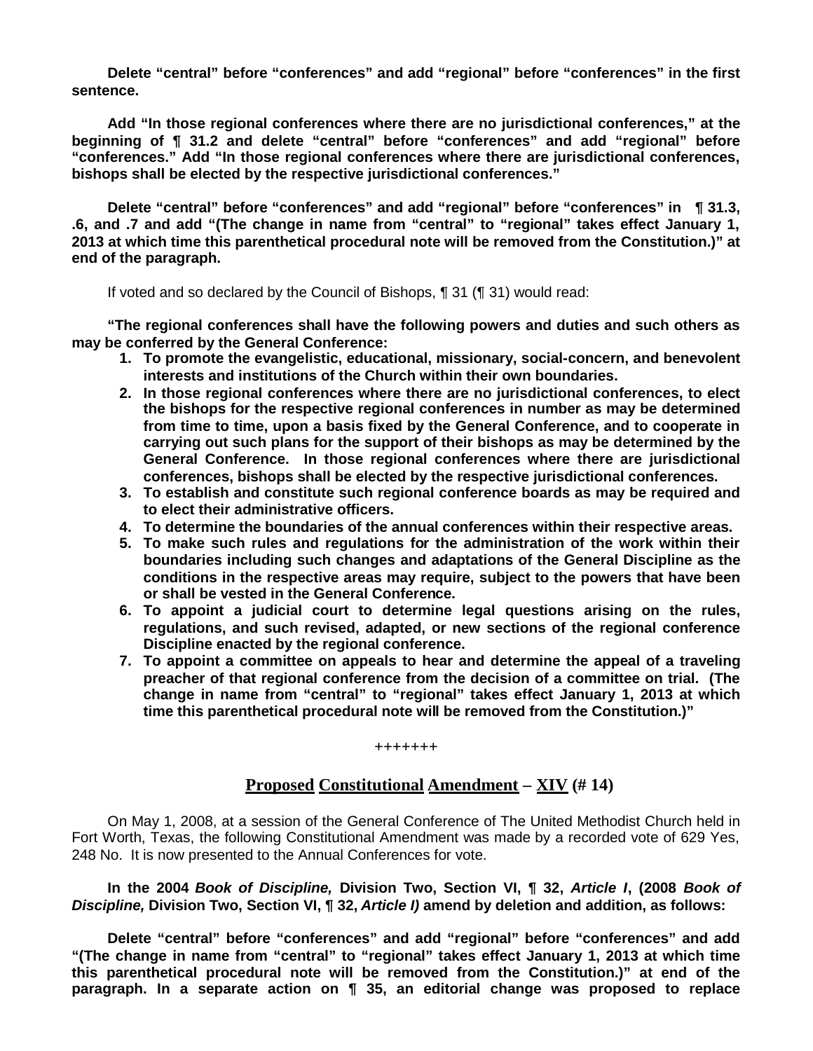**Delete "central" before "conferences" and add "regional" before "conferences" in the first sentence.**

**Add "In those regional conferences where there are no jurisdictional conferences," at the beginning of ¶ 31.2 and delete "central" before "conferences" and add "regional" before "conferences." Add "In those regional conferences where there are jurisdictional conferences, bishops shall be elected by the respective jurisdictional conferences."**

**Delete "central" before "conferences" and add "regional" before "conferences" in ¶ 31.3, .6, and .7 and add "(The change in name from "central" to "regional" takes effect January 1, 2013 at which time this parenthetical procedural note will be removed from the Constitution.)" at end of the paragraph.**

If voted and so declared by the Council of Bishops, ¶ 31 (¶ 31) would read:

**"The regional conferences shall have the following powers and duties and such others as may be conferred by the General Conference:**

1. **To promote the evangelistic, educational, missionary, social-concern, and benevolent interests and institutions of the Church within their own boundaries.**
2. **In those regional conferences where there are no jurisdictional conferences, to elect the bishops for the respective regional conferences in number as may be determined from time to time, upon a basis fixed by the General Conference, and to cooperate in carrying out such plans for the support of their bishops as may be determined by the General Conference. In those regional conferences where there are jurisdictional conferences, bishops shall be elected by the respective jurisdictional conferences.**
3. **To establish and constitute such regional conference boards as may be required and to elect their administrative officers.**
4. **To determine the boundaries of the annual conferences within their respective areas.**
5. **To make such rules and regulations for the administration of the work within their boundaries including such changes and adaptations of the General Discipline as the conditions in the respective areas may require, subject to the powers that have been or shall be vested in the General Conference.**
6. **To appoint a judicial court to determine legal questions arising on the rules, regulations, and such revised, adapted, or new sections of the regional conference Discipline enacted by the regional conference.**
7. **To appoint a committee on appeals to hear and determine the appeal of a traveling preacher of that regional conference from the decision of a committee on trial. (The change in name from "central" to "regional" takes effect January 1, 2013 at which time this parenthetical procedural note will be removed from the Constitution.)"**

+++++++

## Proposed Constitutional Amendment – XIV (# 14)

On May 1, 2008, at a session of the General Conference of The United Methodist Church held in Fort Worth, Texas, the following Constitutional Amendment was made by a recorded vote of 629 Yes, 248 No. It is now presented to the Annual Conferences for vote.

**In the 2004 *Book of Discipline,* Division Two, Section VI, ¶ 32, *Article I*, (2008 *Book of Discipline,* Division Two, Section VI, ¶ 32, *Article I)* amend by deletion and addition, as follows:**

**Delete "central" before "conferences" and add "regional" before "conferences" and add "(The change in name from "central" to "regional" takes effect January 1, 2013 at which time this parenthetical procedural note will be removed from the Constitution.)" at end of the paragraph. In a separate action on ¶ 35, an editorial change was proposed to replace**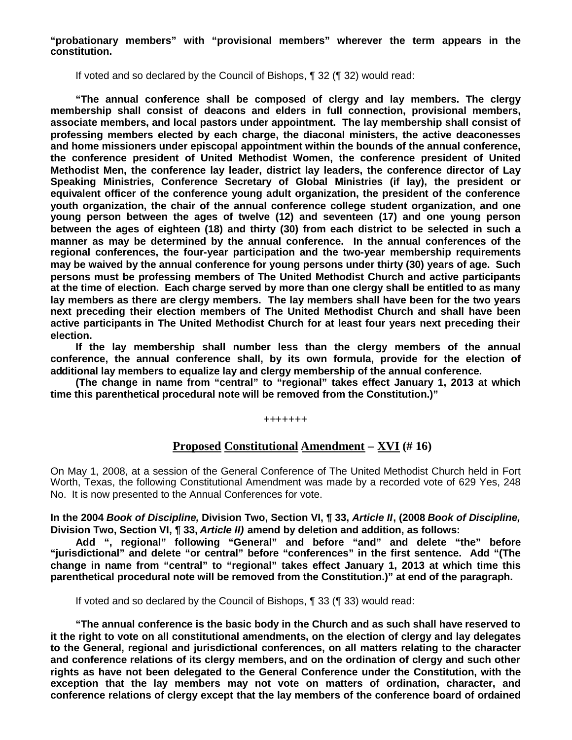**"probationary members" with "provisional members" wherever the term appears in the constitution.**

If voted and so declared by the Council of Bishops, ¶ 32 (¶ 32) would read:

**"The annual conference shall be composed of clergy and lay members. The clergy membership shall consist of deacons and elders in full connection, provisional members, associate members, and local pastors under appointment. The lay membership shall consist of professing members elected by each charge, the diaconal ministers, the active deaconesses and home missioners under episcopal appointment within the bounds of the annual conference, the conference president of United Methodist Women, the conference president of United Methodist Men, the conference lay leader, district lay leaders, the conference director of Lay Speaking Ministries, Conference Secretary of Global Ministries (if lay), the president or equivalent officer of the conference young adult organization, the president of the conference youth organization, the chair of the annual conference college student organization, and one young person between the ages of twelve (12) and seventeen (17) and one young person between the ages of eighteen (18) and thirty (30) from each district to be selected in such a manner as may be determined by the annual conference. In the annual conferences of the regional conferences, the four-year participation and the two-year membership requirements may be waived by the annual conference for young persons under thirty (30) years of age. Such persons must be professing members of The United Methodist Church and active participants at the time of election. Each charge served by more than one clergy shall be entitled to as many lay members as there are clergy members. The lay members shall have been for the two years next preceding their election members of The United Methodist Church and shall have been active participants in The United Methodist Church for at least four years next preceding their election.**

**If the lay membership shall number less than the clergy members of the annual conference, the annual conference shall, by its own formula, provide for the election of additional lay members to equalize lay and clergy membership of the annual conference.**

**(The change in name from "central" to "regional" takes effect January 1, 2013 at which time this parenthetical procedural note will be removed from the Constitution.)"**

+++++++

## Proposed Constitutional Amendment – XVI (# 16)

On May 1, 2008, at a session of the General Conference of The United Methodist Church held in Fort Worth, Texas, the following Constitutional Amendment was made by a recorded vote of 629 Yes, 248 No. It is now presented to the Annual Conferences for vote.

**In the 2004 *Book of Discipline,* Division Two, Section VI, ¶ 33, *Article II*, (2008 *Book of Discipline,* Division Two, Section VI, ¶ 33, *Article II)* amend by deletion and addition, as follows:**

**Add ", regional" following "General" and before "and" and delete "the" before "jurisdictional" and delete "or central" before "conferences" in the first sentence. Add "(The change in name from "central" to "regional" takes effect January 1, 2013 at which time this parenthetical procedural note will be removed from the Constitution.)" at end of the paragraph.**

If voted and so declared by the Council of Bishops, ¶ 33 (¶ 33) would read:

**"The annual conference is the basic body in the Church and as such shall have reserved to it the right to vote on all constitutional amendments, on the election of clergy and lay delegates to the General, regional and jurisdictional conferences, on all matters relating to the character and conference relations of its clergy members, and on the ordination of clergy and such other rights as have not been delegated to the General Conference under the Constitution, with the exception that the lay members may not vote on matters of ordination, character, and conference relations of clergy except that the lay members of the conference board of ordained**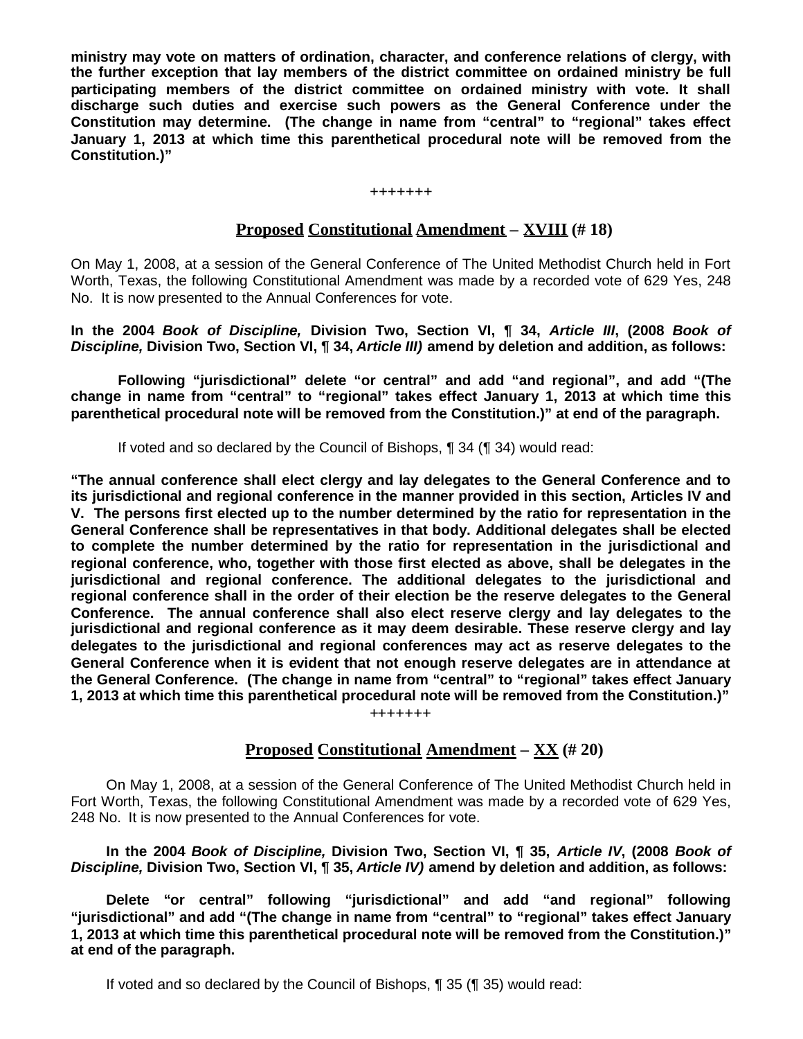**ministry may vote on matters of ordination, character, and conference relations of clergy, with the further exception that lay members of the district committee on ordained ministry be full participating members of the district committee on ordained ministry with vote. It shall discharge such duties and exercise such powers as the General Conference under the Constitution may determine. (The change in name from "central" to "regional" takes effect January 1, 2013 at which time this parenthetical procedural note will be removed from the Constitution.)"**

+++++++

## Proposed Constitutional Amendment – XVIII (# 18)

On May 1, 2008, at a session of the General Conference of The United Methodist Church held in Fort Worth, Texas, the following Constitutional Amendment was made by a recorded vote of 629 Yes, 248 No. It is now presented to the Annual Conferences for vote.

**In the 2004 *Book of Discipline,* Division Two, Section VI, ¶ 34, *Article III*, (2008 *Book of Discipline,* Division Two, Section VI, ¶ 34, *Article III)* amend by deletion and addition, as follows:**

**Following "jurisdictional" delete "or central" and add "and regional", and add "(The change in name from "central" to "regional" takes effect January 1, 2013 at which time this parenthetical procedural note will be removed from the Constitution.)" at end of the paragraph.**

If voted and so declared by the Council of Bishops, ¶ 34 (¶ 34) would read:

**"The annual conference shall elect clergy and lay delegates to the General Conference and to its jurisdictional and regional conference in the manner provided in this section, Articles IV and V. The persons first elected up to the number determined by the ratio for representation in the General Conference shall be representatives in that body. Additional delegates shall be elected to complete the number determined by the ratio for representation in the jurisdictional and regional conference, who, together with those first elected as above, shall be delegates in the jurisdictional and regional conference. The additional delegates to the jurisdictional and regional conference shall in the order of their election be the reserve delegates to the General Conference. The annual conference shall also elect reserve clergy and lay delegates to the jurisdictional and regional conference as it may deem desirable. These reserve clergy and lay delegates to the jurisdictional and regional conferences may act as reserve delegates to the General Conference when it is evident that not enough reserve delegates are in attendance at the General Conference. (The change in name from "central" to "regional" takes effect January 1, 2013 at which time this parenthetical procedural note will be removed from the Constitution.)"**

+++++++

## Proposed Constitutional Amendment – XX (# 20)

On May 1, 2008, at a session of the General Conference of The United Methodist Church held in Fort Worth, Texas, the following Constitutional Amendment was made by a recorded vote of 629 Yes, 248 No. It is now presented to the Annual Conferences for vote.

**In the 2004 *Book of Discipline,* Division Two, Section VI, ¶ 35, *Article IV*, (2008 *Book of Discipline,* Division Two, Section VI, ¶ 35, *Article IV)* amend by deletion and addition, as follows:**

**Delete "or central" following "jurisdictional" and add "and regional" following "jurisdictional" and add "(The change in name from "central" to "regional" takes effect January 1, 2013 at which time this parenthetical procedural note will be removed from the Constitution.)" at end of the paragraph.**

If voted and so declared by the Council of Bishops, ¶ 35 (¶ 35) would read: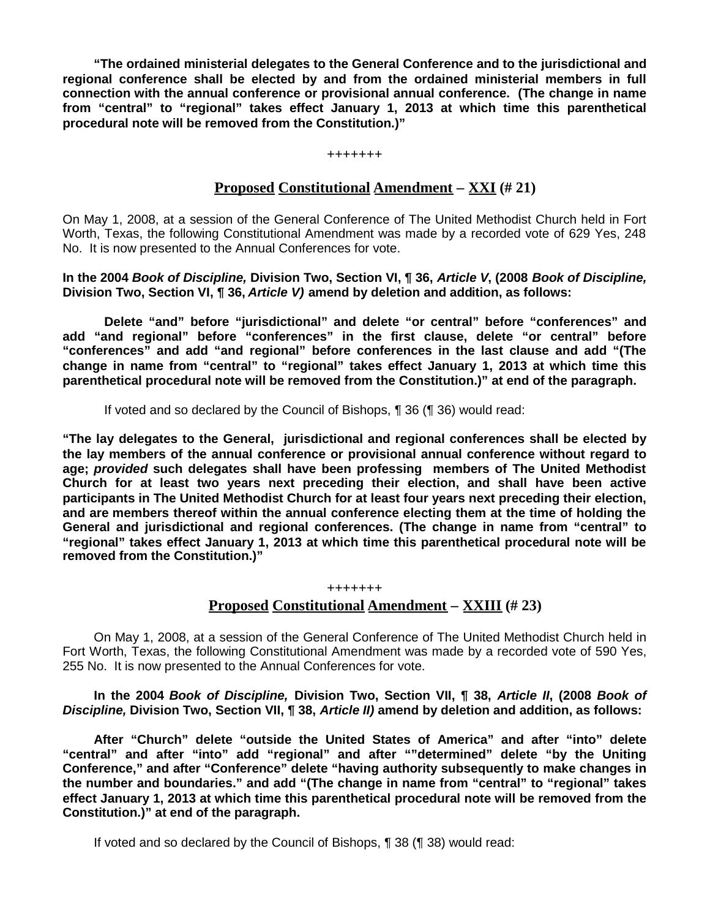**"The ordained ministerial delegates to the General Conference and to the jurisdictional and regional conference shall be elected by and from the ordained ministerial members in full connection with the annual conference or provisional annual conference. (The change in name from "central" to "regional" takes effect January 1, 2013 at which time this parenthetical procedural note will be removed from the Constitution.)"**

+++++++

## Proposed Constitutional Amendment – XXI (# 21)

On May 1, 2008, at a session of the General Conference of The United Methodist Church held in Fort Worth, Texas, the following Constitutional Amendment was made by a recorded vote of 629 Yes, 248 No. It is now presented to the Annual Conferences for vote.

**In the 2004 *Book of Discipline,* Division Two, Section VI, ¶ 36, *Article V*, (2008 *Book of Discipline,* Division Two, Section VI, ¶ 36, *Article V)* amend by deletion and addition, as follows:**

**Delete "and" before "jurisdictional" and delete "or central" before "conferences" and add "and regional" before "conferences" in the first clause, delete "or central" before "conferences" and add "and regional" before conferences in the last clause and add "(The change in name from "central" to "regional" takes effect January 1, 2013 at which time this parenthetical procedural note will be removed from the Constitution.)" at end of the paragraph.**

If voted and so declared by the Council of Bishops, ¶ 36 (¶ 36) would read:

**"The lay delegates to the General, jurisdictional and regional conferences shall be elected by the lay members of the annual conference or provisional annual conference without regard to age; *provided* such delegates shall have been professing members of The United Methodist Church for at least two years next preceding their election, and shall have been active participants in The United Methodist Church for at least four years next preceding their election, and are members thereof within the annual conference electing them at the time of holding the General and jurisdictional and regional conferences. (The change in name from "central" to "regional" takes effect January 1, 2013 at which time this parenthetical procedural note will be removed from the Constitution.)"**

+++++++

## Proposed Constitutional Amendment – XXIII (# 23)

On May 1, 2008, at a session of the General Conference of The United Methodist Church held in Fort Worth, Texas, the following Constitutional Amendment was made by a recorded vote of 590 Yes, 255 No. It is now presented to the Annual Conferences for vote.

**In the 2004 *Book of Discipline,* Division Two, Section VII, ¶ 38, *Article II*, (2008 *Book of Discipline,* Division Two, Section VII, ¶ 38, *Article II)* amend by deletion and addition, as follows:**

**After "Church" delete "outside the United States of America" and after "into" delete "central" and after "into" add "regional" and after ""determined" delete "by the Uniting Conference," and after "Conference" delete "having authority subsequently to make changes in the number and boundaries." and add "(The change in name from "central" to "regional" takes effect January 1, 2013 at which time this parenthetical procedural note will be removed from the Constitution.)" at end of the paragraph.**

If voted and so declared by the Council of Bishops, ¶ 38 (¶ 38) would read: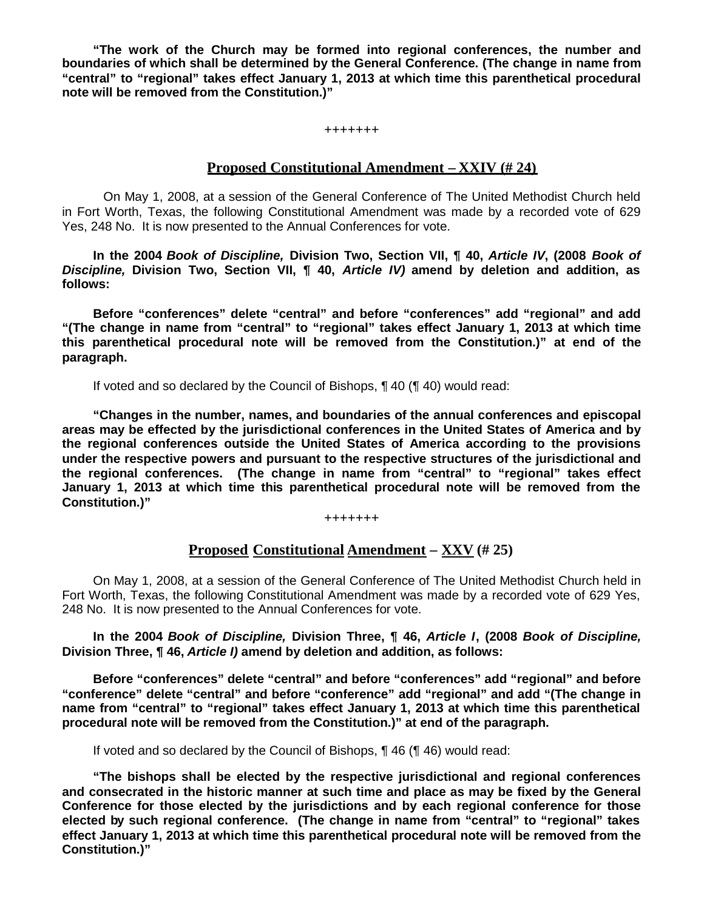**"The work of the Church may be formed into regional conferences, the number and boundaries of which shall be determined by the General Conference. (The change in name from "central" to "regional" takes effect January 1, 2013 at which time this parenthetical procedural note will be removed from the Constitution.)"**

+++++++

## Proposed Constitutional Amendment – XXIV (# 24)

On May 1, 2008, at a session of the General Conference of The United Methodist Church held in Fort Worth, Texas, the following Constitutional Amendment was made by a recorded vote of 629 Yes, 248 No. It is now presented to the Annual Conferences for vote.

**In the 2004 *Book of Discipline,* Division Two, Section VII, ¶ 40, *Article IV*, (2008 *Book of Discipline,* Division Two, Section VII, ¶ 40, *Article IV)* amend by deletion and addition, as follows:**

**Before "conferences" delete "central" and before "conferences" add "regional" and add "(The change in name from "central" to "regional" takes effect January 1, 2013 at which time this parenthetical procedural note will be removed from the Constitution.)" at end of the paragraph.**

If voted and so declared by the Council of Bishops, ¶ 40 (¶ 40) would read:

**"Changes in the number, names, and boundaries of the annual conferences and episcopal areas may be effected by the jurisdictional conferences in the United States of America and by the regional conferences outside the United States of America according to the provisions under the respective powers and pursuant to the respective structures of the jurisdictional and the regional conferences. (The change in name from "central" to "regional" takes effect January 1, 2013 at which time this parenthetical procedural note will be removed from the Constitution.)"**

+++++++

## Proposed Constitutional Amendment – XXV (# 25)

On May 1, 2008, at a session of the General Conference of The United Methodist Church held in Fort Worth, Texas, the following Constitutional Amendment was made by a recorded vote of 629 Yes, 248 No. It is now presented to the Annual Conferences for vote.

**In the 2004 *Book of Discipline,* Division Three, ¶ 46, *Article I*, (2008 *Book of Discipline,* Division Three, ¶ 46, *Article I)* amend by deletion and addition, as follows:**

**Before "conferences" delete "central" and before "conferences" add "regional" and before "conference" delete "central" and before "conference" add "regional" and add "(The change in name from "central" to "regional" takes effect January 1, 2013 at which time this parenthetical procedural note will be removed from the Constitution.)" at end of the paragraph.**

If voted and so declared by the Council of Bishops, ¶ 46 (¶ 46) would read:

**"The bishops shall be elected by the respective jurisdictional and regional conferences and consecrated in the historic manner at such time and place as may be fixed by the General Conference for those elected by the jurisdictions and by each regional conference for those elected by such regional conference. (The change in name from "central" to "regional" takes effect January 1, 2013 at which time this parenthetical procedural note will be removed from the Constitution.)"**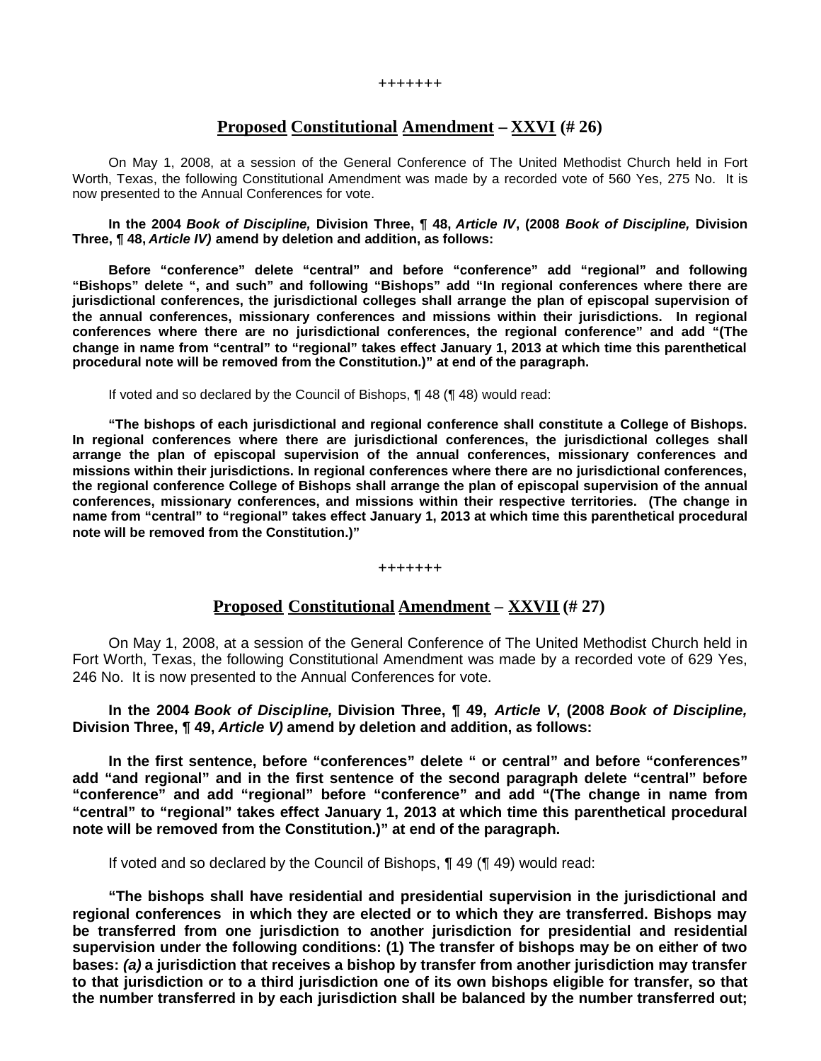+++++++

## **Proposed Constitutional Amendment – XXVI (# 26)**

On May 1, 2008, at a session of the General Conference of The United Methodist Church held in Fort Worth, Texas, the following Constitutional Amendment was made by a recorded vote of 560 Yes, 275 No. It is now presented to the Annual Conferences for vote.

**In the 2004 *Book of Discipline,* Division Three, ¶ 48, *Article IV*, (2008 *Book of Discipline,* Division Three, ¶ 48, *Article IV)* amend by deletion and addition, as follows:**

**Before "conference" delete "central" and before "conference" add "regional" and following "Bishops" delete ", and such" and following "Bishops" add "In regional conferences where there are jurisdictional conferences, the jurisdictional colleges shall arrange the plan of episcopal supervision of the annual conferences, missionary conferences and missions within their jurisdictions. In regional conferences where there are no jurisdictional conferences, the regional conference" and add "(The change in name from "central" to "regional" takes effect January 1, 2013 at which time this parenthetical procedural note will be removed from the Constitution.)" at end of the paragraph.**

If voted and so declared by the Council of Bishops, ¶ 48 (¶ 48) would read:

**"The bishops of each jurisdictional and regional conference shall constitute a College of Bishops. In regional conferences where there are jurisdictional conferences, the jurisdictional colleges shall arrange the plan of episcopal supervision of the annual conferences, missionary conferences and missions within their jurisdictions. In regional conferences where there are no jurisdictional conferences, the regional conference College of Bishops shall arrange the plan of episcopal supervision of the annual conferences, missionary conferences, and missions within their respective territories. (The change in name from "central" to "regional" takes effect January 1, 2013 at which time this parenthetical procedural note will be removed from the Constitution.)"**

+++++++

## **Proposed Constitutional Amendment – XXVII (# 27)**

On May 1, 2008, at a session of the General Conference of The United Methodist Church held in Fort Worth, Texas, the following Constitutional Amendment was made by a recorded vote of 629 Yes, 246 No. It is now presented to the Annual Conferences for vote.

**In the 2004 *Book of Discipline,* Division Three, ¶ 49, *Article V*, (2008 *Book of Discipline,* Division Three, ¶ 49, *Article V)* amend by deletion and addition, as follows:**

**In the first sentence, before "conferences" delete " or central" and before "conferences" add "and regional" and in the first sentence of the second paragraph delete "central" before "conference" and add "regional" before "conference" and add "(The change in name from "central" to "regional" takes effect January 1, 2013 at which time this parenthetical procedural note will be removed from the Constitution.)" at end of the paragraph.**

If voted and so declared by the Council of Bishops, ¶ 49 (¶ 49) would read:

**"The bishops shall have residential and presidential supervision in the jurisdictional and regional conferences in which they are elected or to which they are transferred. Bishops may be transferred from one jurisdiction to another jurisdiction for presidential and residential supervision under the following conditions: (1) The transfer of bishops may be on either of two bases: *(a)* a jurisdiction that receives a bishop by transfer from another jurisdiction may transfer to that jurisdiction or to a third jurisdiction one of its own bishops eligible for transfer, so that the number transferred in by each jurisdiction shall be balanced by the number transferred out;**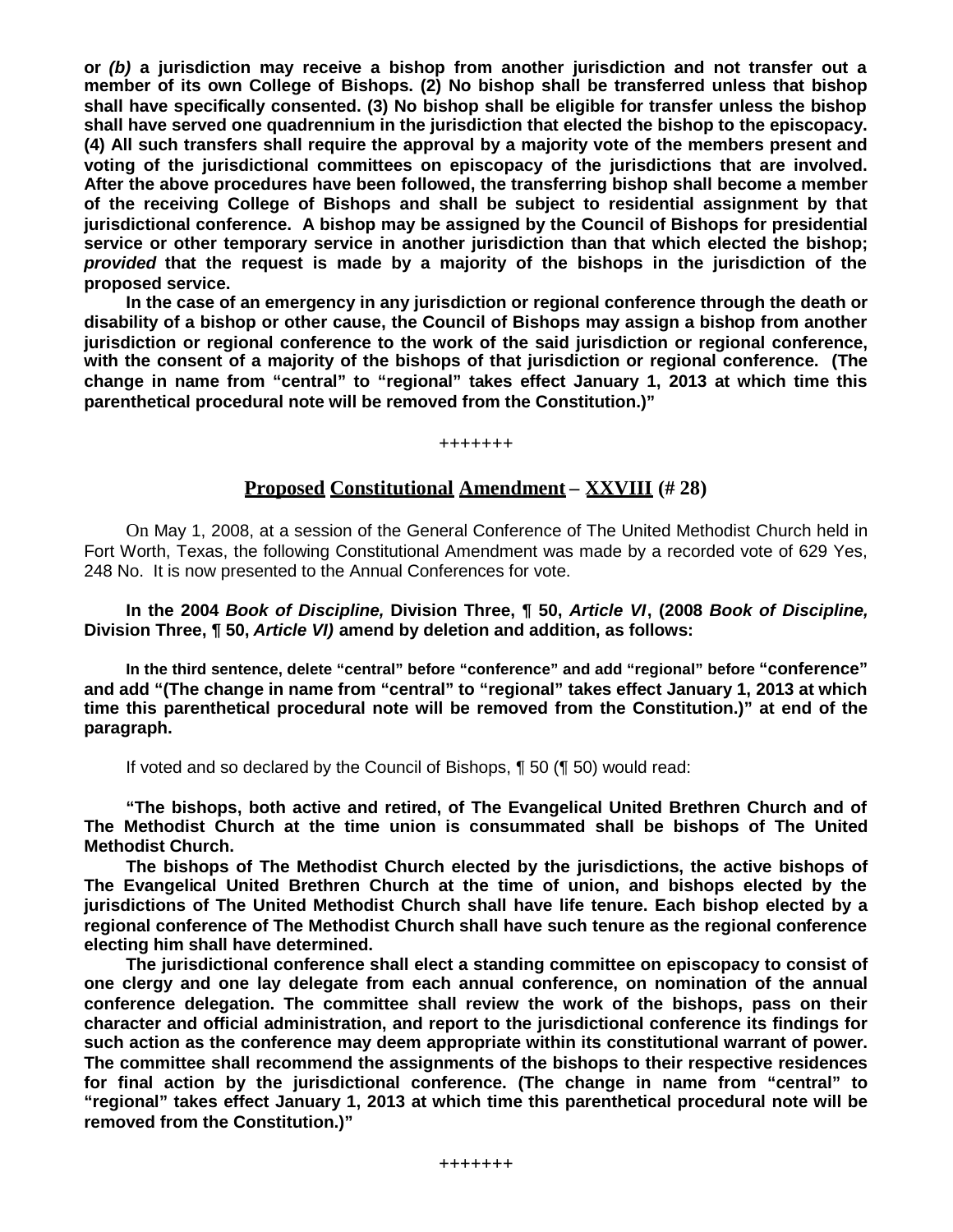**or *(b)* a jurisdiction may receive a bishop from another jurisdiction and not transfer out a member of its own College of Bishops. (2) No bishop shall be transferred unless that bishop shall have specifically consented. (3) No bishop shall be eligible for transfer unless the bishop shall have served one quadrennium in the jurisdiction that elected the bishop to the episcopacy. (4) All such transfers shall require the approval by a majority vote of the members present and voting of the jurisdictional committees on episcopacy of the jurisdictions that are involved. After the above procedures have been followed, the transferring bishop shall become a member of the receiving College of Bishops and shall be subject to residential assignment by that jurisdictional conference. A bishop may be assigned by the Council of Bishops for presidential service or other temporary service in another jurisdiction than that which elected the bishop; *provided* that the request is made by a majority of the bishops in the jurisdiction of the proposed service.**

**In the case of an emergency in any jurisdiction or regional conference through the death or disability of a bishop or other cause, the Council of Bishops may assign a bishop from another jurisdiction or regional conference to the work of the said jurisdiction or regional conference, with the consent of a majority of the bishops of that jurisdiction or regional conference. (The change in name from "central" to "regional" takes effect January 1, 2013 at which time this parenthetical procedural note will be removed from the Constitution.)"**

+++++++

## Proposed Constitutional Amendment – XXVIII (# 28)

On May 1, 2008, at a session of the General Conference of The United Methodist Church held in Fort Worth, Texas, the following Constitutional Amendment was made by a recorded vote of 629 Yes, 248 No. It is now presented to the Annual Conferences for vote.

**In the 2004 *Book of Discipline,* Division Three, ¶ 50, *Article VI*, (2008 *Book of Discipline,* Division Three, ¶ 50, *Article VI)* amend by deletion and addition, as follows:**

**In the third sentence, delete "central" before "conference" and add "regional" before "conference" and add "(The change in name from "central" to "regional" takes effect January 1, 2013 at which time this parenthetical procedural note will be removed from the Constitution.)" at end of the paragraph.**

If voted and so declared by the Council of Bishops, ¶ 50 (¶ 50) would read:

**"The bishops, both active and retired, of The Evangelical United Brethren Church and of The Methodist Church at the time union is consummated shall be bishops of The United Methodist Church.**

**The bishops of The Methodist Church elected by the jurisdictions, the active bishops of The Evangelical United Brethren Church at the time of union, and bishops elected by the jurisdictions of The United Methodist Church shall have life tenure. Each bishop elected by a regional conference of The Methodist Church shall have such tenure as the regional conference electing him shall have determined.**

**The jurisdictional conference shall elect a standing committee on episcopacy to consist of one clergy and one lay delegate from each annual conference, on nomination of the annual conference delegation. The committee shall review the work of the bishops, pass on their character and official administration, and report to the jurisdictional conference its findings for such action as the conference may deem appropriate within its constitutional warrant of power. The committee shall recommend the assignments of the bishops to their respective residences for final action by the jurisdictional conference. (The change in name from "central" to "regional" takes effect January 1, 2013 at which time this parenthetical procedural note will be removed from the Constitution.)"**

+++++++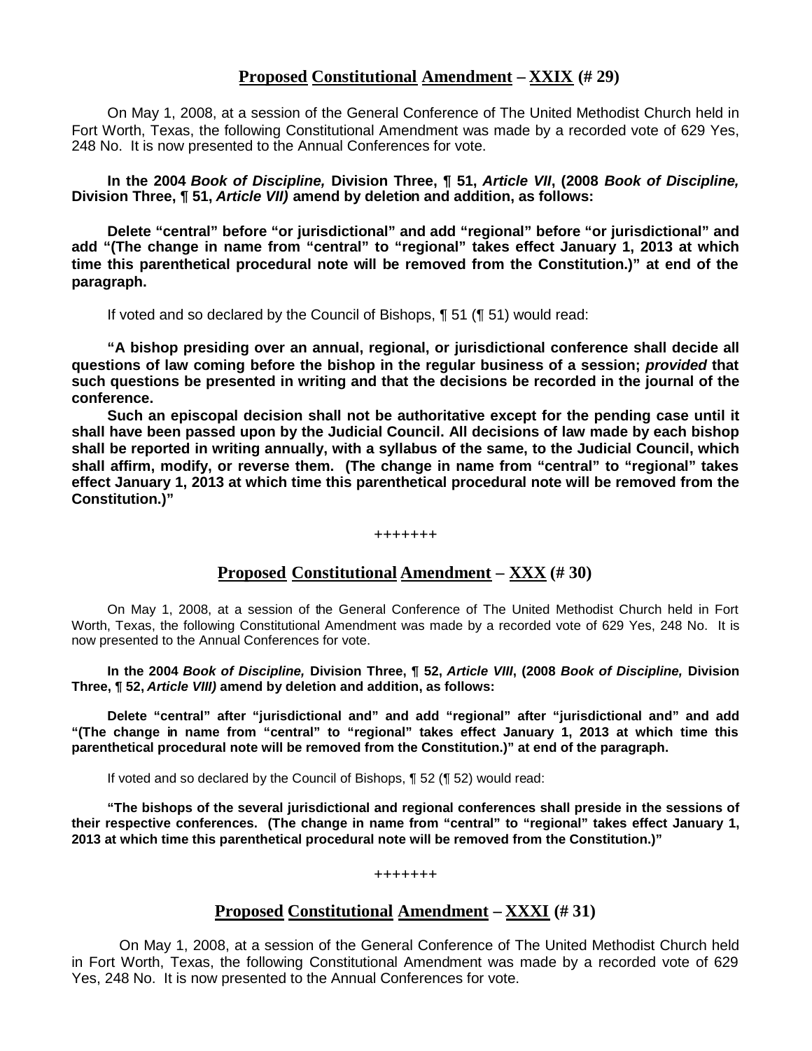## **<u>Proposed</u> <u>Constitutional</u> <u>Amendment</u> – <u>XXIX</u> (# 29)**

On May 1, 2008, at a session of the General Conference of The United Methodist Church held in Fort Worth, Texas, the following Constitutional Amendment was made by a recorded vote of 629 Yes, 248 No. It is now presented to the Annual Conferences for vote.

**In the 2004 *Book of Discipline,* Division Three, ¶ 51, *Article VII*, (2008 *Book of Discipline,* Division Three, ¶ 51, *Article VII)* amend by deletion and addition, as follows:**

**Delete "central" before "or jurisdictional" and add "regional" before "or jurisdictional" and add "(The change in name from "central" to "regional" takes effect January 1, 2013 at which time this parenthetical procedural note will be removed from the Constitution.)" at end of the paragraph.**

If voted and so declared by the Council of Bishops, ¶ 51 (¶ 51) would read:

**"A bishop presiding over an annual, regional, or jurisdictional conference shall decide all questions of law coming before the bishop in the regular business of a session; *provided* that such questions be presented in writing and that the decisions be recorded in the journal of the conference.**

**Such an episcopal decision shall not be authoritative except for the pending case until it shall have been passed upon by the Judicial Council. All decisions of law made by each bishop shall be reported in writing annually, with a syllabus of the same, to the Judicial Council, which shall affirm, modify, or reverse them. (The change in name from "central" to "regional" takes effect January 1, 2013 at which time this parenthetical procedural note will be removed from the Constitution.)"**

+++++++

## **<u>Proposed</u> <u>Constitutional</u> <u>Amendment</u> – <u>XXX</u> (# 30)**

On May 1, 2008, at a session of the General Conference of The United Methodist Church held in Fort Worth, Texas, the following Constitutional Amendment was made by a recorded vote of 629 Yes, 248 No. It is now presented to the Annual Conferences for vote.

**In the 2004 *Book of Discipline,* Division Three, ¶ 52, *Article VIII*, (2008 *Book of Discipline,* Division Three, ¶ 52, *Article VIII)* amend by deletion and addition, as follows:**

**Delete "central" after "jurisdictional and" and add "regional" after "jurisdictional and" and add "(The change in name from "central" to "regional" takes effect January 1, 2013 at which time this parenthetical procedural note will be removed from the Constitution.)" at end of the paragraph.**

If voted and so declared by the Council of Bishops, ¶ 52 (¶ 52) would read:

**"The bishops of the several jurisdictional and regional conferences shall preside in the sessions of their respective conferences. (The change in name from "central" to "regional" takes effect January 1, 2013 at which time this parenthetical procedural note will be removed from the Constitution.)"**

+++++++

## **<u>Proposed</u> <u>Constitutional</u> <u>Amendment</u> – <u>XXXI</u> (# 31)**

On May 1, 2008, at a session of the General Conference of The United Methodist Church held in Fort Worth, Texas, the following Constitutional Amendment was made by a recorded vote of 629 Yes, 248 No. It is now presented to the Annual Conferences for vote.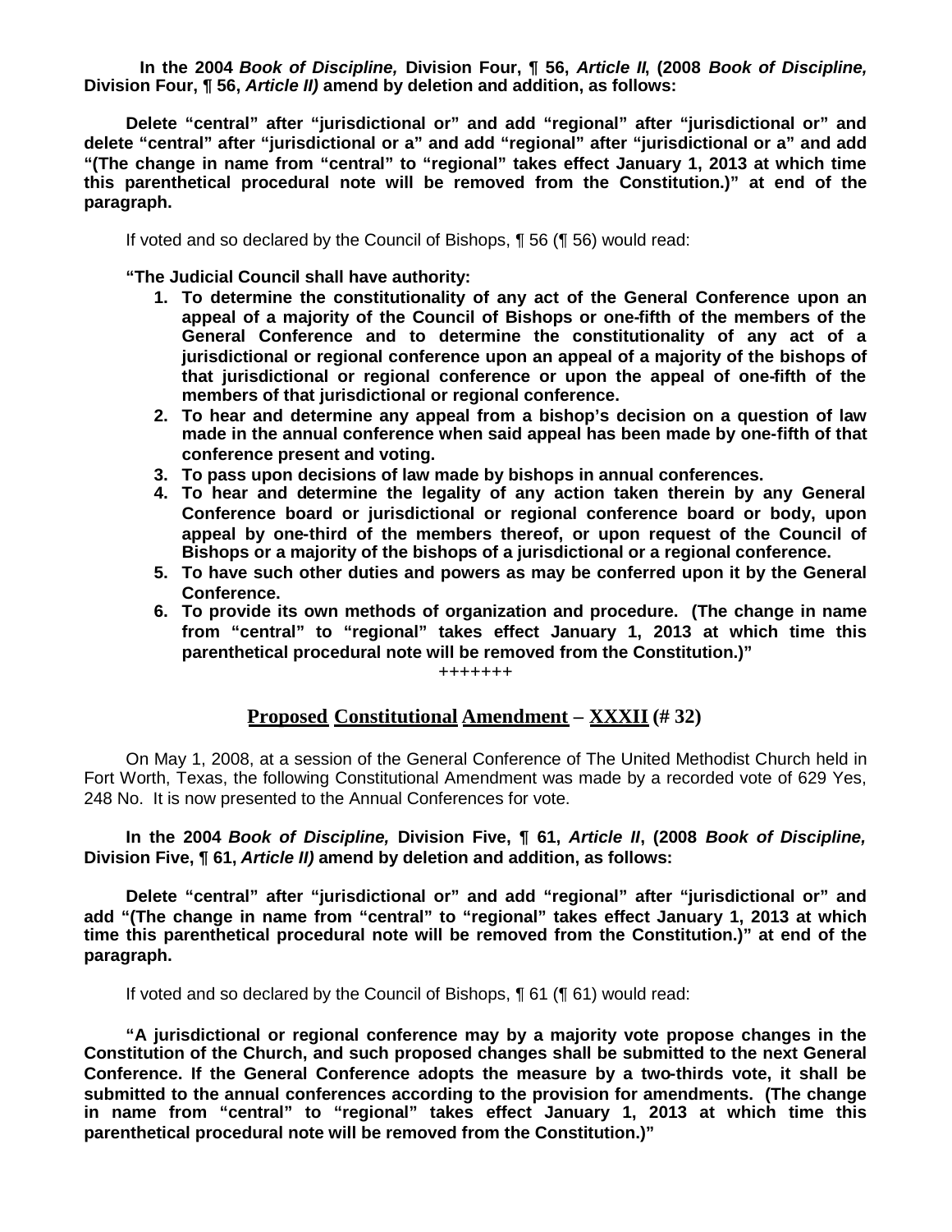**In the 2004 *Book of Discipline,* Division Four, ¶ 56, *Article II*, (2008 *Book of Discipline,* Division Four, ¶ 56, *Article II)* amend by deletion and addition, as follows:**

**Delete "central" after "jurisdictional or" and add "regional" after "jurisdictional or" and delete "central" after "jurisdictional or a" and add "regional" after "jurisdictional or a" and add "(The change in name from "central" to "regional" takes effect January 1, 2013 at which time this parenthetical procedural note will be removed from the Constitution.)" at end of the paragraph.**

If voted and so declared by the Council of Bishops, ¶ 56 (¶ 56) would read:

**"The Judicial Council shall have authority:**

1. **To determine the constitutionality of any act of the General Conference upon an appeal of a majority of the Council of Bishops or one-fifth of the members of the General Conference and to determine the constitutionality of any act of a jurisdictional or regional conference upon an appeal of a majority of the bishops of that jurisdictional or regional conference or upon the appeal of one-fifth of the members of that jurisdictional or regional conference.**
2. **To hear and determine any appeal from a bishop's decision on a question of law made in the annual conference when said appeal has been made by one-fifth of that conference present and voting.**
3. **To pass upon decisions of law made by bishops in annual conferences.**
4. **To hear and determine the legality of any action taken therein by any General Conference board or jurisdictional or regional conference board or body, upon appeal by one-third of the members thereof, or upon request of the Council of Bishops or a majority of the bishops of a jurisdictional or a regional conference.**
5. **To have such other duties and powers as may be conferred upon it by the General Conference.**
6. **To provide its own methods of organization and procedure. (The change in name from "central" to "regional" takes effect January 1, 2013 at which time this parenthetical procedural note will be removed from the Constitution.)"**

+++++++

## Proposed Constitutional Amendment – XXXII (# 32)

On May 1, 2008, at a session of the General Conference of The United Methodist Church held in Fort Worth, Texas, the following Constitutional Amendment was made by a recorded vote of 629 Yes, 248 No. It is now presented to the Annual Conferences for vote.

**In the 2004 *Book of Discipline,* Division Five, ¶ 61, *Article II*, (2008 *Book of Discipline,* Division Five, ¶ 61, *Article II)* amend by deletion and addition, as follows:**

**Delete "central" after "jurisdictional or" and add "regional" after "jurisdictional or" and add "(The change in name from "central" to "regional" takes effect January 1, 2013 at which time this parenthetical procedural note will be removed from the Constitution.)" at end of the paragraph.**

If voted and so declared by the Council of Bishops, ¶ 61 (¶ 61) would read:

**"A jurisdictional or regional conference may by a majority vote propose changes in the Constitution of the Church, and such proposed changes shall be submitted to the next General Conference. If the General Conference adopts the measure by a two-thirds vote, it shall be submitted to the annual conferences according to the provision for amendments. (The change in name from "central" to "regional" takes effect January 1, 2013 at which time this parenthetical procedural note will be removed from the Constitution.)"**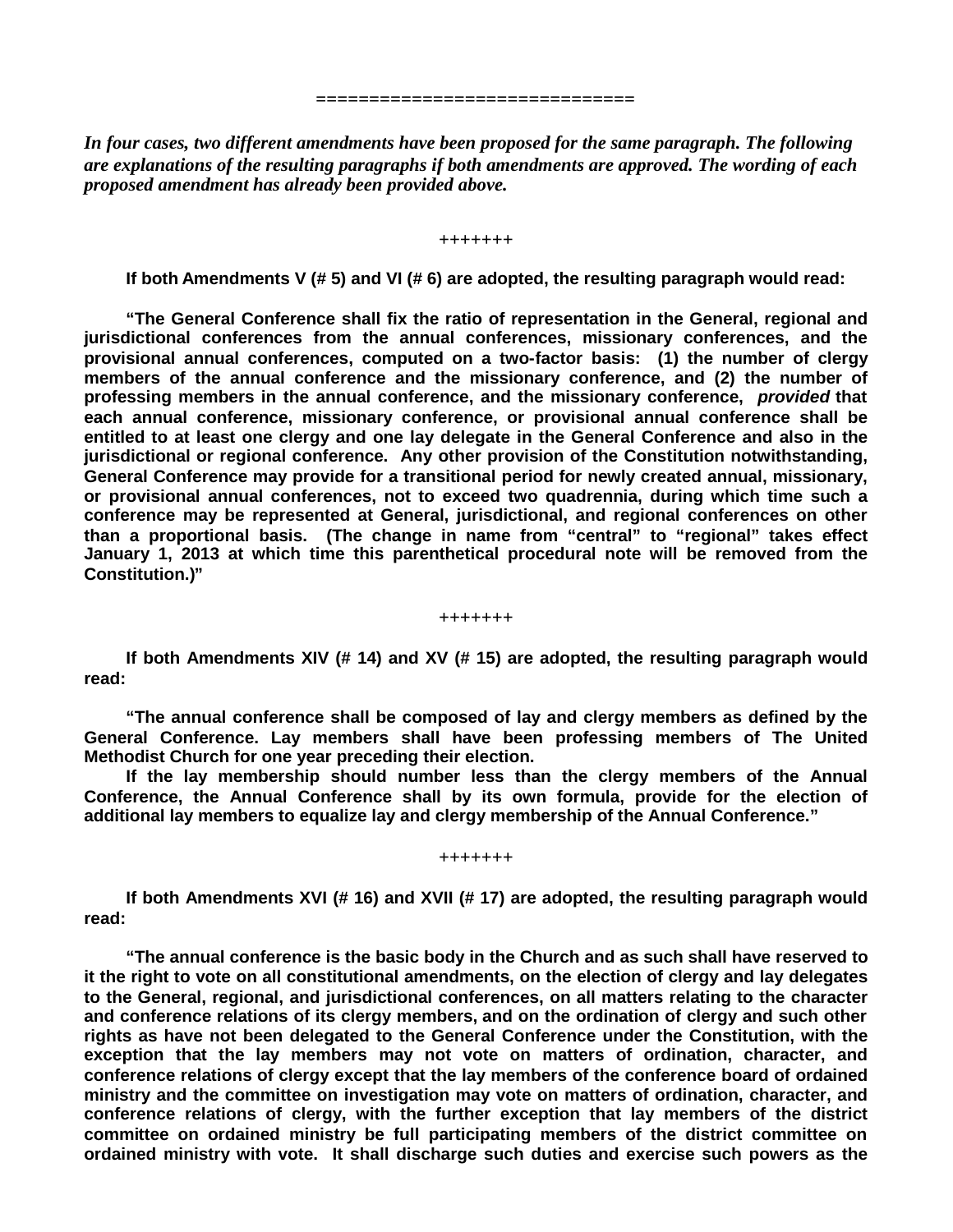=============================

***In four cases, two different amendments have been proposed for the same paragraph. The following are explanations of the resulting paragraphs if both amendments are approved. The wording of each proposed amendment has already been provided above.***

+++++++

**If both Amendments V (# 5) and VI (# 6) are adopted, the resulting paragraph would read:**

**"The General Conference shall fix the ratio of representation in the General, regional and jurisdictional conferences from the annual conferences, missionary conferences, and the provisional annual conferences, computed on a two-factor basis: (1) the number of clergy members of the annual conference and the missionary conference, and (2) the number of professing members in the annual conference, and the missionary conference, *provided* that each annual conference, missionary conference, or provisional annual conference shall be entitled to at least one clergy and one lay delegate in the General Conference and also in the jurisdictional or regional conference. Any other provision of the Constitution notwithstanding, General Conference may provide for a transitional period for newly created annual, missionary, or provisional annual conferences, not to exceed two quadrennia, during which time such a conference may be represented at General, jurisdictional, and regional conferences on other than a proportional basis. (The change in name from "central" to "regional" takes effect January 1, 2013 at which time this parenthetical procedural note will be removed from the Constitution.)"**

+++++++

**If both Amendments XIV (# 14) and XV (# 15) are adopted, the resulting paragraph would read:**

**"The annual conference shall be composed of lay and clergy members as defined by the General Conference. Lay members shall have been professing members of The United Methodist Church for one year preceding their election.**

**If the lay membership should number less than the clergy members of the Annual Conference, the Annual Conference shall by its own formula, provide for the election of additional lay members to equalize lay and clergy membership of the Annual Conference."**

+++++++

**If both Amendments XVI (# 16) and XVII (# 17) are adopted, the resulting paragraph would read:**

**"The annual conference is the basic body in the Church and as such shall have reserved to it the right to vote on all constitutional amendments, on the election of clergy and lay delegates to the General, regional, and jurisdictional conferences, on all matters relating to the character and conference relations of its clergy members, and on the ordination of clergy and such other rights as have not been delegated to the General Conference under the Constitution, with the exception that the lay members may not vote on matters of ordination, character, and conference relations of clergy except that the lay members of the conference board of ordained ministry and the committee on investigation may vote on matters of ordination, character, and conference relations of clergy, with the further exception that lay members of the district committee on ordained ministry be full participating members of the district committee on ordained ministry with vote. It shall discharge such duties and exercise such powers as the**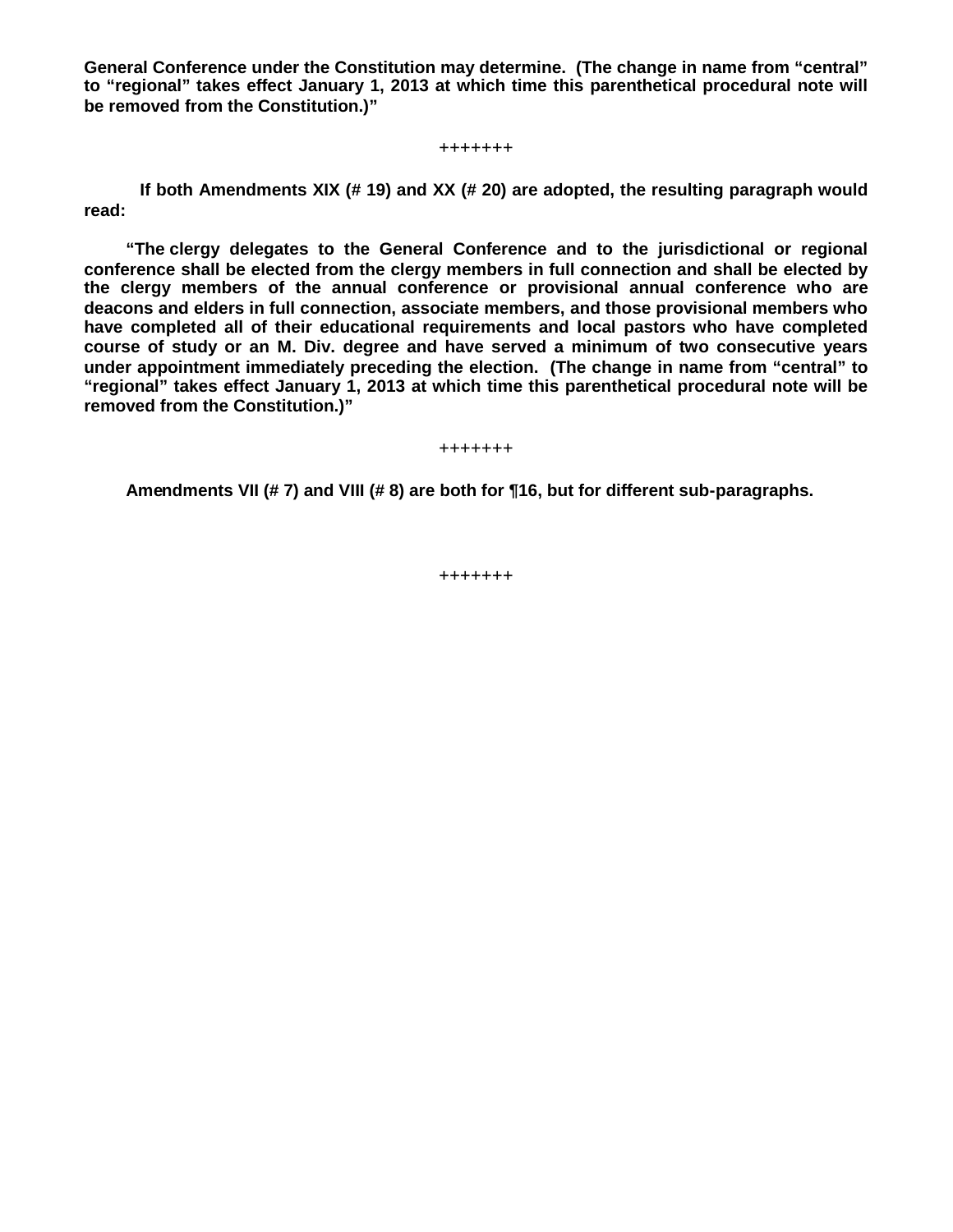**General Conference under the Constitution may determine. (The change in name from "central" to "regional" takes effect January 1, 2013 at which time this parenthetical procedural note will be removed from the Constitution.)"**

+++++++

**If both Amendments XIX (# 19) and XX (# 20) are adopted, the resulting paragraph would read:**

**"The clergy delegates to the General Conference and to the jurisdictional or regional conference shall be elected from the clergy members in full connection and shall be elected by the clergy members of the annual conference or provisional annual conference who are deacons and elders in full connection, associate members, and those provisional members who have completed all of their educational requirements and local pastors who have completed course of study or an M. Div. degree and have served a minimum of two consecutive years under appointment immediately preceding the election. (The change in name from "central" to "regional" takes effect January 1, 2013 at which time this parenthetical procedural note will be removed from the Constitution.)"**

+++++++

**Amendments VII (# 7) and VIII (# 8) are both for ¶16, but for different sub-paragraphs.**

+++++++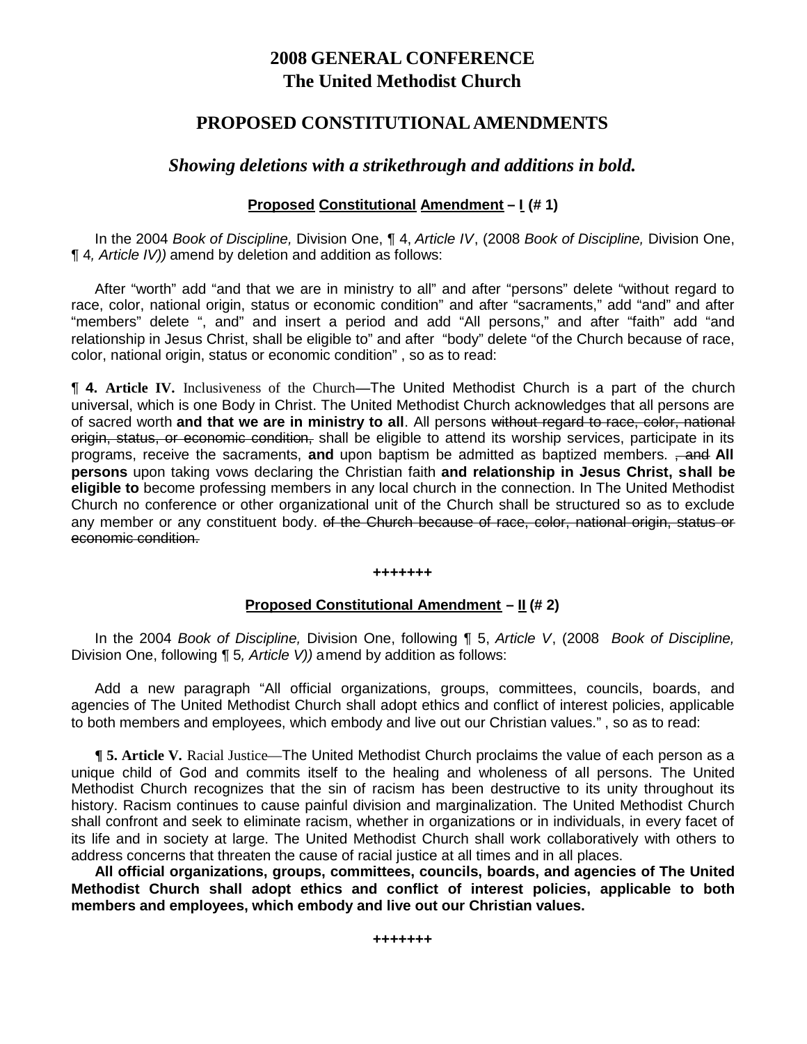# 2008 GENERAL CONFERENCE
# The United Methodist Church

## PROPOSED CONSTITUTIONAL AMENDMENTS

### *Showing deletions with a strikethrough and additions in bold.*

#### Proposed Constitutional Amendment – I (# 1)

In the 2004 *Book of Discipline,* Division One, ¶ 4, *Article IV*, (2008 *Book of Discipline,* Division One, ¶ 4*, Article IV))* amend by deletion and addition as follows:

After "worth" add "and that we are in ministry to all" and after "persons" delete "without regard to race, color, national origin, status or economic condition" and after "sacraments," add "and" and after "members" delete ", and" and insert a period and add "All persons," and after "faith" add "and relationship in Jesus Christ, shall be eligible to" and after "body" delete "of the Church because of race, color, national origin, status or economic condition" , so as to read:

**¶ 4. Article IV.** Inclusiveness of the Church—The United Methodist Church is a part of the church universal, which is one Body in Christ. The United Methodist Church acknowledges that all persons are of sacred worth **and that we are in ministry to all**. All persons ~~without regard to race, color, national origin, status, or economic condition,~~ shall be eligible to attend its worship services, participate in its programs, receive the sacraments, **and** upon baptism be admitted as baptized members. ~~, and~~ **All persons** upon taking vows declaring the Christian faith **and relationship in Jesus Christ, shall be eligible to** become professing members in any local church in the connection. In The United Methodist Church no conference or other organizational unit of the Church shall be structured so as to exclude any member or any constituent body. ~~of the Church because of race, color, national origin, status or economic condition.~~

+++++++

#### Proposed Constitutional Amendment – II (# 2)

In the 2004 *Book of Discipline,* Division One, following ¶ 5, *Article V*, (2008 *Book of Discipline,* Division One, following ¶ 5*, Article V))* amend by addition as follows:

Add a new paragraph "All official organizations, groups, committees, councils, boards, and agencies of The United Methodist Church shall adopt ethics and conflict of interest policies, applicable to both members and employees, which embody and live out our Christian values." , so as to read:

**¶ 5. Article V.** Racial Justice—The United Methodist Church proclaims the value of each person as a unique child of God and commits itself to the healing and wholeness of all persons. The United Methodist Church recognizes that the sin of racism has been destructive to its unity throughout its history. Racism continues to cause painful division and marginalization. The United Methodist Church shall confront and seek to eliminate racism, whether in organizations or in individuals, in every facet of its life and in society at large. The United Methodist Church shall work collaboratively with others to address concerns that threaten the cause of racial justice at all times and in all places.

**All official organizations, groups, committees, councils, boards, and agencies of The United Methodist Church shall adopt ethics and conflict of interest policies, applicable to both members and employees, which embody and live out our Christian values.**

+++++++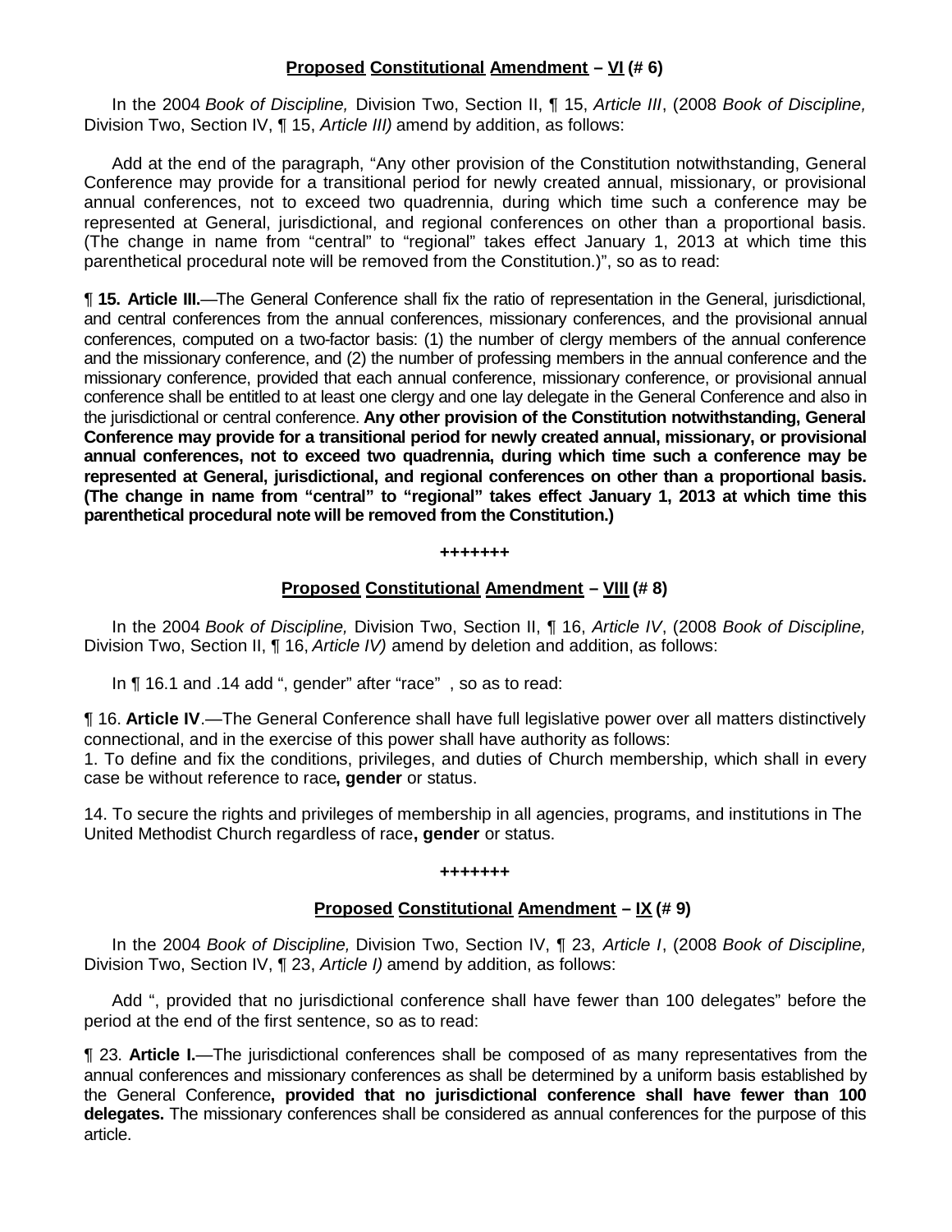## **Proposed Constitutional Amendment – VI (# 6)**

In the 2004 *Book of Discipline,* Division Two, Section II, ¶ 15, *Article III*, (2008 *Book of Discipline,* Division Two, Section IV, ¶ 15, *Article III)* amend by addition, as follows:

Add at the end of the paragraph, "Any other provision of the Constitution notwithstanding, General Conference may provide for a transitional period for newly created annual, missionary, or provisional annual conferences, not to exceed two quadrennia, during which time such a conference may be represented at General, jurisdictional, and regional conferences on other than a proportional basis. (The change in name from "central" to "regional" takes effect January 1, 2013 at which time this parenthetical procedural note will be removed from the Constitution.)", so as to read:

¶ **15. Article III.**—The General Conference shall fix the ratio of representation in the General, jurisdictional, and central conferences from the annual conferences, missionary conferences, and the provisional annual conferences, computed on a two-factor basis: (1) the number of clergy members of the annual conference and the missionary conference, and (2) the number of professing members in the annual conference and the missionary conference, provided that each annual conference, missionary conference, or provisional annual conference shall be entitled to at least one clergy and one lay delegate in the General Conference and also in the jurisdictional or central conference. **Any other provision of the Constitution notwithstanding, General Conference may provide for a transitional period for newly created annual, missionary, or provisional annual conferences, not to exceed two quadrennia, during which time such a conference may be represented at General, jurisdictional, and regional conferences on other than a proportional basis. (The change in name from "central" to "regional" takes effect January 1, 2013 at which time this parenthetical procedural note will be removed from the Constitution.)**

+++++++

## **Proposed Constitutional Amendment – VIII (# 8)**

In the 2004 *Book of Discipline,* Division Two, Section II, ¶ 16, *Article IV*, (2008 *Book of Discipline,* Division Two, Section II, ¶ 16, *Article IV)* amend by deletion and addition, as follows:

In ¶ 16.1 and .14 add ", gender" after "race" , so as to read:

¶ 16. **Article IV**.—The General Conference shall have full legislative power over all matters distinctively connectional, and in the exercise of this power shall have authority as follows:
1. To define and fix the conditions, privileges, and duties of Church membership, which shall in every case be without reference to race**, gender** or status.

14. To secure the rights and privileges of membership in all agencies, programs, and institutions in The United Methodist Church regardless of race**, gender** or status.

+++++++

## **Proposed Constitutional Amendment – IX (# 9)**

In the 2004 *Book of Discipline,* Division Two, Section IV, ¶ 23, *Article I*, (2008 *Book of Discipline,* Division Two, Section IV, ¶ 23, *Article I)* amend by addition, as follows:

Add ", provided that no jurisdictional conference shall have fewer than 100 delegates" before the period at the end of the first sentence, so as to read:

¶ 23. **Article I.**—The jurisdictional conferences shall be composed of as many representatives from the annual conferences and missionary conferences as shall be determined by a uniform basis established by the General Conference**, provided that no jurisdictional conference shall have fewer than 100 delegates.** The missionary conferences shall be considered as annual conferences for the purpose of this article.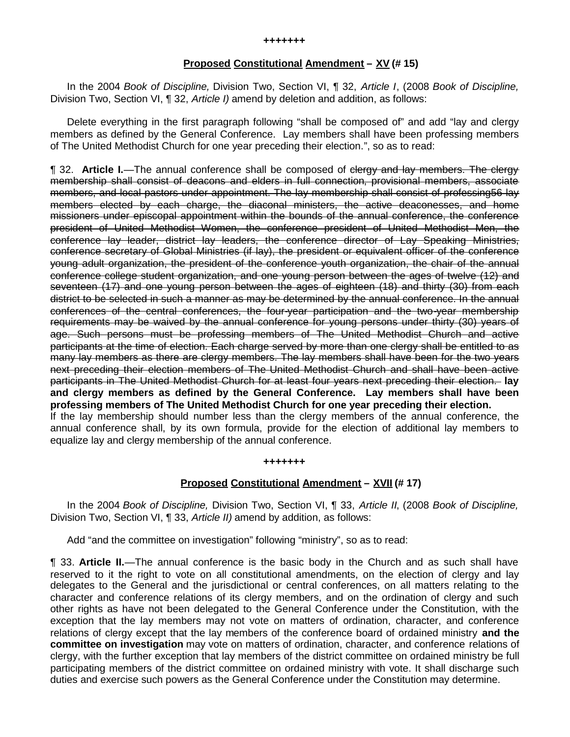+++++++

**Proposed Constitutional Amendment – XV (# 15)**

In the 2004 *Book of Discipline,* Division Two, Section VI, ¶ 32, *Article I*, (2008 *Book of Discipline,* Division Two, Section VI, ¶ 32, *Article I)* amend by deletion and addition, as follows:

Delete everything in the first paragraph following "shall be composed of" and add "lay and clergy members as defined by the General Conference. Lay members shall have been professing members of The United Methodist Church for one year preceding their election.", so as to read:

¶ 32. **Article I.**—The annual conference shall be composed of ~~clergy and lay members. The clergy membership shall consist of deacons and elders in full connection, provisional members, associate members, and local pastors under appointment. The lay membership shall consist of professing56 lay members elected by each charge, the diaconal ministers, the active deaconesses, and home missioners under episcopal appointment within the bounds of the annual conference, the conference president of United Methodist Women, the conference president of United Methodist Men, the conference lay leader, district lay leaders, the conference director of Lay Speaking Ministries, conference secretary of Global Ministries (if lay), the president or equivalent officer of the conference young adult organization, the president of the conference youth organization, the chair of the annual conference college student organization, and one young person between the ages of twelve (12) and seventeen (17) and one young person between the ages of eighteen (18) and thirty (30) from each district to be selected in such a manner as may be determined by the annual conference. In the annual conferences of the central conferences, the four-year participation and the two-year membership requirements may be waived by the annual conference for young persons under thirty (30) years of age. Such persons must be professing members of The United Methodist Church and active participants at the time of election. Each charge served by more than one clergy shall be entitled to as many lay members as there are clergy members. The lay members shall have been for the two years next preceding their election members of The United Methodist Church and shall have been active participants in The United Methodist Church for at least four years next preceding their election.~~ **lay and clergy members as defined by the General Conference. Lay members shall have been professing members of The United Methodist Church for one year preceding their election.**
If the lay membership should number less than the clergy members of the annual conference, the annual conference shall, by its own formula, provide for the election of additional lay members to equalize lay and clergy membership of the annual conference.

+++++++

**Proposed Constitutional Amendment – XVII (# 17)**

In the 2004 *Book of Discipline,* Division Two, Section VI, ¶ 33, *Article II*, (2008 *Book of Discipline,* Division Two, Section VI, ¶ 33, *Article II)* amend by addition, as follows:

Add "and the committee on investigation" following "ministry", so as to read:

¶ 33. **Article II.**—The annual conference is the basic body in the Church and as such shall have reserved to it the right to vote on all constitutional amendments, on the election of clergy and lay delegates to the General and the jurisdictional or central conferences, on all matters relating to the character and conference relations of its clergy members, and on the ordination of clergy and such other rights as have not been delegated to the General Conference under the Constitution, with the exception that the lay members may not vote on matters of ordination, character, and conference relations of clergy except that the lay members of the conference board of ordained ministry **and the committee on investigation** may vote on matters of ordination, character, and conference relations of clergy, with the further exception that lay members of the district committee on ordained ministry be full participating members of the district committee on ordained ministry with vote. It shall discharge such duties and exercise such powers as the General Conference under the Constitution may determine.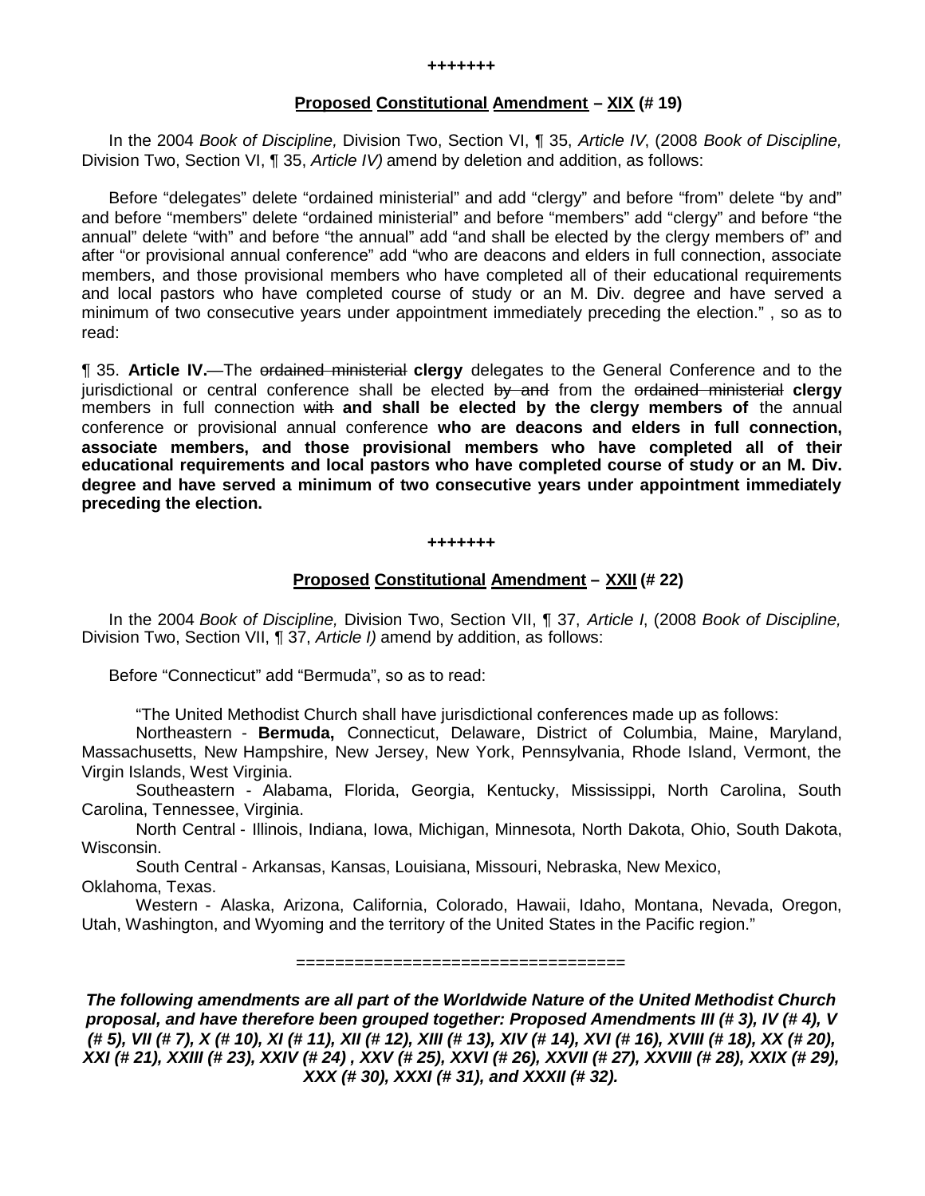+++++++

**Proposed Constitutional Amendment – XIX (# 19)**

In the 2004 *Book of Discipline,* Division Two, Section VI, ¶ 35, *Article IV*, (2008 *Book of Discipline,* Division Two, Section VI, ¶ 35, *Article IV)* amend by deletion and addition, as follows:

Before "delegates" delete "ordained ministerial" and add "clergy" and before "from" delete "by and" and before "members" delete "ordained ministerial" and before "members" add "clergy" and before "the annual" delete "with" and before "the annual" add "and shall be elected by the clergy members of" and after "or provisional annual conference" add "who are deacons and elders in full connection, associate members, and those provisional members who have completed all of their educational requirements and local pastors who have completed course of study or an M. Div. degree and have served a minimum of two consecutive years under appointment immediately preceding the election." , so as to read:

¶ 35. **Article IV.**—The ~~ordained ministerial~~ **clergy** delegates to the General Conference and to the jurisdictional or central conference shall be elected ~~by and~~ from the ~~ordained ministerial~~ **clergy** members in full connection ~~with~~ **and shall be elected by the clergy members of** the annual conference or provisional annual conference **who are deacons and elders in full connection, associate members, and those provisional members who have completed all of their educational requirements and local pastors who have completed course of study or an M. Div. degree and have served a minimum of two consecutive years under appointment immediately preceding the election.**

+++++++

**Proposed Constitutional Amendment – XXII (# 22)**

In the 2004 *Book of Discipline,* Division Two, Section VII, ¶ 37, *Article I*, (2008 *Book of Discipline,* Division Two, Section VII, ¶ 37, *Article I)* amend by addition, as follows:

Before "Connecticut" add "Bermuda", so as to read:

"The United Methodist Church shall have jurisdictional conferences made up as follows:

Northeastern - **Bermuda,** Connecticut, Delaware, District of Columbia, Maine, Maryland, Massachusetts, New Hampshire, New Jersey, New York, Pennsylvania, Rhode Island, Vermont, the Virgin Islands, West Virginia.

Southeastern - Alabama, Florida, Georgia, Kentucky, Mississippi, North Carolina, South Carolina, Tennessee, Virginia.

North Central - Illinois, Indiana, Iowa, Michigan, Minnesota, North Dakota, Ohio, South Dakota, Wisconsin.

South Central - Arkansas, Kansas, Louisiana, Missouri, Nebraska, New Mexico, Oklahoma, Texas.

Western - Alaska, Arizona, California, Colorado, Hawaii, Idaho, Montana, Nevada, Oregon, Utah, Washington, and Wyoming and the territory of the United States in the Pacific region."

==================================

***The following amendments are all part of the Worldwide Nature of the United Methodist Church proposal, and have therefore been grouped together: Proposed Amendments III (# 3), IV (# 4), V (# 5), VII (# 7), X (# 10), XI (# 11), XII (# 12), XIII (# 13), XIV (# 14), XVI (# 16), XVIII (# 18), XX (# 20), XXI (# 21), XXIII (# 23), XXIV (# 24) , XXV (# 25), XXVI (# 26), XXVII (# 27), XXVIII (# 28), XXIX (# 29), XXX (# 30), XXXI (# 31), and XXXII (# 32).***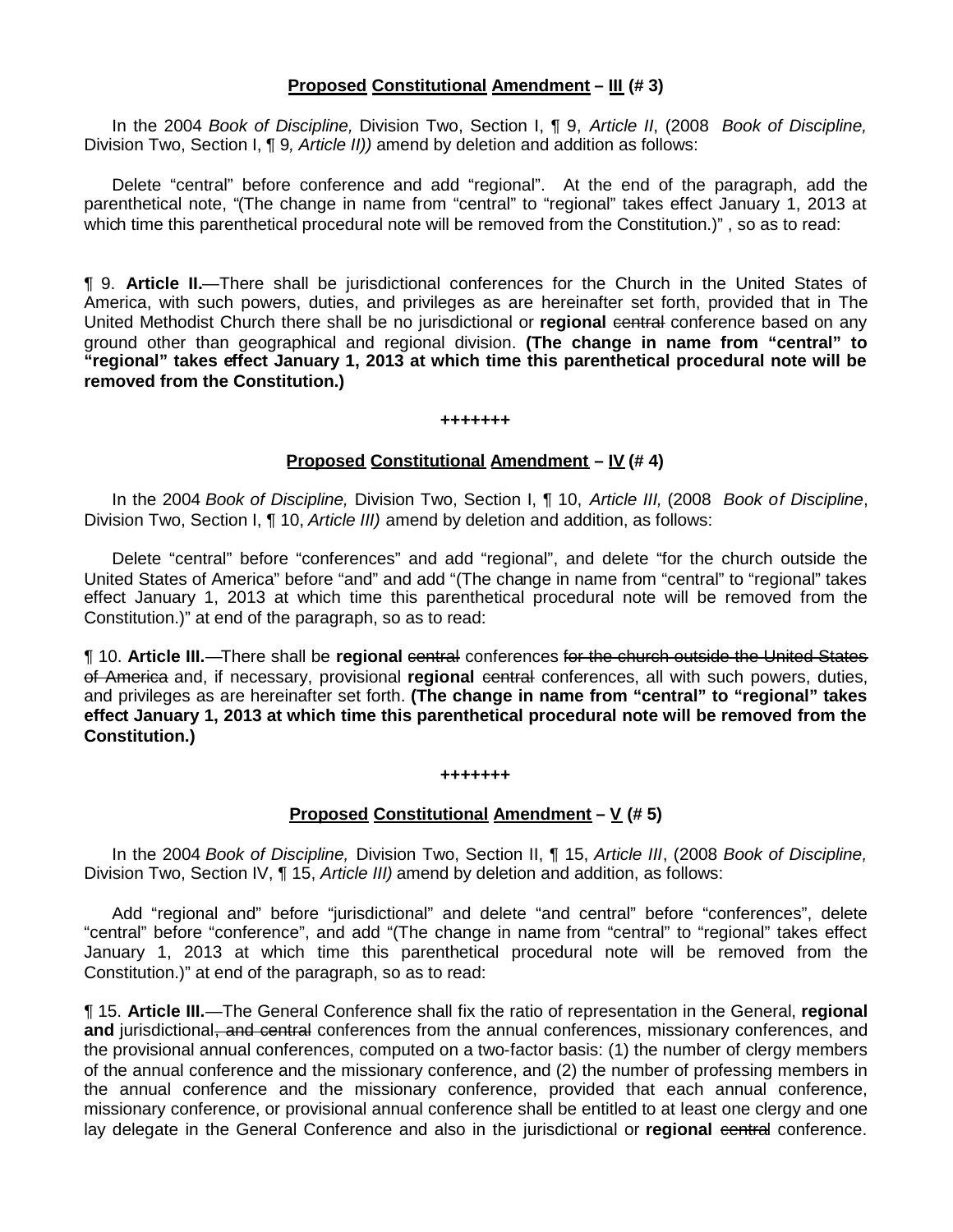**<u>Proposed</u> <u>Constitutional</u> <u>Amendment</u> – <u>III</u> (# 3)**

In the 2004 *Book of Discipline,* Division Two, Section I, ¶ 9, *Article II*, (2008 *Book of Discipline,* Division Two, Section I, ¶ 9*, Article II))* amend by deletion and addition as follows:

Delete "central" before conference and add "regional". At the end of the paragraph, add the parenthetical note, "(The change in name from "central" to "regional" takes effect January 1, 2013 at which time this parenthetical procedural note will be removed from the Constitution.)" , so as to read:

¶ 9. **Article II.**—There shall be jurisdictional conferences for the Church in the United States of America, with such powers, duties, and privileges as are hereinafter set forth, provided that in The United Methodist Church there shall be no jurisdictional or **regional** ~~central~~ conference based on any ground other than geographical and regional division. **(The change in name from "central" to "regional" takes effect January 1, 2013 at which time this parenthetical procedural note will be removed from the Constitution.)**

**+++++++**

**<u>Proposed</u> <u>Constitutional</u> <u>Amendment</u> – <u>IV</u> (# 4)**

In the 2004 *Book of Discipline,* Division Two, Section I, ¶ 10, *Article III,* (2008 *Book of Discipline*, Division Two, Section I, ¶ 10, *Article III)* amend by deletion and addition, as follows:

Delete "central" before "conferences" and add "regional", and delete "for the church outside the United States of America" before "and" and add "(The change in name from "central" to "regional" takes effect January 1, 2013 at which time this parenthetical procedural note will be removed from the Constitution.)" at end of the paragraph, so as to read:

¶ 10. **Article III.**—There shall be **regional** ~~central~~ conferences ~~for the church outside the United States of America~~ and, if necessary, provisional **regional** ~~central~~ conferences, all with such powers, duties, and privileges as are hereinafter set forth. **(The change in name from "central" to "regional" takes effect January 1, 2013 at which time this parenthetical procedural note will be removed from the Constitution.)**

**+++++++**

**<u>Proposed</u> <u>Constitutional</u> <u>Amendment</u> – <u>V</u> (# 5)**

In the 2004 *Book of Discipline,* Division Two, Section II, ¶ 15, *Article III*, (2008 *Book of Discipline,* Division Two, Section IV, ¶ 15, *Article III)* amend by deletion and addition, as follows:

Add "regional and" before "jurisdictional" and delete "and central" before "conferences", delete "central" before "conference", and add "(The change in name from "central" to "regional" takes effect January 1, 2013 at which time this parenthetical procedural note will be removed from the Constitution.)" at end of the paragraph, so as to read:

¶ 15. **Article III.**—The General Conference shall fix the ratio of representation in the General, **regional and** jurisdictional~~, and central~~ conferences from the annual conferences, missionary conferences, and the provisional annual conferences, computed on a two-factor basis: (1) the number of clergy members of the annual conference and the missionary conference, and (2) the number of professing members in the annual conference and the missionary conference, provided that each annual conference, missionary conference, or provisional annual conference shall be entitled to at least one clergy and one lay delegate in the General Conference and also in the jurisdictional or **regional** ~~central~~ conference.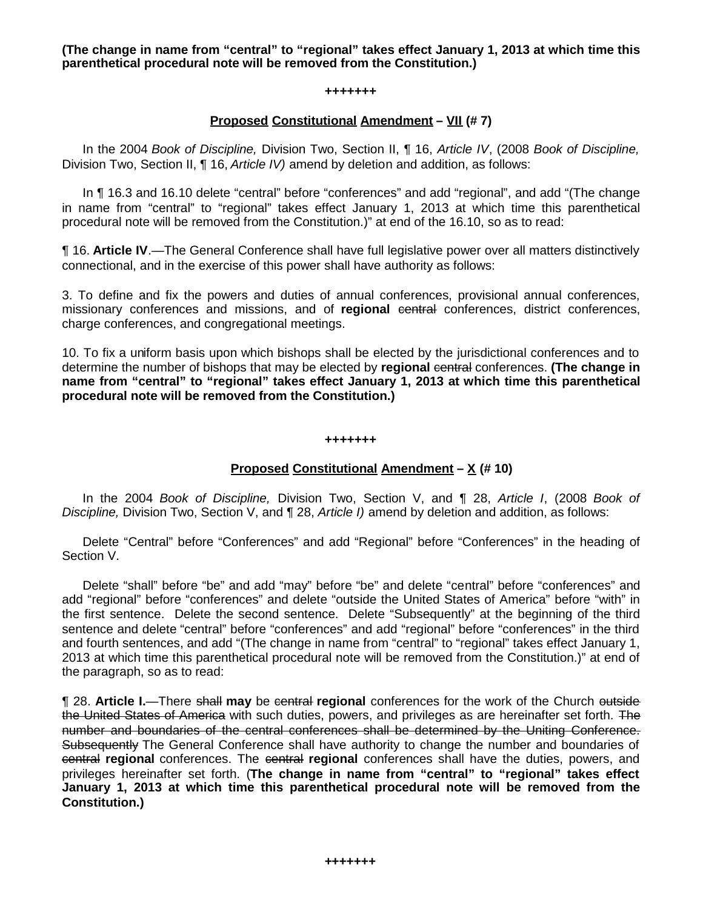**(The change in name from “central” to “regional” takes effect January 1, 2013 at which time this parenthetical procedural note will be removed from the Constitution.)**

**+++++++**

## Proposed Constitutional Amendment – VII (# 7)

In the 2004 *Book of Discipline,* Division Two, Section II, ¶ 16, *Article IV*, (2008 *Book of Discipline,* Division Two, Section II, ¶ 16, *Article IV)* amend by deletion and addition, as follows:

In ¶ 16.3 and 16.10 delete “central” before “conferences” and add “regional”, and add “(The change in name from “central” to “regional” takes effect January 1, 2013 at which time this parenthetical procedural note will be removed from the Constitution.)” at end of the 16.10, so as to read:

¶ 16. **Article IV**.—The General Conference shall have full legislative power over all matters distinctively connectional, and in the exercise of this power shall have authority as follows:

3. To define and fix the powers and duties of annual conferences, provisional annual conferences, missionary conferences and missions, and of **regional** ~~central~~ conferences, district conferences, charge conferences, and congregational meetings.

10. To fix a uniform basis upon which bishops shall be elected by the jurisdictional conferences and to determine the number of bishops that may be elected by **regional** ~~central~~ conferences. **(The change in name from “central” to “regional” takes effect January 1, 2013 at which time this parenthetical procedural note will be removed from the Constitution.)**

**+++++++**

## Proposed Constitutional Amendment – X (# 10)

In the 2004 *Book of Discipline,* Division Two, Section V, and ¶ 28, *Article I*, (2008 *Book of Discipline,* Division Two, Section V, and ¶ 28, *Article I)* amend by deletion and addition, as follows:

Delete “Central” before “Conferences” and add “Regional” before “Conferences” in the heading of Section V.

Delete “shall” before “be” and add “may” before “be” and delete “central” before “conferences” and add “regional” before “conferences” and delete “outside the United States of America” before “with” in the first sentence. Delete the second sentence. Delete “Subsequently” at the beginning of the third sentence and delete “central” before “conferences” and add “regional” before “conferences” in the third and fourth sentences, and add “(The change in name from “central” to “regional” takes effect January 1, 2013 at which time this parenthetical procedural note will be removed from the Constitution.)” at end of the paragraph, so as to read:

¶ 28. **Article I.**—There ~~shall~~ **may** be ~~central~~ **regional** conferences for the work of the Church ~~outside the United States of America~~ with such duties, powers, and privileges as are hereinafter set forth. ~~The number and boundaries of the central conferences shall be determined by the Uniting Conference. Subsequently~~ The General Conference shall have authority to change the number and boundaries of ~~central~~ **regional** conferences. The ~~central~~ **regional** conferences shall have the duties, powers, and privileges hereinafter set forth. (**The change in name from “central” to “regional” takes effect January 1, 2013 at which time this parenthetical procedural note will be removed from the Constitution.)**

**+++++++**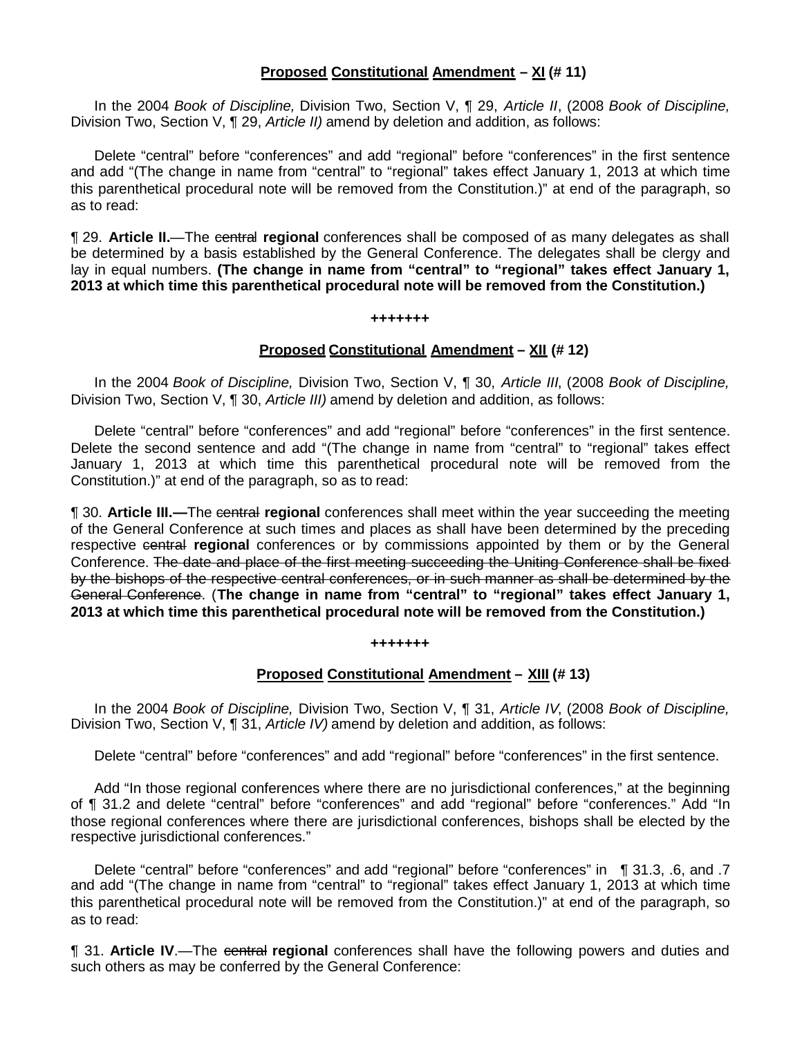## **Proposed Constitutional Amendment – XI (# 11)**

In the 2004 *Book of Discipline,* Division Two, Section V, ¶ 29, *Article II*, (2008 *Book of Discipline,* Division Two, Section V, ¶ 29, *Article II)* amend by deletion and addition, as follows:

Delete "central" before "conferences" and add "regional" before "conferences" in the first sentence and add "(The change in name from "central" to "regional" takes effect January 1, 2013 at which time this parenthetical procedural note will be removed from the Constitution.)" at end of the paragraph, so as to read:

¶ 29. **Article II.**—The ~~central~~ **regional** conferences shall be composed of as many delegates as shall be determined by a basis established by the General Conference. The delegates shall be clergy and lay in equal numbers. **(The change in name from "central" to "regional" takes effect January 1, 2013 at which time this parenthetical procedural note will be removed from the Constitution.)**

**+++++++**

## **Proposed Constitutional Amendment – XII (# 12)**

In the 2004 *Book of Discipline,* Division Two, Section V, ¶ 30, *Article III*, (2008 *Book of Discipline,* Division Two, Section V, ¶ 30, *Article III)* amend by deletion and addition, as follows:

Delete "central" before "conferences" and add "regional" before "conferences" in the first sentence. Delete the second sentence and add "(The change in name from "central" to "regional" takes effect January 1, 2013 at which time this parenthetical procedural note will be removed from the Constitution.)" at end of the paragraph, so as to read:

¶ 30. **Article III.—**The ~~central~~ **regional** conferences shall meet within the year succeeding the meeting of the General Conference at such times and places as shall have been determined by the preceding respective ~~central~~ **regional** conferences or by commissions appointed by them or by the General Conference. ~~The date and place of the first meeting succeeding the Uniting Conference shall be fixed by the bishops of the respective central conferences, or in such manner as shall be determined by the General Conference~~. (**The change in name from "central" to "regional" takes effect January 1, 2013 at which time this parenthetical procedural note will be removed from the Constitution.)**

**+++++++**

## **Proposed Constitutional Amendment – XIII (# 13)**

In the 2004 *Book of Discipline,* Division Two, Section V, ¶ 31, *Article IV*, (2008 *Book of Discipline,* Division Two, Section V, ¶ 31, *Article IV)* amend by deletion and addition, as follows:

Delete "central" before "conferences" and add "regional" before "conferences" in the first sentence.

Add "In those regional conferences where there are no jurisdictional conferences," at the beginning of ¶ 31.2 and delete "central" before "conferences" and add "regional" before "conferences." Add "In those regional conferences where there are jurisdictional conferences, bishops shall be elected by the respective jurisdictional conferences."

Delete "central" before "conferences" and add "regional" before "conferences" in ¶ 31.3, .6, and .7 and add "(The change in name from "central" to "regional" takes effect January 1, 2013 at which time this parenthetical procedural note will be removed from the Constitution.)" at end of the paragraph, so as to read:

¶ 31. **Article IV**.—The ~~central~~ **regional** conferences shall have the following powers and duties and such others as may be conferred by the General Conference: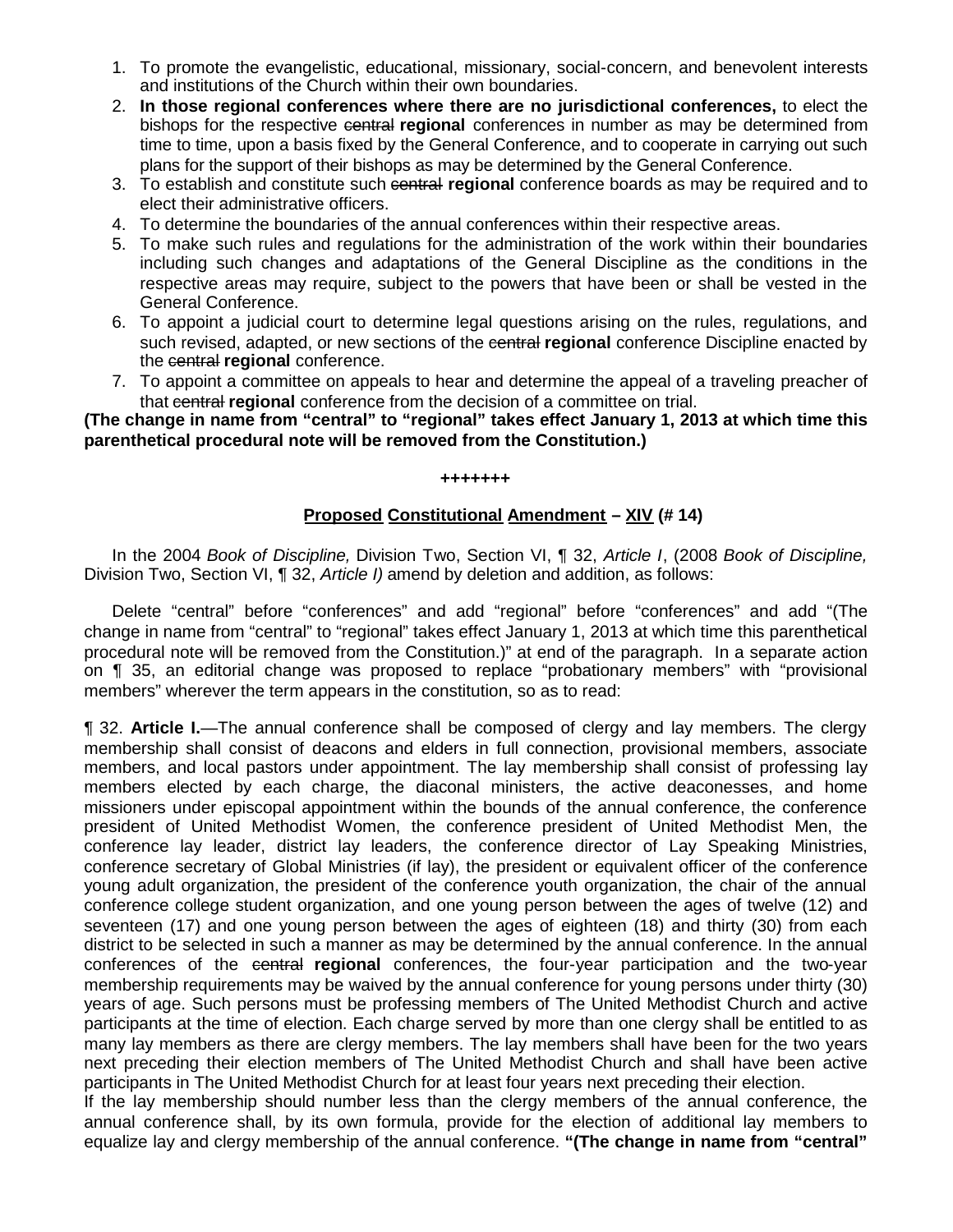1. To promote the evangelistic, educational, missionary, social-concern, and benevolent interests and institutions of the Church within their own boundaries.
2. **In those regional conferences where there are no jurisdictional conferences,** to elect the bishops for the respective ~~central~~ **regional** conferences in number as may be determined from time to time, upon a basis fixed by the General Conference, and to cooperate in carrying out such plans for the support of their bishops as may be determined by the General Conference.
3. To establish and constitute such ~~central~~ **regional** conference boards as may be required and to elect their administrative officers.
4. To determine the boundaries of the annual conferences within their respective areas.
5. To make such rules and regulations for the administration of the work within their boundaries including such changes and adaptations of the General Discipline as the conditions in the respective areas may require, subject to the powers that have been or shall be vested in the General Conference.
6. To appoint a judicial court to determine legal questions arising on the rules, regulations, and such revised, adapted, or new sections of the ~~central~~ **regional** conference Discipline enacted by the ~~central~~ **regional** conference.
7. To appoint a committee on appeals to hear and determine the appeal of a traveling preacher of that ~~central~~ **regional** conference from the decision of a committee on trial.

**(The change in name from "central" to "regional" takes effect January 1, 2013 at which time this parenthetical procedural note will be removed from the Constitution.)**

**+++++++**

## **Proposed Constitutional Amendment – XIV (# 14)**

In the 2004 *Book of Discipline,* Division Two, Section VI, ¶ 32, *Article I*, (2008 *Book of Discipline,* Division Two, Section VI, ¶ 32, *Article I)* amend by deletion and addition, as follows:

Delete "central" before "conferences" and add "regional" before "conferences" and add "(The change in name from "central" to "regional" takes effect January 1, 2013 at which time this parenthetical procedural note will be removed from the Constitution.)" at end of the paragraph. In a separate action on ¶ 35, an editorial change was proposed to replace "probationary members" with "provisional members" wherever the term appears in the constitution, so as to read:

¶ 32. **Article I.**—The annual conference shall be composed of clergy and lay members. The clergy membership shall consist of deacons and elders in full connection, provisional members, associate members, and local pastors under appointment. The lay membership shall consist of professing lay members elected by each charge, the diaconal ministers, the active deaconesses, and home missioners under episcopal appointment within the bounds of the annual conference, the conference president of United Methodist Women, the conference president of United Methodist Men, the conference lay leader, district lay leaders, the conference director of Lay Speaking Ministries, conference secretary of Global Ministries (if lay), the president or equivalent officer of the conference young adult organization, the president of the conference youth organization, the chair of the annual conference college student organization, and one young person between the ages of twelve (12) and seventeen (17) and one young person between the ages of eighteen (18) and thirty (30) from each district to be selected in such a manner as may be determined by the annual conference. In the annual conferences of the ~~central~~ **regional** conferences, the four-year participation and the two-year membership requirements may be waived by the annual conference for young persons under thirty (30) years of age. Such persons must be professing members of The United Methodist Church and active participants at the time of election. Each charge served by more than one clergy shall be entitled to as many lay members as there are clergy members. The lay members shall have been for the two years next preceding their election members of The United Methodist Church and shall have been active participants in The United Methodist Church for at least four years next preceding their election.
If the lay membership should number less than the clergy members of the annual conference, the annual conference shall, by its own formula, provide for the election of additional lay members to equalize lay and clergy membership of the annual conference. **"(The change in name from "central"**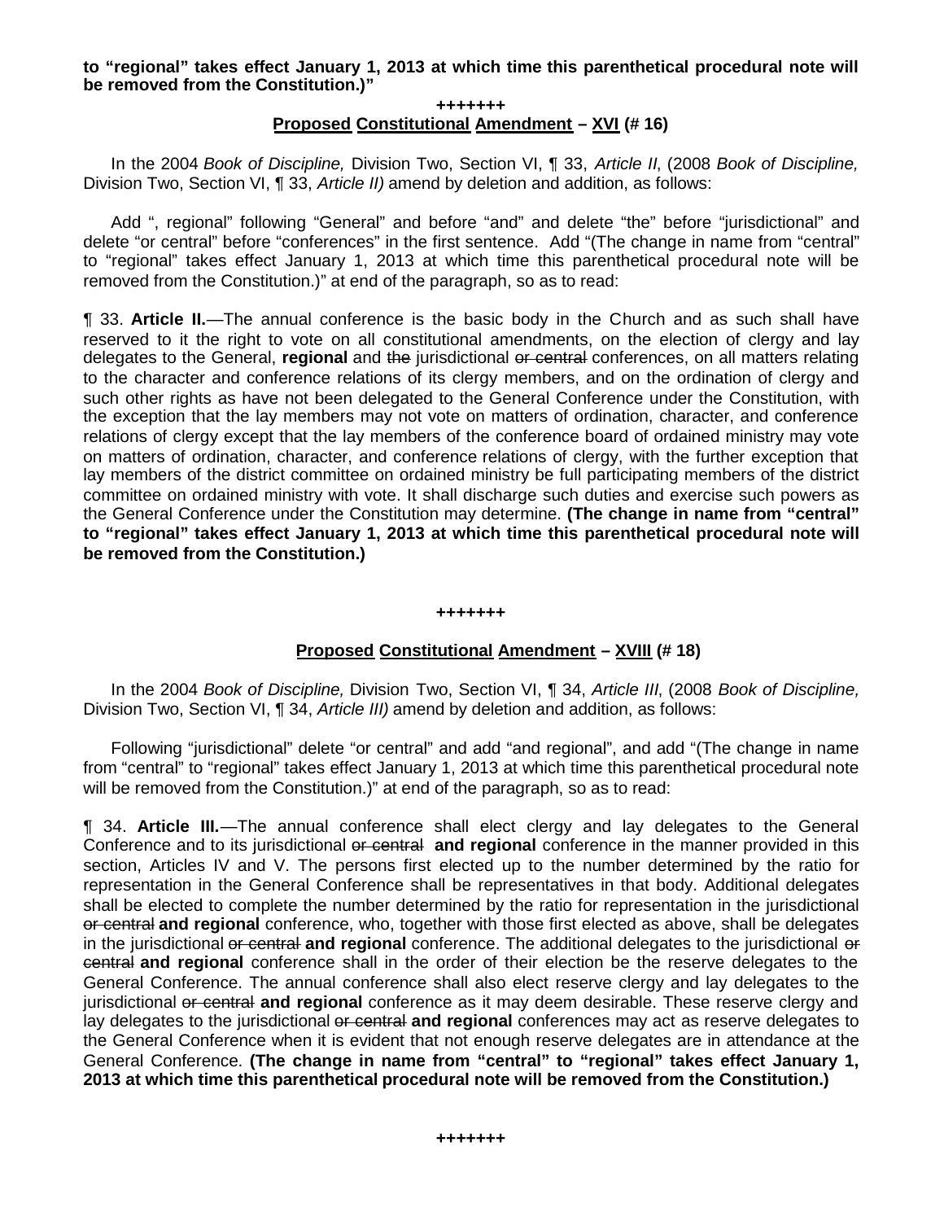**to "regional" takes effect January 1, 2013 at which time this parenthetical procedural note will be removed from the Constitution.)"**

**+++++++**

**<u>Proposed</u> <u>Constitutional</u> <u>Amendment</u> – <u>XVI</u> (# 16)**

In the 2004 *Book of Discipline,* Division Two, Section VI, ¶ 33, *Article II*, (2008 *Book of Discipline,* Division Two, Section VI, ¶ 33, *Article II)* amend by deletion and addition, as follows:

Add ", regional" following "General" and before "and" and delete "the" before "jurisdictional" and delete "or central" before "conferences" in the first sentence. Add "(The change in name from "central" to "regional" takes effect January 1, 2013 at which time this parenthetical procedural note will be removed from the Constitution.)" at end of the paragraph, so as to read:

¶ 33. **Article II.**—The annual conference is the basic body in the Church and as such shall have reserved to it the right to vote on all constitutional amendments, on the election of clergy and lay delegates to the General, **regional** and ~~the~~ jurisdictional ~~or central~~ conferences, on all matters relating to the character and conference relations of its clergy members, and on the ordination of clergy and such other rights as have not been delegated to the General Conference under the Constitution, with the exception that the lay members may not vote on matters of ordination, character, and conference relations of clergy except that the lay members of the conference board of ordained ministry may vote on matters of ordination, character, and conference relations of clergy, with the further exception that lay members of the district committee on ordained ministry be full participating members of the district committee on ordained ministry with vote. It shall discharge such duties and exercise such powers as the General Conference under the Constitution may determine. **(The change in name from "central" to "regional" takes effect January 1, 2013 at which time this parenthetical procedural note will be removed from the Constitution.)**

**+++++++**

**<u>Proposed</u> <u>Constitutional</u> <u>Amendment</u> – <u>XVIII</u> (# 18)**

In the 2004 *Book of Discipline,* Division Two, Section VI, ¶ 34, *Article III*, (2008 *Book of Discipline,* Division Two, Section VI, ¶ 34, *Article III)* amend by deletion and addition, as follows:

Following "jurisdictional" delete "or central" and add "and regional", and add "(The change in name from "central" to "regional" takes effect January 1, 2013 at which time this parenthetical procedural note will be removed from the Constitution.)" at end of the paragraph, so as to read:

¶ 34. **Article III.**—The annual conference shall elect clergy and lay delegates to the General Conference and to its jurisdictional ~~or central~~ **and regional** conference in the manner provided in this section, Articles IV and V. The persons first elected up to the number determined by the ratio for representation in the General Conference shall be representatives in that body. Additional delegates shall be elected to complete the number determined by the ratio for representation in the jurisdictional ~~or central~~ **and regional** conference, who, together with those first elected as above, shall be delegates in the jurisdictional ~~or central~~ **and regional** conference. The additional delegates to the jurisdictional ~~or central~~ **and regional** conference shall in the order of their election be the reserve delegates to the General Conference. The annual conference shall also elect reserve clergy and lay delegates to the jurisdictional ~~or central~~ **and regional** conference as it may deem desirable. These reserve clergy and lay delegates to the jurisdictional ~~or central~~ **and regional** conferences may act as reserve delegates to the General Conference when it is evident that not enough reserve delegates are in attendance at the General Conference. **(The change in name from "central" to "regional" takes effect January 1, 2013 at which time this parenthetical procedural note will be removed from the Constitution.)**

**+++++++**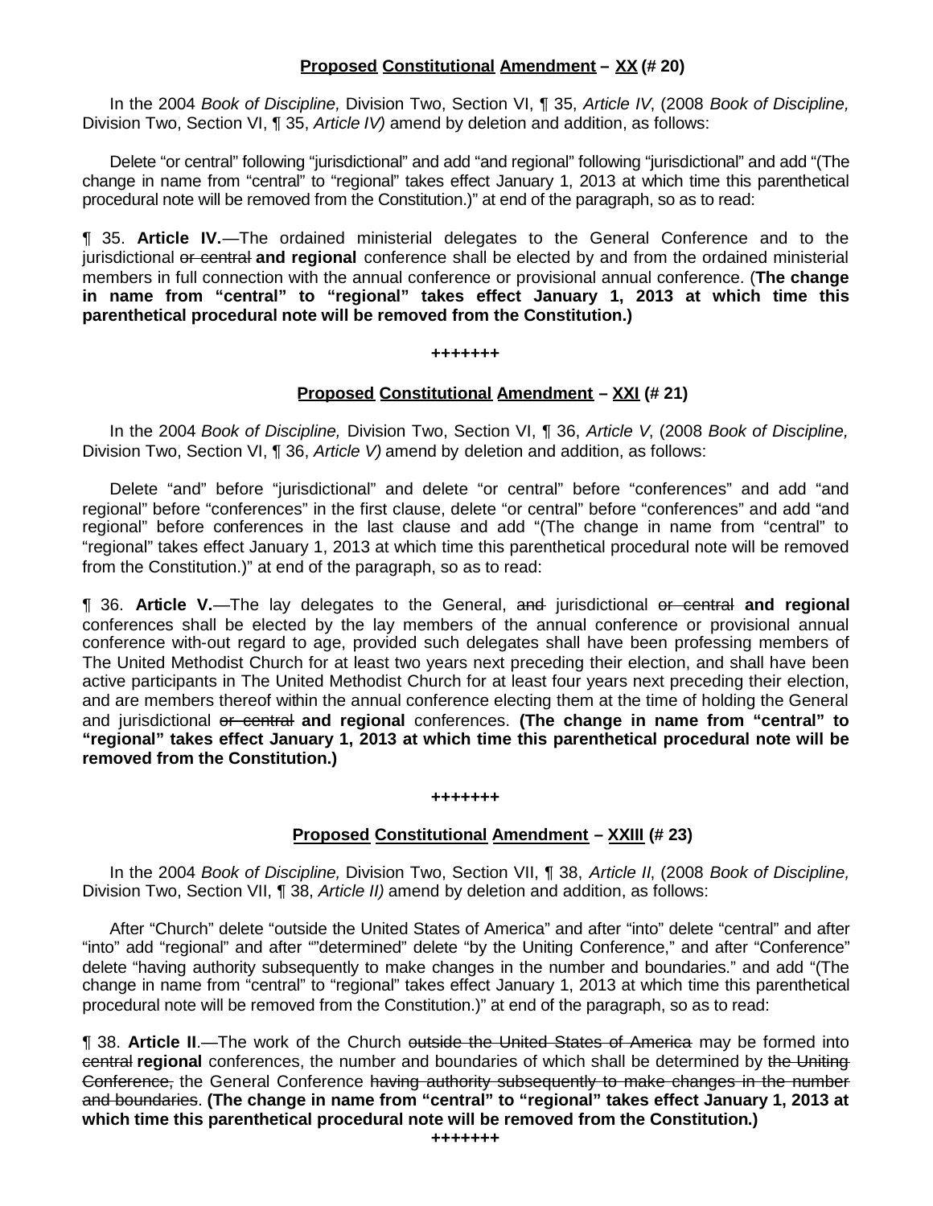## **Proposed Constitutional Amendment – XX (# 20)**

In the 2004 *Book of Discipline,* Division Two, Section VI, ¶ 35, *Article IV*, (2008 *Book of Discipline,* Division Two, Section VI, ¶ 35, *Article IV)* amend by deletion and addition, as follows:

Delete "or central" following "jurisdictional" and add "and regional" following "jurisdictional" and add "(The change in name from "central" to "regional" takes effect January 1, 2013 at which time this parenthetical procedural note will be removed from the Constitution.)" at end of the paragraph, so as to read:

¶ 35. **Article IV.**—The ordained ministerial delegates to the General Conference and to the jurisdictional ~~or central~~ **and regional** conference shall be elected by and from the ordained ministerial members in full connection with the annual conference or provisional annual conference. (**The change in name from "central" to "regional" takes effect January 1, 2013 at which time this parenthetical procedural note will be removed from the Constitution.)**

+++++++

## **Proposed Constitutional Amendment – XXI (# 21)**

In the 2004 *Book of Discipline,* Division Two, Section VI, ¶ 36, *Article V*, (2008 *Book of Discipline,* Division Two, Section VI, ¶ 36, *Article V)* amend by deletion and addition, as follows:

Delete "and" before "jurisdictional" and delete "or central" before "conferences" and add "and regional" before "conferences" in the first clause, delete "or central" before "conferences" and add "and regional" before conferences in the last clause and add "(The change in name from "central" to "regional" takes effect January 1, 2013 at which time this parenthetical procedural note will be removed from the Constitution.)" at end of the paragraph, so as to read:

¶ 36. **Article V.**—The lay delegates to the General, ~~and~~ jurisdictional ~~or central~~ **and regional** conferences shall be elected by the lay members of the annual conference or provisional annual conference with-out regard to age, provided such delegates shall have been professing members of The United Methodist Church for at least two years next preceding their election, and shall have been active participants in The United Methodist Church for at least four years next preceding their election, and are members thereof within the annual conference electing them at the time of holding the General and jurisdictional ~~or central~~ **and regional** conferences. **(The change in name from "central" to "regional" takes effect January 1, 2013 at which time this parenthetical procedural note will be removed from the Constitution.)**

+++++++

## **Proposed Constitutional Amendment – XXIII (# 23)**

In the 2004 *Book of Discipline,* Division Two, Section VII, ¶ 38, *Article II*, (2008 *Book of Discipline,* Division Two, Section VII, ¶ 38, *Article II)* amend by deletion and addition, as follows:

After "Church" delete "outside the United States of America" and after "into" delete "central" and after "into" add "regional" and after ""determined" delete "by the Uniting Conference," and after "Conference" delete "having authority subsequently to make changes in the number and boundaries." and add "(The change in name from "central" to "regional" takes effect January 1, 2013 at which time this parenthetical procedural note will be removed from the Constitution.)" at end of the paragraph, so as to read:

¶ 38. **Article II**.—The work of the Church ~~outside the United States of America~~ may be formed into ~~central~~ **regional** conferences, the number and boundaries of which shall be determined by ~~the Uniting Conference,~~ the General Conference ~~having authority subsequently to make changes in the number and boundaries~~. **(The change in name from "central" to "regional" takes effect January 1, 2013 at which time this parenthetical procedural note will be removed from the Constitution.)**

+++++++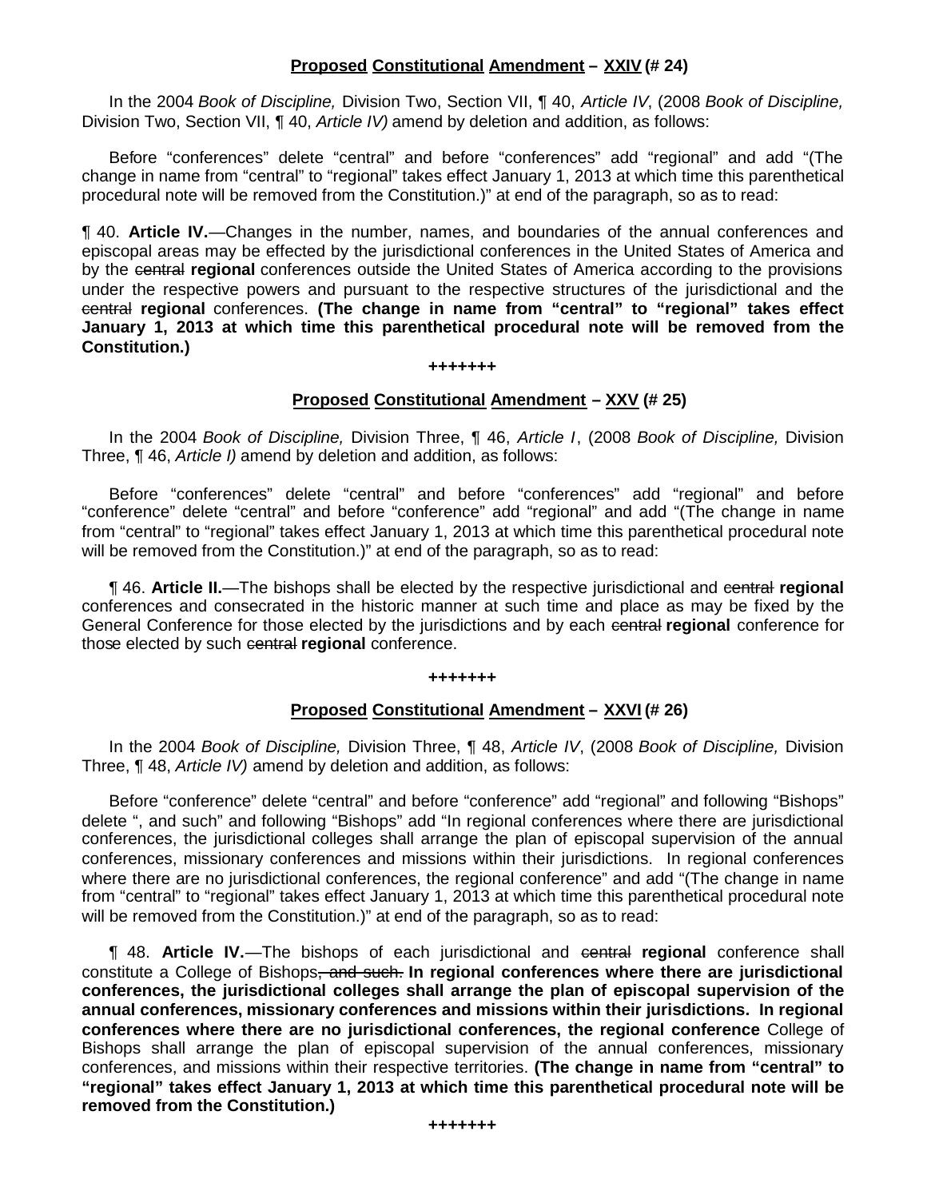**<u>Proposed</u> <u>Constitutional</u> <u>Amendment</u> – <u>XXIV</u> (# 24)**

In the 2004 *Book of Discipline,* Division Two, Section VII, ¶ 40, *Article IV*, (2008 *Book of Discipline,* Division Two, Section VII, ¶ 40, *Article IV)* amend by deletion and addition, as follows:

Before "conferences" delete "central" and before "conferences" add "regional" and add "(The change in name from "central" to "regional" takes effect January 1, 2013 at which time this parenthetical procedural note will be removed from the Constitution.)" at end of the paragraph, so as to read:

¶ 40. **Article IV.**—Changes in the number, names, and boundaries of the annual conferences and episcopal areas may be effected by the jurisdictional conferences in the United States of America and by the ~~central~~ **regional** conferences outside the United States of America according to the provisions under the respective powers and pursuant to the respective structures of the jurisdictional and the ~~central~~ **regional** conferences. **(The change in name from "central" to "regional" takes effect January 1, 2013 at which time this parenthetical procedural note will be removed from the Constitution.)**

+++++++

**<u>Proposed</u> <u>Constitutional</u> <u>Amendment</u> – <u>XXV</u> (# 25)**

In the 2004 *Book of Discipline,* Division Three, ¶ 46, *Article I*, (2008 *Book of Discipline,* Division Three, ¶ 46, *Article I)* amend by deletion and addition, as follows:

Before "conferences" delete "central" and before "conferences" add "regional" and before "conference" delete "central" and before "conference" add "regional" and add "(The change in name from "central" to "regional" takes effect January 1, 2013 at which time this parenthetical procedural note will be removed from the Constitution.)" at end of the paragraph, so as to read:

¶ 46. **Article II.**—The bishops shall be elected by the respective jurisdictional and ~~central~~ **regional** conferences and consecrated in the historic manner at such time and place as may be fixed by the General Conference for those elected by the jurisdictions and by each ~~central~~ **regional** conference for those elected by such ~~central~~ **regional** conference.

+++++++

**<u>Proposed</u> <u>Constitutional</u> <u>Amendment</u> – <u>XXVI</u> (# 26)**

In the 2004 *Book of Discipline,* Division Three, ¶ 48, *Article IV*, (2008 *Book of Discipline,* Division Three, ¶ 48, *Article IV)* amend by deletion and addition, as follows:

Before "conference" delete "central" and before "conference" add "regional" and following "Bishops" delete ", and such" and following "Bishops" add "In regional conferences where there are jurisdictional conferences, the jurisdictional colleges shall arrange the plan of episcopal supervision of the annual conferences, missionary conferences and missions within their jurisdictions. In regional conferences where there are no jurisdictional conferences, the regional conference" and add "(The change in name from "central" to "regional" takes effect January 1, 2013 at which time this parenthetical procedural note will be removed from the Constitution.)" at end of the paragraph, so as to read:

¶ 48. **Article IV.**—The bishops of each jurisdictional and ~~central~~ **regional** conference shall constitute a College of Bishops~~, and such.~~ **In regional conferences where there are jurisdictional conferences, the jurisdictional colleges shall arrange the plan of episcopal supervision of the annual conferences, missionary conferences and missions within their jurisdictions. In regional conferences where there are no jurisdictional conferences, the regional conference** College of Bishops shall arrange the plan of episcopal supervision of the annual conferences, missionary conferences, and missions within their respective territories. **(The change in name from "central" to "regional" takes effect January 1, 2013 at which time this parenthetical procedural note will be removed from the Constitution.)**

+++++++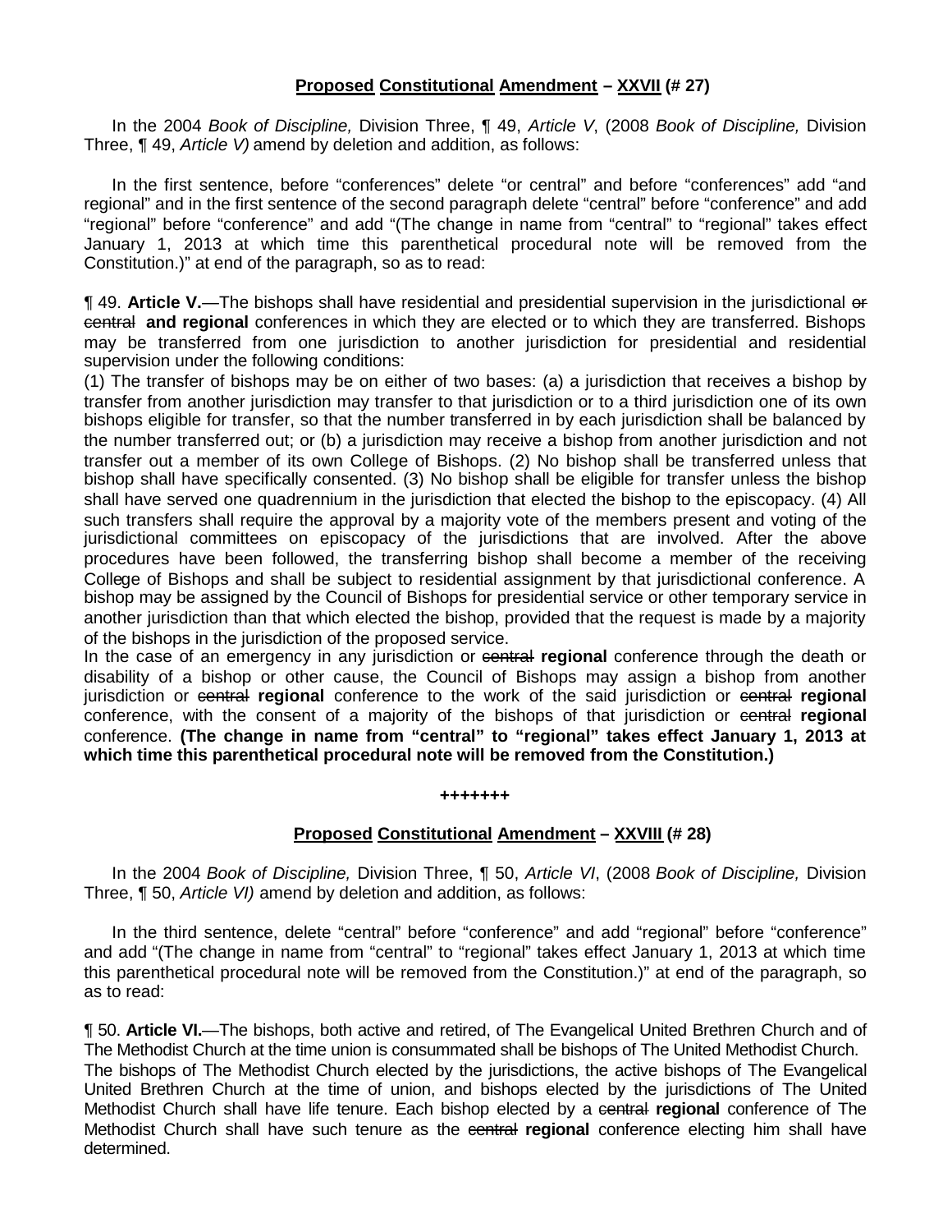**<u>Proposed</u> <u>Constitutional</u> <u>Amendment</u> – <u>XXVII</u> (# 27)**

In the 2004 *Book of Discipline,* Division Three, ¶ 49, *Article V*, (2008 *Book of Discipline,* Division Three, ¶ 49, *Article V)* amend by deletion and addition, as follows:

In the first sentence, before "conferences" delete "or central" and before "conferences" add "and regional" and in the first sentence of the second paragraph delete "central" before "conference" and add "regional" before "conference" and add "(The change in name from "central" to "regional" takes effect January 1, 2013 at which time this parenthetical procedural note will be removed from the Constitution.)" at end of the paragraph, so as to read:

¶ 49. **Article V.**—The bishops shall have residential and presidential supervision in the jurisdictional ~~or central~~ **and regional** conferences in which they are elected or to which they are transferred. Bishops may be transferred from one jurisdiction to another jurisdiction for presidential and residential supervision under the following conditions:
(1) The transfer of bishops may be on either of two bases: (a) a jurisdiction that receives a bishop by transfer from another jurisdiction may transfer to that jurisdiction or to a third jurisdiction one of its own bishops eligible for transfer, so that the number transferred in by each jurisdiction shall be balanced by the number transferred out; or (b) a jurisdiction may receive a bishop from another jurisdiction and not transfer out a member of its own College of Bishops. (2) No bishop shall be transferred unless that bishop shall have specifically consented. (3) No bishop shall be eligible for transfer unless the bishop shall have served one quadrennium in the jurisdiction that elected the bishop to the episcopacy. (4) All such transfers shall require the approval by a majority vote of the members present and voting of the jurisdictional committees on episcopacy of the jurisdictions that are involved. After the above procedures have been followed, the transferring bishop shall become a member of the receiving College of Bishops and shall be subject to residential assignment by that jurisdictional conference. A bishop may be assigned by the Council of Bishops for presidential service or other temporary service in another jurisdiction than that which elected the bishop, provided that the request is made by a majority of the bishops in the jurisdiction of the proposed service.
In the case of an emergency in any jurisdiction or ~~central~~ **regional** conference through the death or disability of a bishop or other cause, the Council of Bishops may assign a bishop from another jurisdiction or ~~central~~ **regional** conference to the work of the said jurisdiction or ~~central~~ **regional** conference, with the consent of a majority of the bishops of that jurisdiction or ~~central~~ **regional** conference. **(The change in name from "central" to "regional" takes effect January 1, 2013 at which time this parenthetical procedural note will be removed from the Constitution.)**

+++++++

**<u>Proposed</u> <u>Constitutional</u> <u>Amendment</u> – <u>XXVIII</u> (# 28)**

In the 2004 *Book of Discipline,* Division Three, ¶ 50, *Article VI*, (2008 *Book of Discipline,* Division Three, ¶ 50, *Article VI)* amend by deletion and addition, as follows:

In the third sentence, delete "central" before "conference" and add "regional" before "conference" and add "(The change in name from "central" to "regional" takes effect January 1, 2013 at which time this parenthetical procedural note will be removed from the Constitution.)" at end of the paragraph, so as to read:

¶ 50. **Article VI.**—The bishops, both active and retired, of The Evangelical United Brethren Church and of The Methodist Church at the time union is consummated shall be bishops of The United Methodist Church.
The bishops of The Methodist Church elected by the jurisdictions, the active bishops of The Evangelical United Brethren Church at the time of union, and bishops elected by the jurisdictions of The United Methodist Church shall have life tenure. Each bishop elected by a ~~central~~ **regional** conference of The Methodist Church shall have such tenure as the ~~central~~ **regional** conference electing him shall have determined.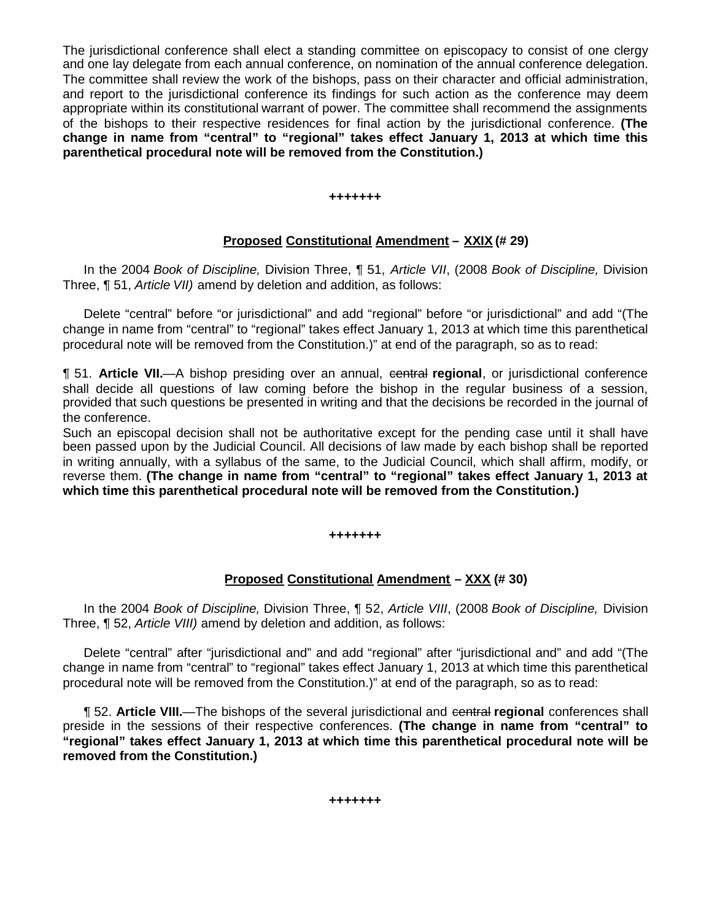The jurisdictional conference shall elect a standing committee on episcopacy to consist of one clergy and one lay delegate from each annual conference, on nomination of the annual conference delegation. The committee shall review the work of the bishops, pass on their character and official administration, and report to the jurisdictional conference its findings for such action as the conference may deem appropriate within its constitutional warrant of power. The committee shall recommend the assignments of the bishops to their respective residences for final action by the jurisdictional conference. **(The change in name from "central" to "regional" takes effect January 1, 2013 at which time this parenthetical procedural note will be removed from the Constitution.)**

**+++++++**

### Proposed Constitutional Amendment – XXIX (# 29)

In the 2004 *Book of Discipline,* Division Three, ¶ 51, *Article VII*, (2008 *Book of Discipline,* Division Three, ¶ 51, *Article VII)* amend by deletion and addition, as follows:

Delete "central" before "or jurisdictional" and add "regional" before "or jurisdictional" and add "(The change in name from "central" to "regional" takes effect January 1, 2013 at which time this parenthetical procedural note will be removed from the Constitution.)" at end of the paragraph, so as to read:

¶ 51. **Article VII.**—A bishop presiding over an annual, ~~central~~ **regional**, or jurisdictional conference shall decide all questions of law coming before the bishop in the regular business of a session, provided that such questions be presented in writing and that the decisions be recorded in the journal of the conference.

Such an episcopal decision shall not be authoritative except for the pending case until it shall have been passed upon by the Judicial Council. All decisions of law made by each bishop shall be reported in writing annually, with a syllabus of the same, to the Judicial Council, which shall affirm, modify, or reverse them. **(The change in name from "central" to "regional" takes effect January 1, 2013 at which time this parenthetical procedural note will be removed from the Constitution.)**

**+++++++**

### Proposed Constitutional Amendment – XXX (# 30)

In the 2004 *Book of Discipline,* Division Three, ¶ 52, *Article VIII*, (2008 *Book of Discipline,* Division Three, ¶ 52, *Article VIII)* amend by deletion and addition, as follows:

Delete "central" after "jurisdictional and" and add "regional" after "jurisdictional and" and add "(The change in name from "central" to "regional" takes effect January 1, 2013 at which time this parenthetical procedural note will be removed from the Constitution.)" at end of the paragraph, so as to read:

¶ 52. **Article VIII.**—The bishops of the several jurisdictional and ~~central~~ **regional** conferences shall preside in the sessions of their respective conferences. **(The change in name from "central" to "regional" takes effect January 1, 2013 at which time this parenthetical procedural note will be removed from the Constitution.)**

**+++++++**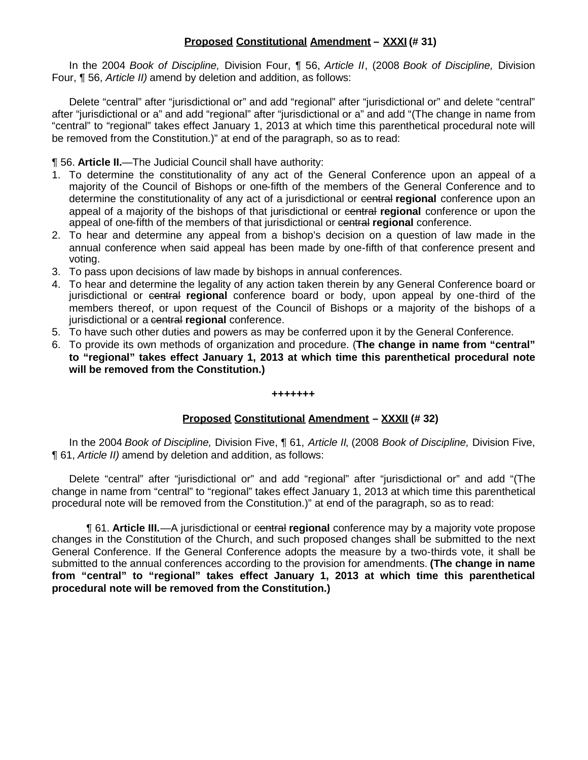## Proposed Constitutional Amendment – XXXI (# 31)

In the 2004 *Book of Discipline,* Division Four, ¶ 56, *Article II*, (2008 *Book of Discipline,* Division Four, ¶ 56, *Article II)* amend by deletion and addition, as follows:

Delete "central" after "jurisdictional or" and add "regional" after "jurisdictional or" and delete "central" after "jurisdictional or a" and add "regional" after "jurisdictional or a" and add "(The change in name from "central" to "regional" takes effect January 1, 2013 at which time this parenthetical procedural note will be removed from the Constitution.)" at end of the paragraph, so as to read:

¶ 56. **Article II.**—The Judicial Council shall have authority:

1. To determine the constitutionality of any act of the General Conference upon an appeal of a majority of the Council of Bishops or one-fifth of the members of the General Conference and to determine the constitutionality of any act of a jurisdictional or ~~central~~ **regional** conference upon an appeal of a majority of the bishops of that jurisdictional or ~~central~~ **regional** conference or upon the appeal of one-fifth of the members of that jurisdictional or ~~central~~ **regional** conference.
2. To hear and determine any appeal from a bishop's decision on a question of law made in the annual conference when said appeal has been made by one-fifth of that conference present and voting.
3. To pass upon decisions of law made by bishops in annual conferences.
4. To hear and determine the legality of any action taken therein by any General Conference board or jurisdictional or ~~central~~ **regional** conference board or body, upon appeal by one-third of the members thereof, or upon request of the Council of Bishops or a majority of the bishops of a jurisdictional or a ~~central~~ **regional** conference.
5. To have such other duties and powers as may be conferred upon it by the General Conference.
6. To provide its own methods of organization and procedure. (**The change in name from "central" to "regional" takes effect January 1, 2013 at which time this parenthetical procedural note will be removed from the Constitution.)**

**+++++++**

## Proposed Constitutional Amendment – XXXII (# 32)

In the 2004 *Book of Discipline,* Division Five, ¶ 61, *Article II*, (2008 *Book of Discipline,* Division Five, ¶ 61, *Article II)* amend by deletion and addition, as follows:

Delete "central" after "jurisdictional or" and add "regional" after "jurisdictional or" and add "(The change in name from "central" to "regional" takes effect January 1, 2013 at which time this parenthetical procedural note will be removed from the Constitution.)" at end of the paragraph, so as to read:

¶ 61. **Article III.**—A jurisdictional or ~~central~~ **regional** conference may by a majority vote propose changes in the Constitution of the Church, and such proposed changes shall be submitted to the next General Conference. If the General Conference adopts the measure by a two-thirds vote, it shall be submitted to the annual conferences according to the provision for amendments. **(The change in name from "central" to "regional" takes effect January 1, 2013 at which time this parenthetical procedural note will be removed from the Constitution.)**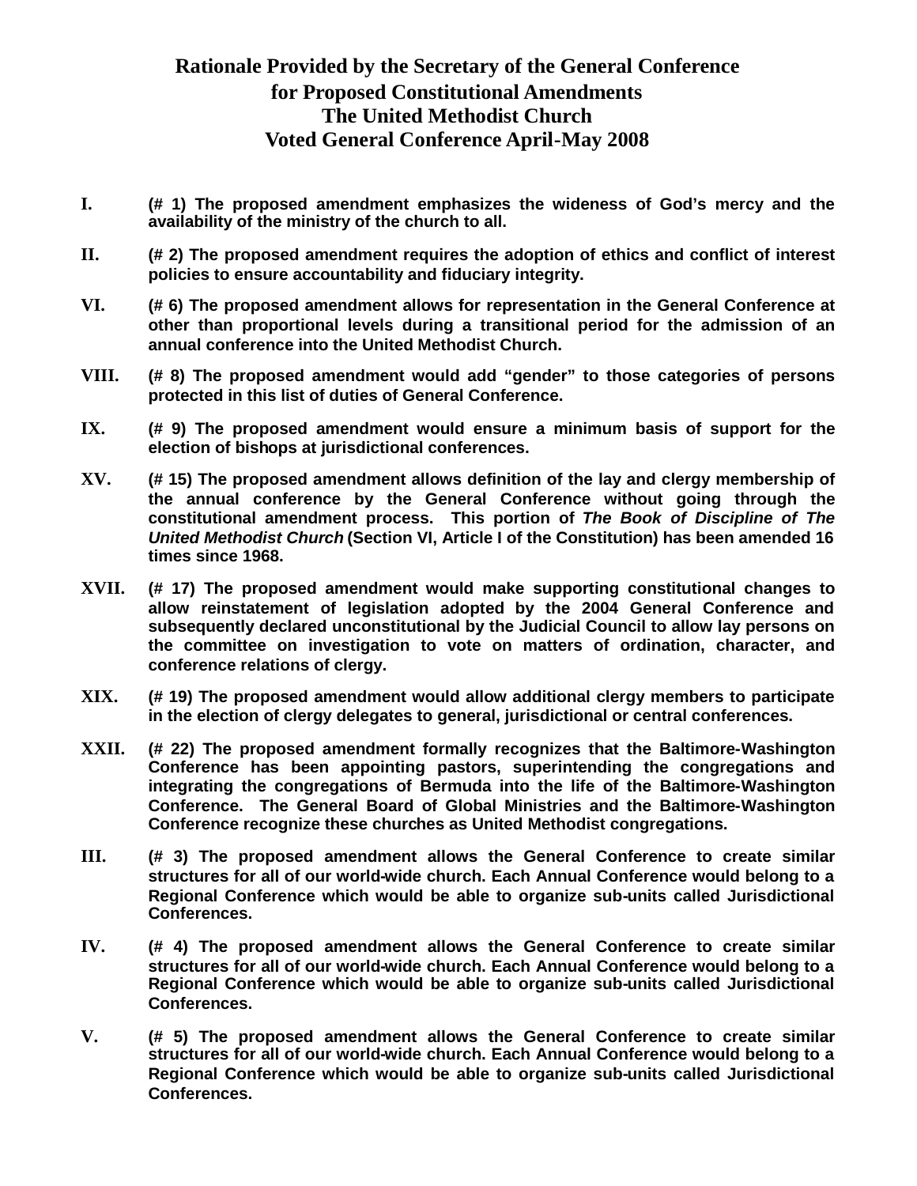# Rationale Provided by the Secretary of the General Conference for Proposed Constitutional Amendments The United Methodist Church Voted General Conference April-May 2008

**I.** **(# 1) The proposed amendment emphasizes the wideness of God's mercy and the availability of the ministry of the church to all.**

**II.** **(# 2) The proposed amendment requires the adoption of ethics and conflict of interest policies to ensure accountability and fiduciary integrity.**

**VI.** **(# 6) The proposed amendment allows for representation in the General Conference at other than proportional levels during a transitional period for the admission of an annual conference into the United Methodist Church.**

**VIII.** **(# 8) The proposed amendment would add "gender" to those categories of persons protected in this list of duties of General Conference.**

**IX.** **(# 9) The proposed amendment would ensure a minimum basis of support for the election of bishops at jurisdictional conferences.**

**XV.** **(# 15) The proposed amendment allows definition of the lay and clergy membership of the annual conference by the General Conference without going through the constitutional amendment process. This portion of *The Book of Discipline of The United Methodist Church* (Section VI, Article I of the Constitution) has been amended 16 times since 1968.**

**XVII.** **(# 17) The proposed amendment would make supporting constitutional changes to allow reinstatement of legislation adopted by the 2004 General Conference and subsequently declared unconstitutional by the Judicial Council to allow lay persons on the committee on investigation to vote on matters of ordination, character, and conference relations of clergy.**

**XIX.** **(# 19) The proposed amendment would allow additional clergy members to participate in the election of clergy delegates to general, jurisdictional or central conferences.**

**XXII.** **(# 22) The proposed amendment formally recognizes that the Baltimore-Washington Conference has been appointing pastors, superintending the congregations and integrating the congregations of Bermuda into the life of the Baltimore-Washington Conference. The General Board of Global Ministries and the Baltimore-Washington Conference recognize these churches as United Methodist congregations.**

**III.** **(# 3) The proposed amendment allows the General Conference to create similar structures for all of our world-wide church. Each Annual Conference would belong to a Regional Conference which would be able to organize sub-units called Jurisdictional Conferences.**

**IV.** **(# 4) The proposed amendment allows the General Conference to create similar structures for all of our world-wide church. Each Annual Conference would belong to a Regional Conference which would be able to organize sub-units called Jurisdictional Conferences.**

**V.** **(# 5) The proposed amendment allows the General Conference to create similar structures for all of our world-wide church. Each Annual Conference would belong to a Regional Conference which would be able to organize sub-units called Jurisdictional Conferences.**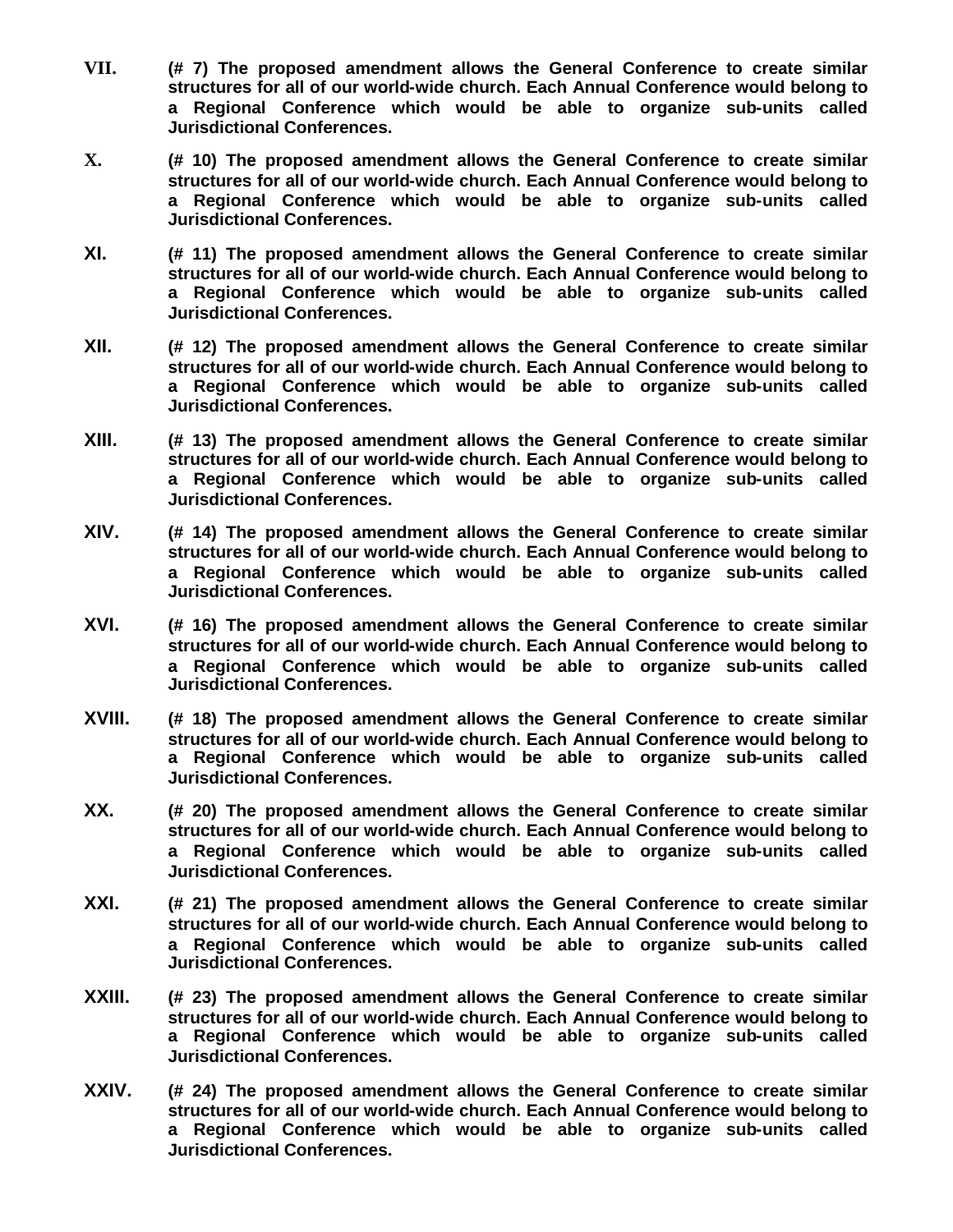**VII.** **(# 7) The proposed amendment allows the General Conference to create similar structures for all of our world-wide church. Each Annual Conference would belong to a Regional Conference which would be able to organize sub-units called Jurisdictional Conferences.**

**X.** **(# 10) The proposed amendment allows the General Conference to create similar structures for all of our world-wide church. Each Annual Conference would belong to a Regional Conference which would be able to organize sub-units called Jurisdictional Conferences.**

**XI.** **(# 11) The proposed amendment allows the General Conference to create similar structures for all of our world-wide church. Each Annual Conference would belong to a Regional Conference which would be able to organize sub-units called Jurisdictional Conferences.**

**XII.** **(# 12) The proposed amendment allows the General Conference to create similar structures for all of our world-wide church. Each Annual Conference would belong to a Regional Conference which would be able to organize sub-units called Jurisdictional Conferences.**

**XIII.** **(# 13) The proposed amendment allows the General Conference to create similar structures for all of our world-wide church. Each Annual Conference would belong to a Regional Conference which would be able to organize sub-units called Jurisdictional Conferences.**

**XIV.** **(# 14) The proposed amendment allows the General Conference to create similar structures for all of our world-wide church. Each Annual Conference would belong to a Regional Conference which would be able to organize sub-units called Jurisdictional Conferences.**

**XVI.** **(# 16) The proposed amendment allows the General Conference to create similar structures for all of our world-wide church. Each Annual Conference would belong to a Regional Conference which would be able to organize sub-units called Jurisdictional Conferences.**

**XVIII.** **(# 18) The proposed amendment allows the General Conference to create similar structures for all of our world-wide church. Each Annual Conference would belong to a Regional Conference which would be able to organize sub-units called Jurisdictional Conferences.**

**XX.** **(# 20) The proposed amendment allows the General Conference to create similar structures for all of our world-wide church. Each Annual Conference would belong to a Regional Conference which would be able to organize sub-units called Jurisdictional Conferences.**

**XXI.** **(# 21) The proposed amendment allows the General Conference to create similar structures for all of our world-wide church. Each Annual Conference would belong to a Regional Conference which would be able to organize sub-units called Jurisdictional Conferences.**

**XXIII.** **(# 23) The proposed amendment allows the General Conference to create similar structures for all of our world-wide church. Each Annual Conference would belong to a Regional Conference which would be able to organize sub-units called Jurisdictional Conferences.**

**XXIV.** **(# 24) The proposed amendment allows the General Conference to create similar structures for all of our world-wide church. Each Annual Conference would belong to a Regional Conference which would be able to organize sub-units called Jurisdictional Conferences.**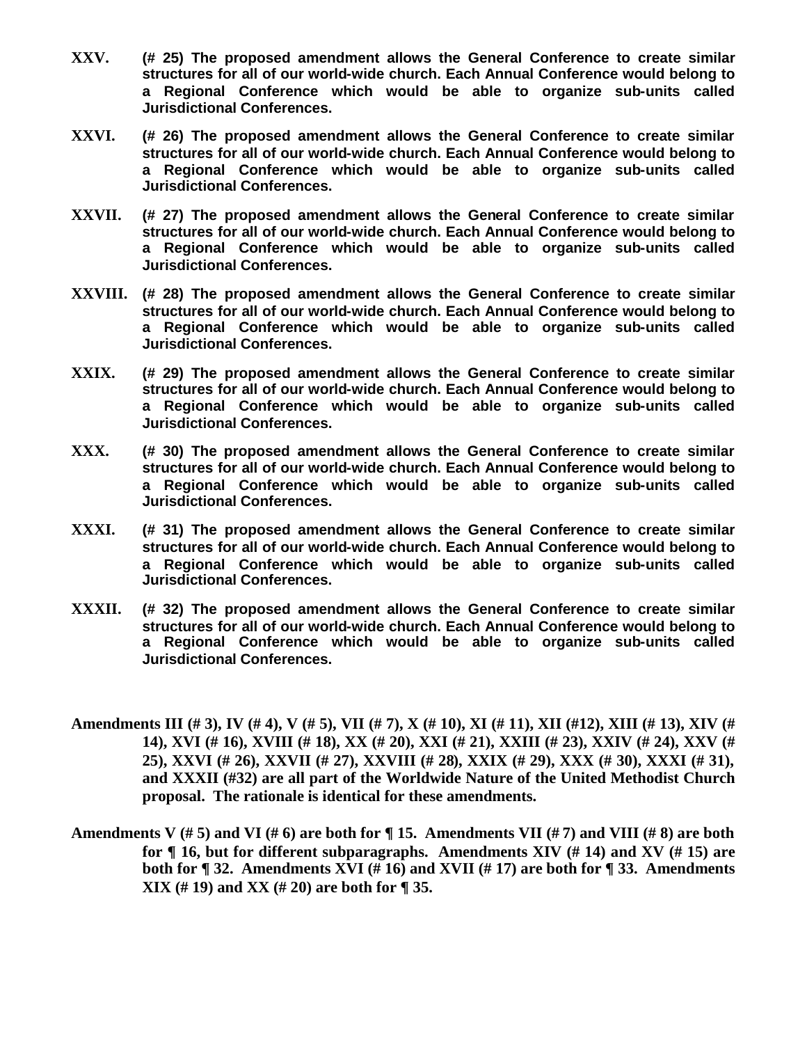**XXV.** **(# 25) The proposed amendment allows the General Conference to create similar structures for all of our world-wide church. Each Annual Conference would belong to a Regional Conference which would be able to organize sub-units called Jurisdictional Conferences.**

**XXVI.** **(# 26) The proposed amendment allows the General Conference to create similar structures for all of our world-wide church. Each Annual Conference would belong to a Regional Conference which would be able to organize sub-units called Jurisdictional Conferences.**

**XXVII.** **(# 27) The proposed amendment allows the General Conference to create similar structures for all of our world-wide church. Each Annual Conference would belong to a Regional Conference which would be able to organize sub-units called Jurisdictional Conferences.**

**XXVIII.** **(# 28) The proposed amendment allows the General Conference to create similar structures for all of our world-wide church. Each Annual Conference would belong to a Regional Conference which would be able to organize sub-units called Jurisdictional Conferences.**

**XXIX.** **(# 29) The proposed amendment allows the General Conference to create similar structures for all of our world-wide church. Each Annual Conference would belong to a Regional Conference which would be able to organize sub-units called Jurisdictional Conferences.**

**XXX.** **(# 30) The proposed amendment allows the General Conference to create similar structures for all of our world-wide church. Each Annual Conference would belong to a Regional Conference which would be able to organize sub-units called Jurisdictional Conferences.**

**XXXI.** **(# 31) The proposed amendment allows the General Conference to create similar structures for all of our world-wide church. Each Annual Conference would belong to a Regional Conference which would be able to organize sub-units called Jurisdictional Conferences.**

**XXXII.** **(# 32) The proposed amendment allows the General Conference to create similar structures for all of our world-wide church. Each Annual Conference would belong to a Regional Conference which would be able to organize sub-units called Jurisdictional Conferences.**

**Amendments III (# 3), IV (# 4), V (# 5), VII (# 7), X (# 10), XI (# 11), XII (#12), XIII (# 13), XIV (# 14), XVI (# 16), XVIII (# 18), XX (# 20), XXI (# 21), XXIII (# 23), XXIV (# 24), XXV (# 25), XXVI (# 26), XXVII (# 27), XXVIII (# 28), XXIX (# 29), XXX (# 30), XXXI (# 31), and XXXII (#32) are all part of the Worldwide Nature of the United Methodist Church proposal. The rationale is identical for these amendments.**

**Amendments V (# 5) and VI (# 6) are both for ¶ 15. Amendments VII (# 7) and VIII (# 8) are both for ¶ 16, but for different subparagraphs. Amendments XIV (# 14) and XV (# 15) are both for ¶ 32. Amendments XVI (# 16) and XVII (# 17) are both for ¶ 33. Amendments XIX (# 19) and XX (# 20) are both for ¶ 35.**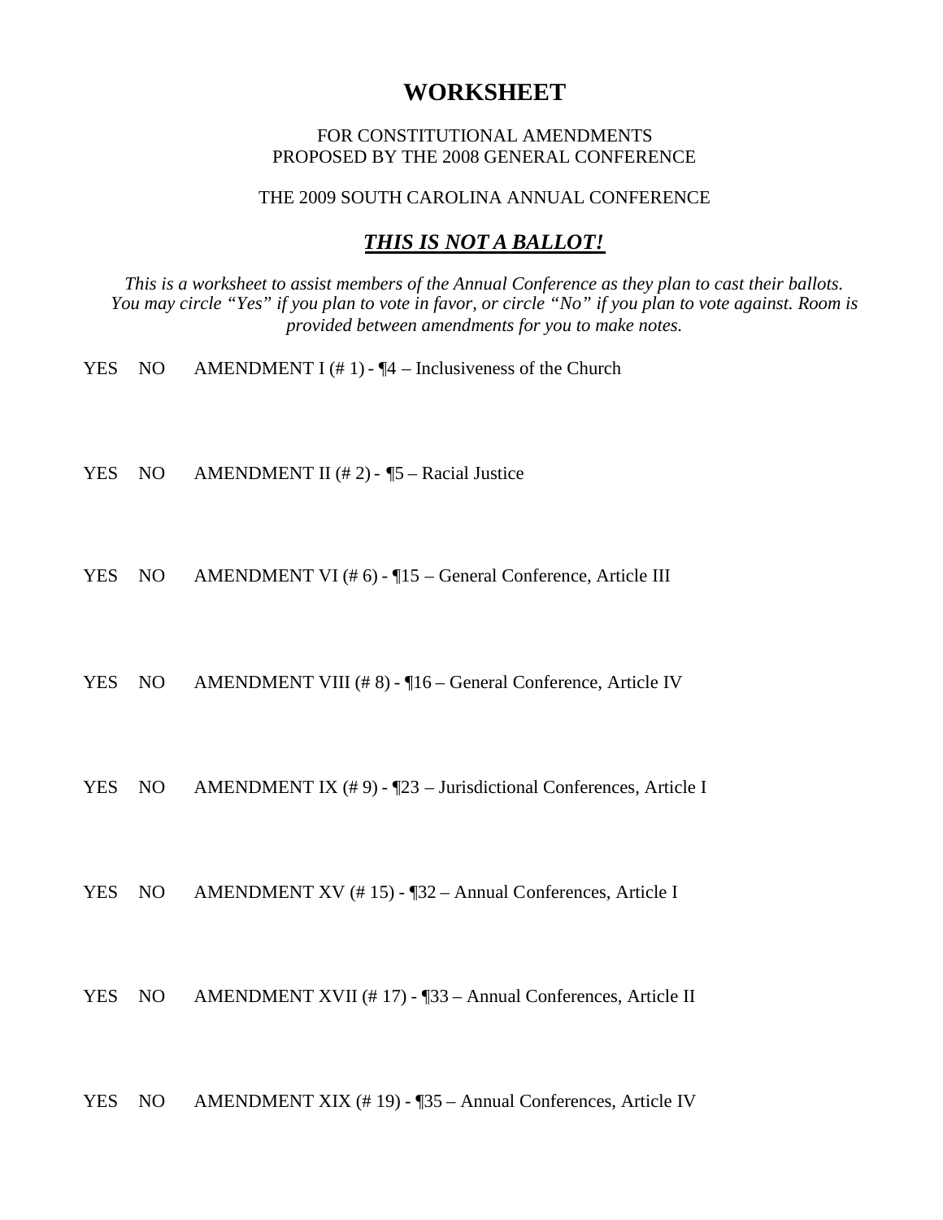# WORKSHEET

FOR CONSTITUTIONAL AMENDMENTS
PROPOSED BY THE 2008 GENERAL CONFERENCE

THE 2009 SOUTH CAROLINA ANNUAL CONFERENCE

## ***THIS IS NOT A BALLOT!***

*This is a worksheet to assist members of the Annual Conference as they plan to cast their ballots. You may circle "Yes" if you plan to vote in favor, or circle "No" if you plan to vote against. Room is provided between amendments for you to make notes.*

YES NO AMENDMENT I (# 1) - ¶4 – Inclusiveness of the Church

YES NO AMENDMENT II (# 2) - ¶5 – Racial Justice

YES NO AMENDMENT VI (# 6) - ¶15 – General Conference, Article III

YES NO AMENDMENT VIII (# 8) - ¶16 – General Conference, Article IV

YES NO AMENDMENT IX (# 9) - ¶23 – Jurisdictional Conferences, Article I

YES NO AMENDMENT XV (# 15) - ¶32 – Annual Conferences, Article I

YES NO AMENDMENT XVII (# 17) - ¶33 – Annual Conferences, Article II

YES NO AMENDMENT XIX (# 19) - ¶35 – Annual Conferences, Article IV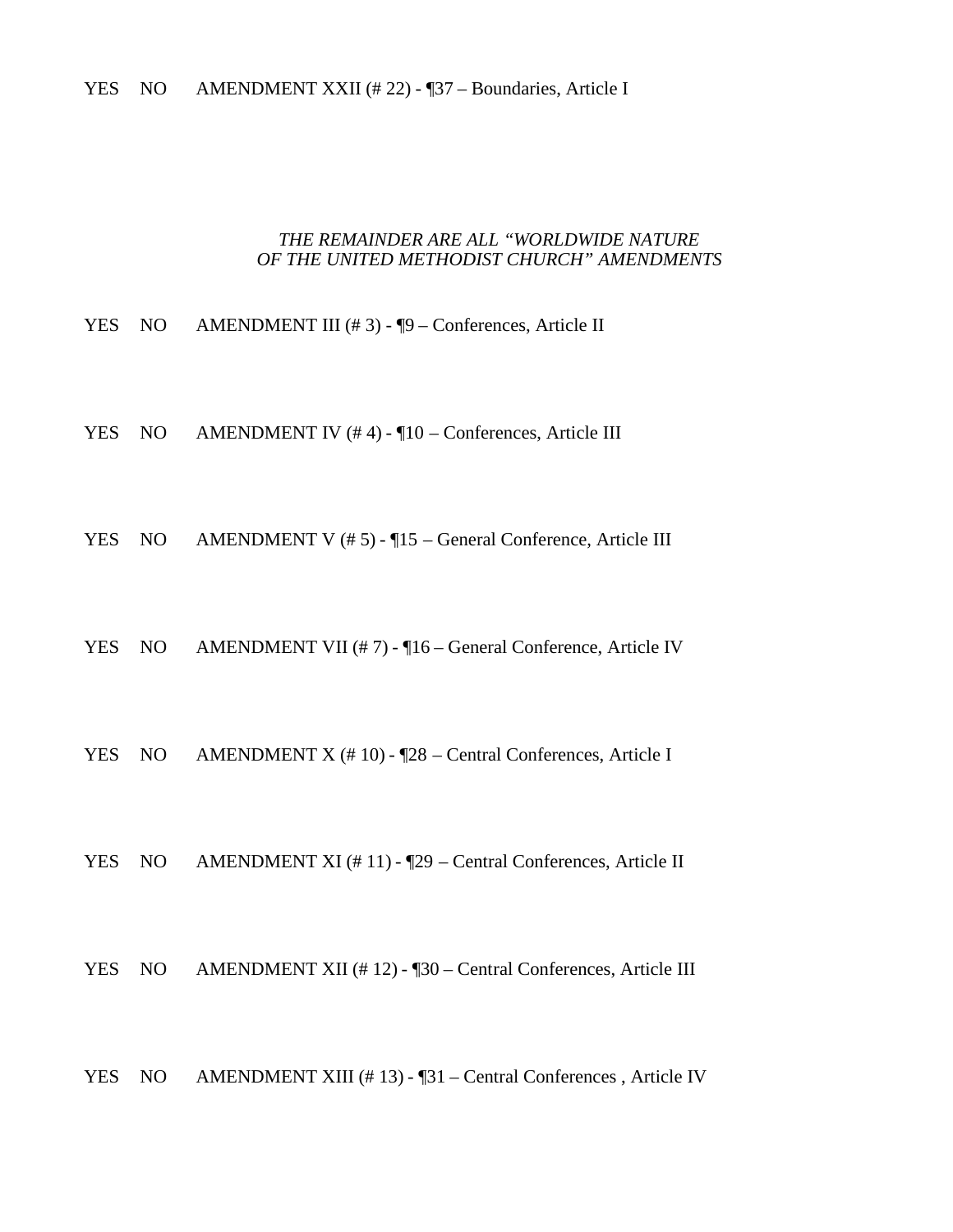YES NO AMENDMENT XXII (# 22) - ¶37 – Boundaries, Article I

*THE REMAINDER ARE ALL "WORLDWIDE NATURE OF THE UNITED METHODIST CHURCH" AMENDMENTS*

YES NO AMENDMENT III (# 3) - ¶9 – Conferences, Article II

YES NO AMENDMENT IV (# 4) - ¶10 – Conferences, Article III

YES NO AMENDMENT V (# 5) - ¶15 – General Conference, Article III

YES NO AMENDMENT VII (# 7) - ¶16 – General Conference, Article IV

YES NO AMENDMENT X (# 10) - ¶28 – Central Conferences, Article I

YES NO AMENDMENT XI (# 11) - ¶29 – Central Conferences, Article II

YES NO AMENDMENT XII (# 12) - ¶30 – Central Conferences, Article III

YES NO AMENDMENT XIII (# 13) - ¶31 – Central Conferences , Article IV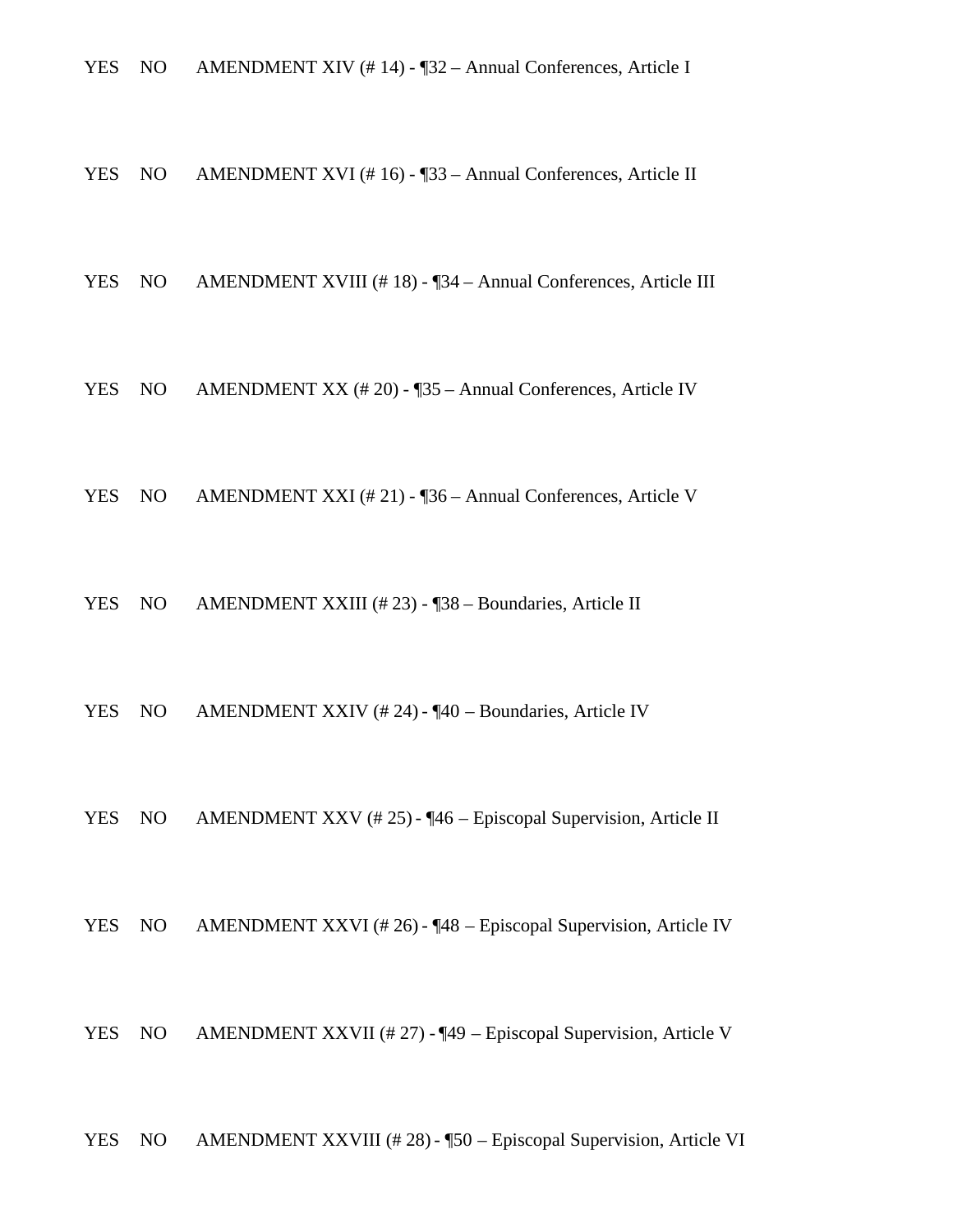YES NO AMENDMENT XIV (# 14) - ¶32 – Annual Conferences, Article I

YES NO AMENDMENT XVI (# 16) - ¶33 – Annual Conferences, Article II

YES NO AMENDMENT XVIII (# 18) - ¶34 – Annual Conferences, Article III

YES NO AMENDMENT XX (# 20) - ¶35 – Annual Conferences, Article IV

YES NO AMENDMENT XXI (# 21) - ¶36 – Annual Conferences, Article V

YES NO AMENDMENT XXIII (# 23) - ¶38 – Boundaries, Article II

YES NO AMENDMENT XXIV (# 24) - ¶40 – Boundaries, Article IV

YES NO AMENDMENT XXV (# 25) - ¶46 – Episcopal Supervision, Article II

YES NO AMENDMENT XXVI (# 26) - ¶48 – Episcopal Supervision, Article IV

YES NO AMENDMENT XXVII (# 27) - ¶49 – Episcopal Supervision, Article V

YES NO AMENDMENT XXVIII (# 28) - ¶50 – Episcopal Supervision, Article VI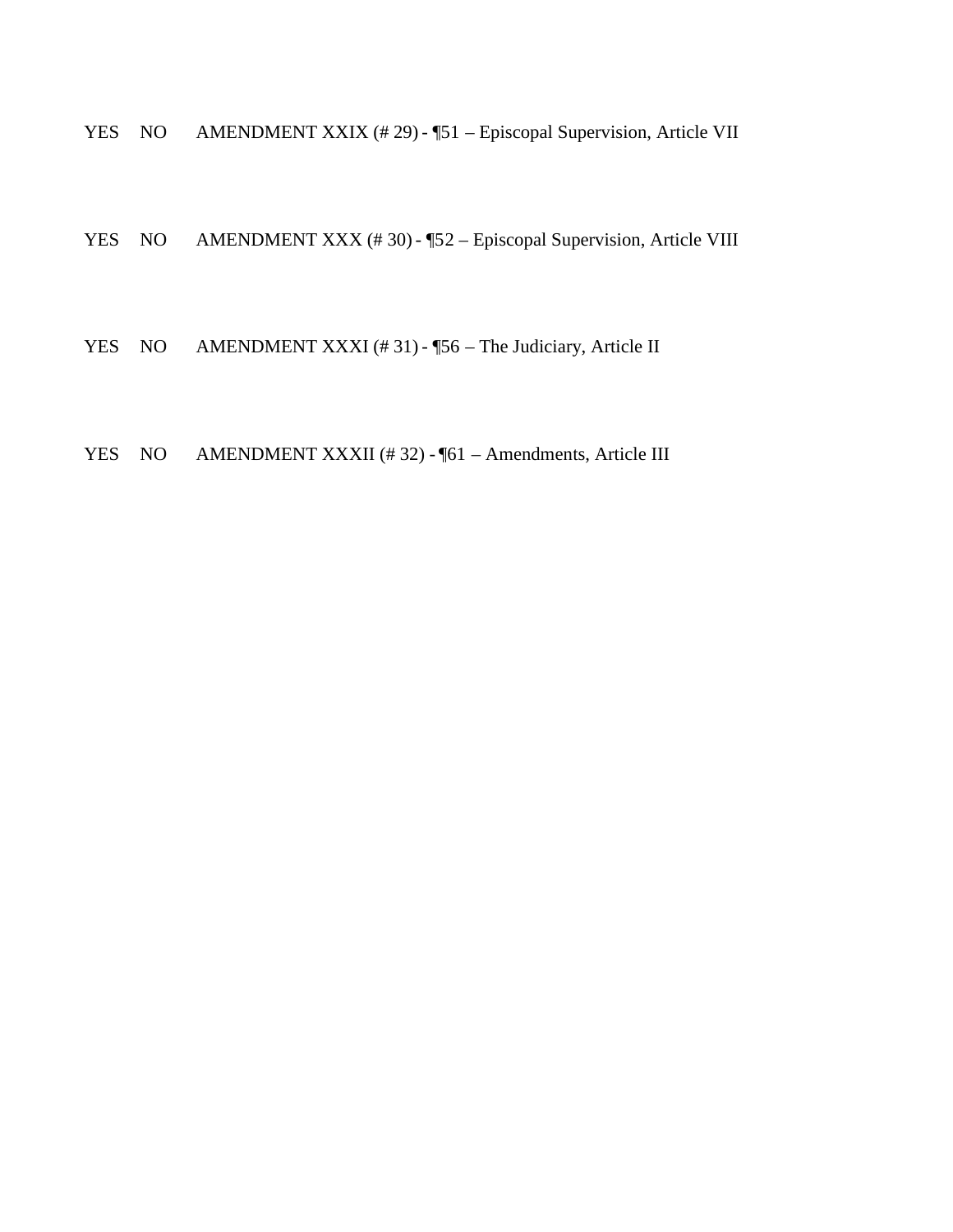YES NO AMENDMENT XXIX (# 29) - ¶51 – Episcopal Supervision, Article VII

YES NO AMENDMENT XXX (# 30) - ¶52 – Episcopal Supervision, Article VIII

YES NO AMENDMENT XXXI (# 31) - ¶56 – The Judiciary, Article II

YES NO AMENDMENT XXXII (# 32) - ¶61 – Amendments, Article III